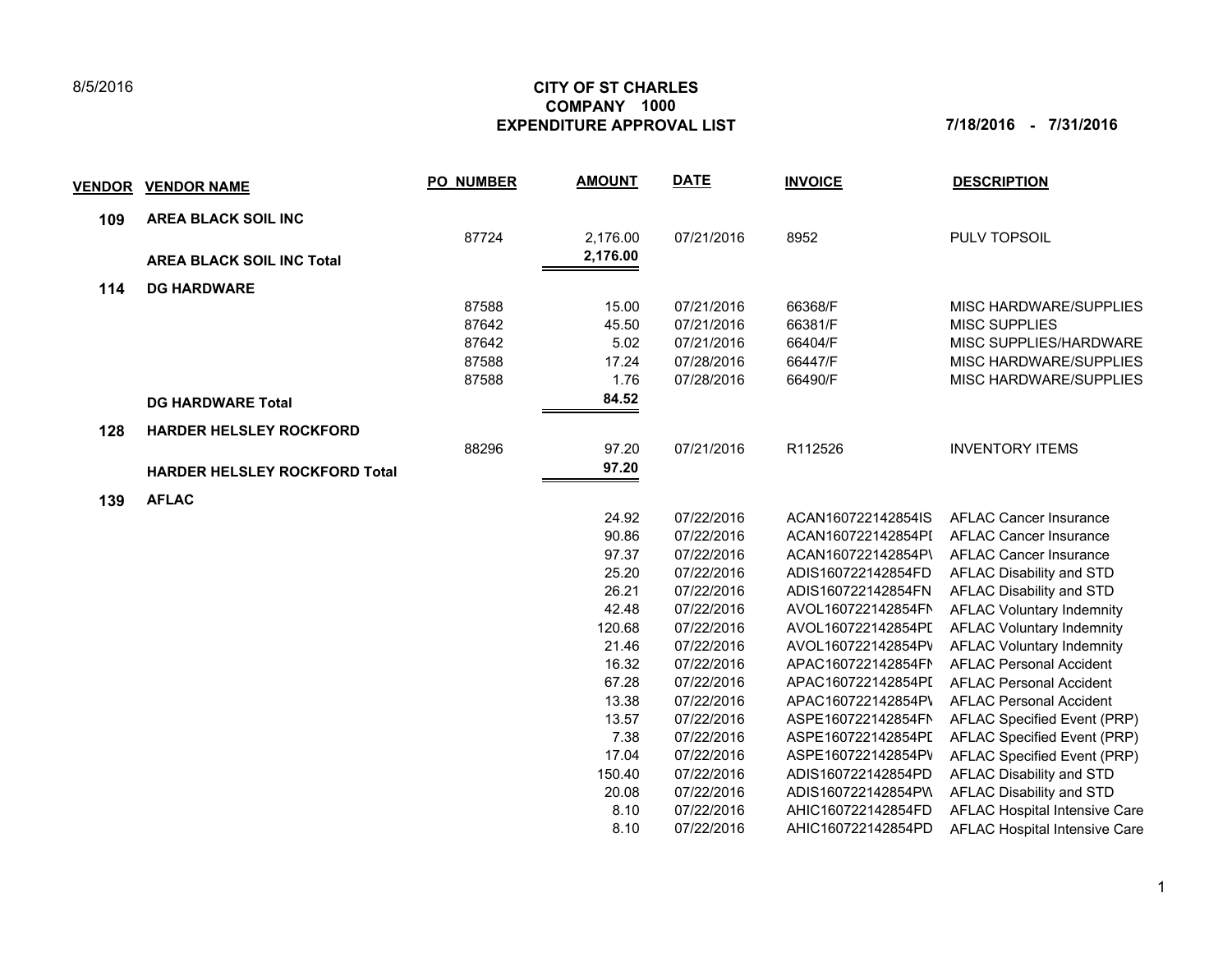8/5/2016

# CITY OF ST CHARLES
## COMPANY 1000
## EXPENDITURE APPROVAL LIST

**7/18/2016 - 7/31/2016**

| VENDOR | VENDOR NAME | PO NUMBER | AMOUNT | DATE | INVOICE | DESCRIPTION |
|---|---|---|---|---|---|---|
| **109** | **AREA BLACK SOIL INC** | | | | | |
| | | 87724 | 2,176.00 | 07/21/2016 | 8952 | PULV TOPSOIL |
| | **AREA BLACK SOIL INC Total** | | **2,176.00** | | | |
| **114** | **DG HARDWARE** | | | | | |
| | | 87588 | 15.00 | 07/21/2016 | 66368/F | MISC HARDWARE/SUPPLIES |
| | | 87642 | 45.50 | 07/21/2016 | 66381/F | MISC SUPPLIES |
| | | 87642 | 5.02 | 07/21/2016 | 66404/F | MISC SUPPLIES/HARDWARE |
| | | 87588 | 17.24 | 07/28/2016 | 66447/F | MISC HARDWARE/SUPPLIES |
| | | 87588 | 1.76 | 07/28/2016 | 66490/F | MISC HARDWARE/SUPPLIES |
| | **DG HARDWARE Total** | | **84.52** | | | |
| **128** | **HARDER HELSLEY ROCKFORD** | | | | | |
| | | 88296 | 97.20 | 07/21/2016 | R112526 | INVENTORY ITEMS |
| | **HARDER HELSLEY ROCKFORD Total** | | **97.20** | | | |
| **139** | **AFLAC** | | | | | |
| | | | 24.92 | 07/22/2016 | ACAN160722142854IS | AFLAC Cancer Insurance |
| | | | 90.86 | 07/22/2016 | ACAN160722142854PI | AFLAC Cancer Insurance |
| | | | 97.37 | 07/22/2016 | ACAN160722142854P\ | AFLAC Cancer Insurance |
| | | | 25.20 | 07/22/2016 | ADIS160722142854FD | AFLAC Disability and STD |
| | | | 26.21 | 07/22/2016 | ADIS160722142854FN | AFLAC Disability and STD |
| | | | 42.48 | 07/22/2016 | AVOL160722142854FN | AFLAC Voluntary Indemnity |
| | | | 120.68 | 07/22/2016 | AVOL160722142854PI | AFLAC Voluntary Indemnity |
| | | | 21.46 | 07/22/2016 | AVOL160722142854PV | AFLAC Voluntary Indemnity |
| | | | 16.32 | 07/22/2016 | APAC160722142854FN | AFLAC Personal Accident |
| | | | 67.28 | 07/22/2016 | APAC160722142854PI | AFLAC Personal Accident |
| | | | 13.38 | 07/22/2016 | APAC160722142854P\ | AFLAC Personal Accident |
| | | | 13.57 | 07/22/2016 | ASPE160722142854FN | AFLAC Specified Event (PRP) |
| | | | 7.38 | 07/22/2016 | ASPE160722142854PI | AFLAC Specified Event (PRP) |
| | | | 17.04 | 07/22/2016 | ASPE160722142854PV | AFLAC Specified Event (PRP) |
| | | | 150.40 | 07/22/2016 | ADIS160722142854PD | AFLAC Disability and STD |
| | | | 20.08 | 07/22/2016 | ADIS160722142854PW | AFLAC Disability and STD |
| | | | 8.10 | 07/22/2016 | AHIC160722142854FD | AFLAC Hospital Intensive Care |
| | | | 8.10 | 07/22/2016 | AHIC160722142854PD | AFLAC Hospital Intensive Care |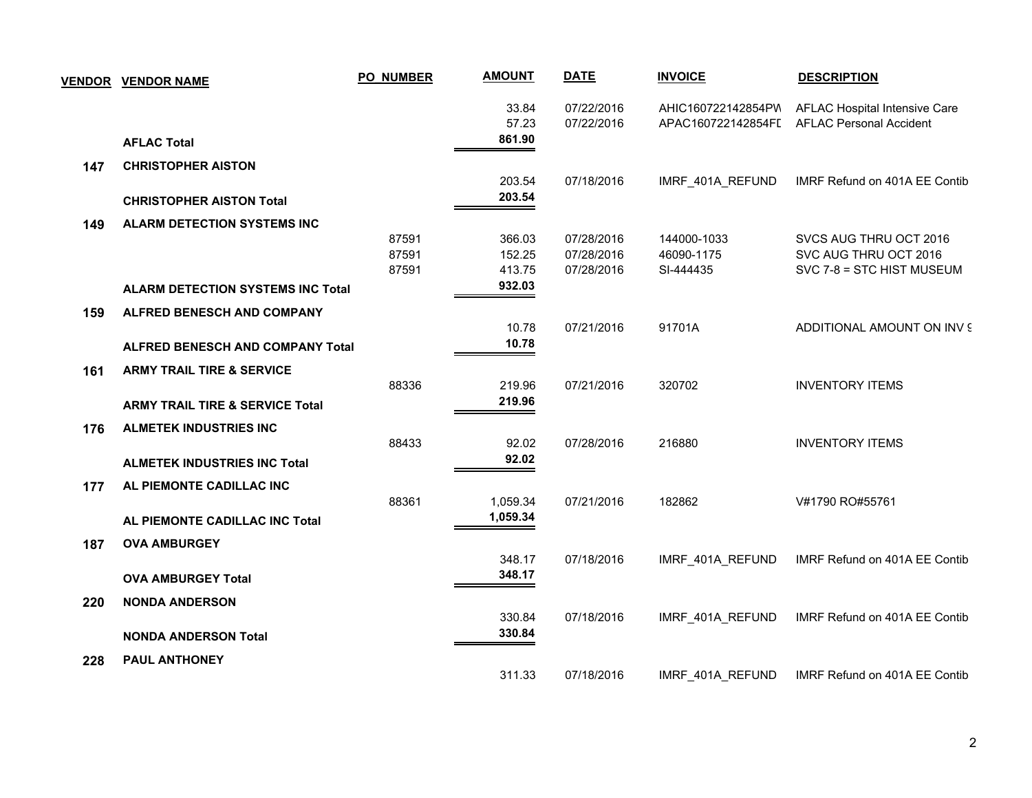| VENDOR | VENDOR NAME | PO_NUMBER | AMOUNT | DATE | INVOICE | DESCRIPTION |
|---|---|---|---|---|---|---|
| | | | 33.84 | 07/22/2016 | AHIC160722142854PW | AFLAC Hospital Intensive Care |
| | | | 57.23 | 07/22/2016 | APAC160722142854FD | AFLAC Personal Accident |
| | **AFLAC Total** | | **861.90** | | | |
| **147** | **CHRISTOPHER AISTON** | | | | | |
| | | | 203.54 | 07/18/2016 | IMRF_401A_REFUND | IMRF Refund on 401A EE Contib |
| | **CHRISTOPHER AISTON Total** | | **203.54** | | | |
| **149** | **ALARM DETECTION SYSTEMS INC** | | | | | |
| | | 87591 | 366.03 | 07/28/2016 | 144000-1033 | SVCS AUG THRU OCT 2016 |
| | | 87591 | 152.25 | 07/28/2016 | 46090-1175 | SVC AUG THRU OCT 2016 |
| | | 87591 | 413.75 | 07/28/2016 | SI-444435 | SVC 7-8 = STC HIST MUSEUM |
| | **ALARM DETECTION SYSTEMS INC Total** | | **932.03** | | | |
| **159** | **ALFRED BENESCH AND COMPANY** | | | | | |
| | | | 10.78 | 07/21/2016 | 91701A | ADDITIONAL AMOUNT ON INV 9 |
| | **ALFRED BENESCH AND COMPANY Total** | | **10.78** | | | |
| **161** | **ARMY TRAIL TIRE & SERVICE** | | | | | |
| | | 88336 | 219.96 | 07/21/2016 | 320702 | INVENTORY ITEMS |
| | **ARMY TRAIL TIRE & SERVICE Total** | | **219.96** | | | |
| **176** | **ALMETEK INDUSTRIES INC** | | | | | |
| | | 88433 | 92.02 | 07/28/2016 | 216880 | INVENTORY ITEMS |
| | **ALMETEK INDUSTRIES INC Total** | | **92.02** | | | |
| **177** | **AL PIEMONTE CADILLAC INC** | | | | | |
| | | 88361 | 1,059.34 | 07/21/2016 | 182862 | V#1790 RO#55761 |
| | **AL PIEMONTE CADILLAC INC Total** | | **1,059.34** | | | |
| **187** | **OVA AMBURGEY** | | | | | |
| | | | 348.17 | 07/18/2016 | IMRF_401A_REFUND | IMRF Refund on 401A EE Contib |
| | **OVA AMBURGEY Total** | | **348.17** | | | |
| **220** | **NONDA ANDERSON** | | | | | |
| | | | 330.84 | 07/18/2016 | IMRF_401A_REFUND | IMRF Refund on 401A EE Contib |
| | **NONDA ANDERSON Total** | | **330.84** | | | |
| **228** | **PAUL ANTHONEY** | | | | | |
| | | | 311.33 | 07/18/2016 | IMRF_401A_REFUND | IMRF Refund on 401A EE Contib |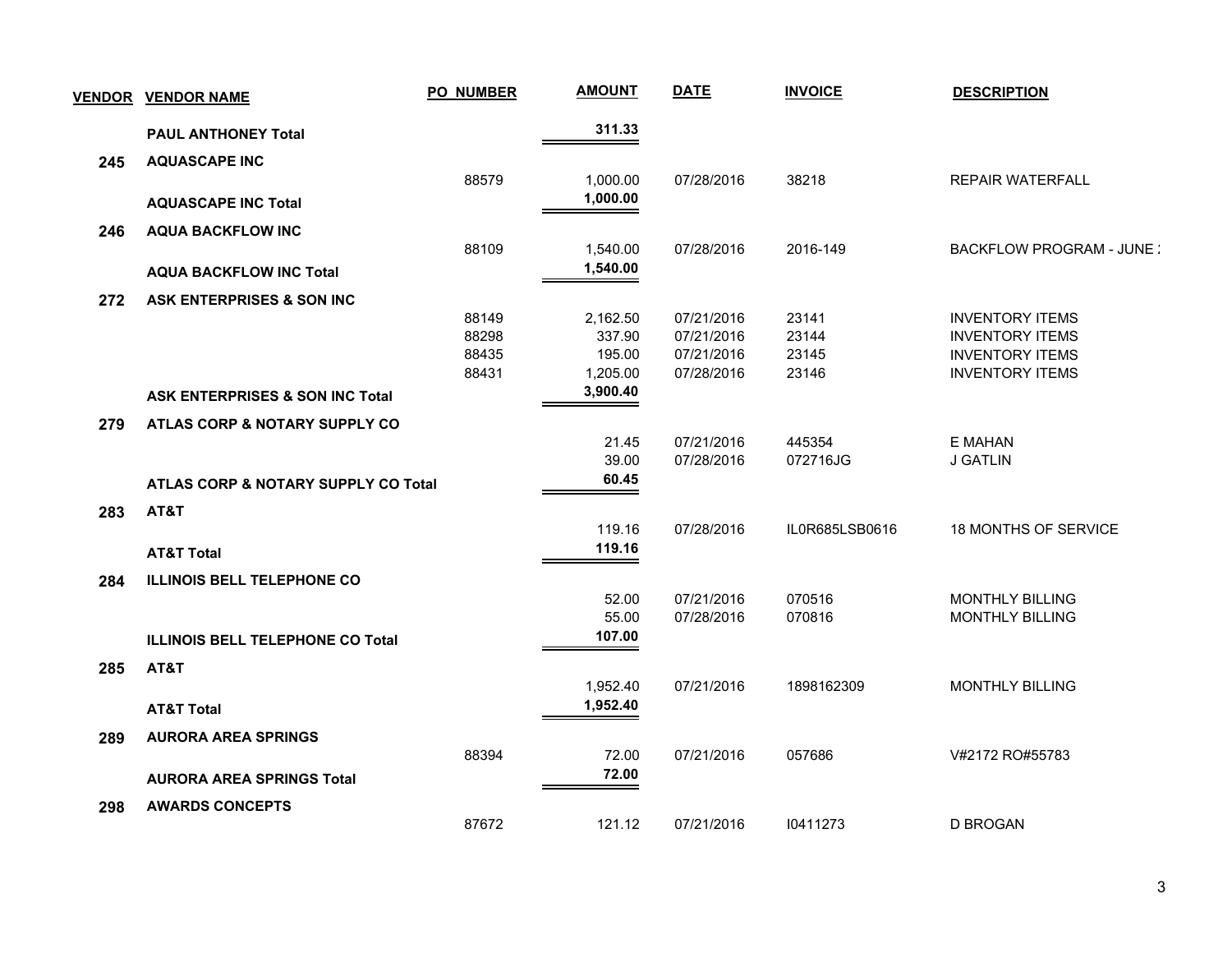| VENDOR | VENDOR NAME | PO NUMBER | AMOUNT | DATE | INVOICE | DESCRIPTION |
|---|---|---|---|---|---|---|
| | **PAUL ANTHONEY Total** | | **311.33** | | | |
| **245** | **AQUASCAPE INC** | | | | | |
| | | 88579 | 1,000.00 | 07/28/2016 | 38218 | REPAIR WATERFALL |
| | **AQUASCAPE INC Total** | | **1,000.00** | | | |
| **246** | **AQUA BACKFLOW INC** | | | | | |
| | | 88109 | 1,540.00 | 07/28/2016 | 2016-149 | BACKFLOW PROGRAM - JUNE : |
| | **AQUA BACKFLOW INC Total** | | **1,540.00** | | | |
| **272** | **ASK ENTERPRISES & SON INC** | | | | | |
| | | 88149 | 2,162.50 | 07/21/2016 | 23141 | INVENTORY ITEMS |
| | | 88298 | 337.90 | 07/21/2016 | 23144 | INVENTORY ITEMS |
| | | 88435 | 195.00 | 07/21/2016 | 23145 | INVENTORY ITEMS |
| | | 88431 | 1,205.00 | 07/28/2016 | 23146 | INVENTORY ITEMS |
| | **ASK ENTERPRISES & SON INC Total** | | **3,900.40** | | | |
| **279** | **ATLAS CORP & NOTARY SUPPLY CO** | | | | | |
| | | | 21.45 | 07/21/2016 | 445354 | E MAHAN |
| | | | 39.00 | 07/28/2016 | 072716JG | J GATLIN |
| | **ATLAS CORP & NOTARY SUPPLY CO Total** | | **60.45** | | | |
| **283** | **AT&T** | | | | | |
| | | | 119.16 | 07/28/2016 | IL0R685LSB0616 | 18 MONTHS OF SERVICE |
| | **AT&T Total** | | **119.16** | | | |
| **284** | **ILLINOIS BELL TELEPHONE CO** | | | | | |
| | | | 52.00 | 07/21/2016 | 070516 | MONTHLY BILLING |
| | | | 55.00 | 07/28/2016 | 070816 | MONTHLY BILLING |
| | **ILLINOIS BELL TELEPHONE CO Total** | | **107.00** | | | |
| **285** | **AT&T** | | | | | |
| | | | 1,952.40 | 07/21/2016 | 1898162309 | MONTHLY BILLING |
| | **AT&T Total** | | **1,952.40** | | | |
| **289** | **AURORA AREA SPRINGS** | | | | | |
| | | 88394 | 72.00 | 07/21/2016 | 057686 | V#2172 RO#55783 |
| | **AURORA AREA SPRINGS Total** | | **72.00** | | | |
| **298** | **AWARDS CONCEPTS** | | | | | |
| | | 87672 | 121.12 | 07/21/2016 | I0411273 | D BROGAN |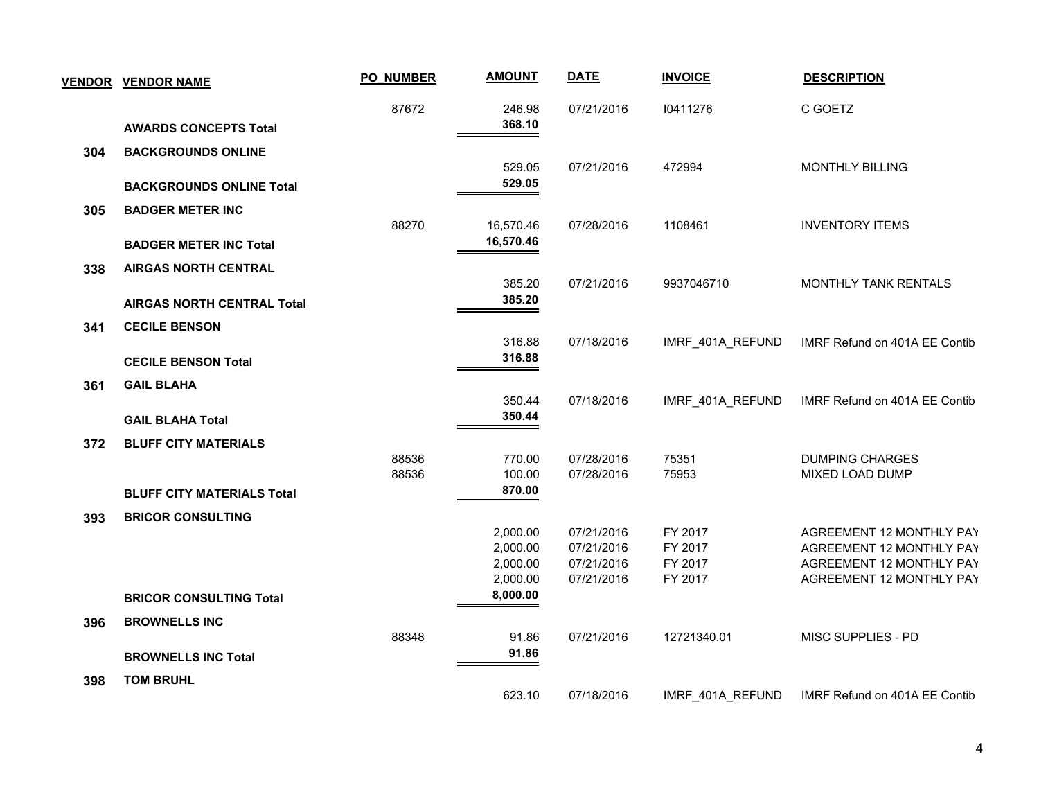| VENDOR | VENDOR NAME | PO_NUMBER | AMOUNT | DATE | INVOICE | DESCRIPTION |
|---|---|---|---|---|---|---|
| | | 87672 | 246.98 | 07/21/2016 | I0411276 | C GOETZ |
| | **AWARDS CONCEPTS Total** | | **368.10** | | | |
| **304** | **BACKGROUNDS ONLINE** | | | | | |
| | | | 529.05 | 07/21/2016 | 472994 | MONTHLY BILLING |
| | **BACKGROUNDS ONLINE Total** | | **529.05** | | | |
| **305** | **BADGER METER INC** | | | | | |
| | | 88270 | 16,570.46 | 07/28/2016 | 1108461 | INVENTORY ITEMS |
| | **BADGER METER INC Total** | | **16,570.46** | | | |
| **338** | **AIRGAS NORTH CENTRAL** | | | | | |
| | | | 385.20 | 07/21/2016 | 9937046710 | MONTHLY TANK RENTALS |
| | **AIRGAS NORTH CENTRAL Total** | | **385.20** | | | |
| **341** | **CECILE BENSON** | | | | | |
| | | | 316.88 | 07/18/2016 | IMRF_401A_REFUND | IMRF Refund on 401A EE Contib |
| | **CECILE BENSON Total** | | **316.88** | | | |
| **361** | **GAIL BLAHA** | | | | | |
| | | | 350.44 | 07/18/2016 | IMRF_401A_REFUND | IMRF Refund on 401A EE Contib |
| | **GAIL BLAHA Total** | | **350.44** | | | |
| **372** | **BLUFF CITY MATERIALS** | | | | | |
| | | 88536 | 770.00 | 07/28/2016 | 75351 | DUMPING CHARGES |
| | | 88536 | 100.00 | 07/28/2016 | 75953 | MIXED LOAD DUMP |
| | **BLUFF CITY MATERIALS Total** | | **870.00** | | | |
| **393** | **BRICOR CONSULTING** | | | | | |
| | | | 2,000.00 | 07/21/2016 | FY 2017 | AGREEMENT 12 MONTHLY PAY |
| | | | 2,000.00 | 07/21/2016 | FY 2017 | AGREEMENT 12 MONTHLY PAY |
| | | | 2,000.00 | 07/21/2016 | FY 2017 | AGREEMENT 12 MONTHLY PAY |
| | | | 2,000.00 | 07/21/2016 | FY 2017 | AGREEMENT 12 MONTHLY PAY |
| | **BRICOR CONSULTING Total** | | **8,000.00** | | | |
| **396** | **BROWNELLS INC** | | | | | |
| | | 88348 | 91.86 | 07/21/2016 | 12721340.01 | MISC SUPPLIES - PD |
| | **BROWNELLS INC Total** | | **91.86** | | | |
| **398** | **TOM BRUHL** | | | | | |
| | | | 623.10 | 07/18/2016 | IMRF_401A_REFUND | IMRF Refund on 401A EE Contib |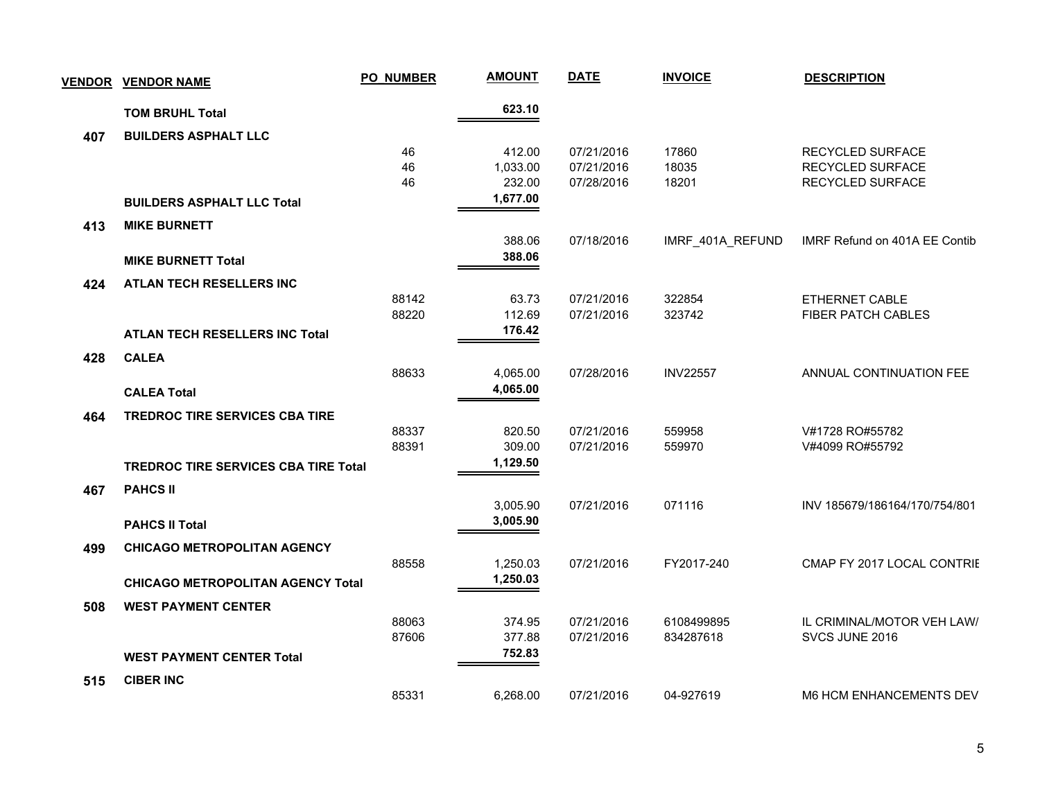| VENDOR | VENDOR NAME | PO_NUMBER | AMOUNT | DATE | INVOICE | DESCRIPTION |
|---|---|---|---|---|---|---|
| | **TOM BRUHL Total** | | **623.10** | | | |
| **407** | **BUILDERS ASPHALT LLC** | | | | | |
| | | 46 | 412.00 | 07/21/2016 | 17860 | RECYCLED SURFACE |
| | | 46 | 1,033.00 | 07/21/2016 | 18035 | RECYCLED SURFACE |
| | | 46 | 232.00 | 07/28/2016 | 18201 | RECYCLED SURFACE |
| | **BUILDERS ASPHALT LLC Total** | | **1,677.00** | | | |
| **413** | **MIKE BURNETT** | | | | | |
| | | | 388.06 | 07/18/2016 | IMRF_401A_REFUND | IMRF Refund on 401A EE Contib |
| | **MIKE BURNETT Total** | | **388.06** | | | |
| **424** | **ATLAN TECH RESELLERS INC** | | | | | |
| | | 88142 | 63.73 | 07/21/2016 | 322854 | ETHERNET CABLE |
| | | 88220 | 112.69 | 07/21/2016 | 323742 | FIBER PATCH CABLES |
| | **ATLAN TECH RESELLERS INC Total** | | **176.42** | | | |
| **428** | **CALEA** | | | | | |
| | | 88633 | 4,065.00 | 07/28/2016 | INV22557 | ANNUAL CONTINUATION FEE |
| | **CALEA Total** | | **4,065.00** | | | |
| **464** | **TREDROC TIRE SERVICES CBA TIRE** | | | | | |
| | | 88337 | 820.50 | 07/21/2016 | 559958 | V#1728 RO#55782 |
| | | 88391 | 309.00 | 07/21/2016 | 559970 | V#4099 RO#55792 |
| | **TREDROC TIRE SERVICES CBA TIRE Total** | | **1,129.50** | | | |
| **467** | **PAHCS II** | | | | | |
| | | | 3,005.90 | 07/21/2016 | 071116 | INV 185679/186164/170/754/801 |
| | **PAHCS II Total** | | **3,005.90** | | | |
| **499** | **CHICAGO METROPOLITAN AGENCY** | | | | | |
| | | 88558 | 1,250.03 | 07/21/2016 | FY2017-240 | CMAP FY 2017 LOCAL CONTRIE |
| | **CHICAGO METROPOLITAN AGENCY Total** | | **1,250.03** | | | |
| **508** | **WEST PAYMENT CENTER** | | | | | |
| | | 88063 | 374.95 | 07/21/2016 | 6108499895 | IL CRIMINAL/MOTOR VEH LAW/ |
| | | 87606 | 377.88 | 07/21/2016 | 834287618 | SVCS JUNE 2016 |
| | **WEST PAYMENT CENTER Total** | | **752.83** | | | |
| **515** | **CIBER INC** | | | | | |
| | | 85331 | 6,268.00 | 07/21/2016 | 04-927619 | M6 HCM ENHANCEMENTS DEV |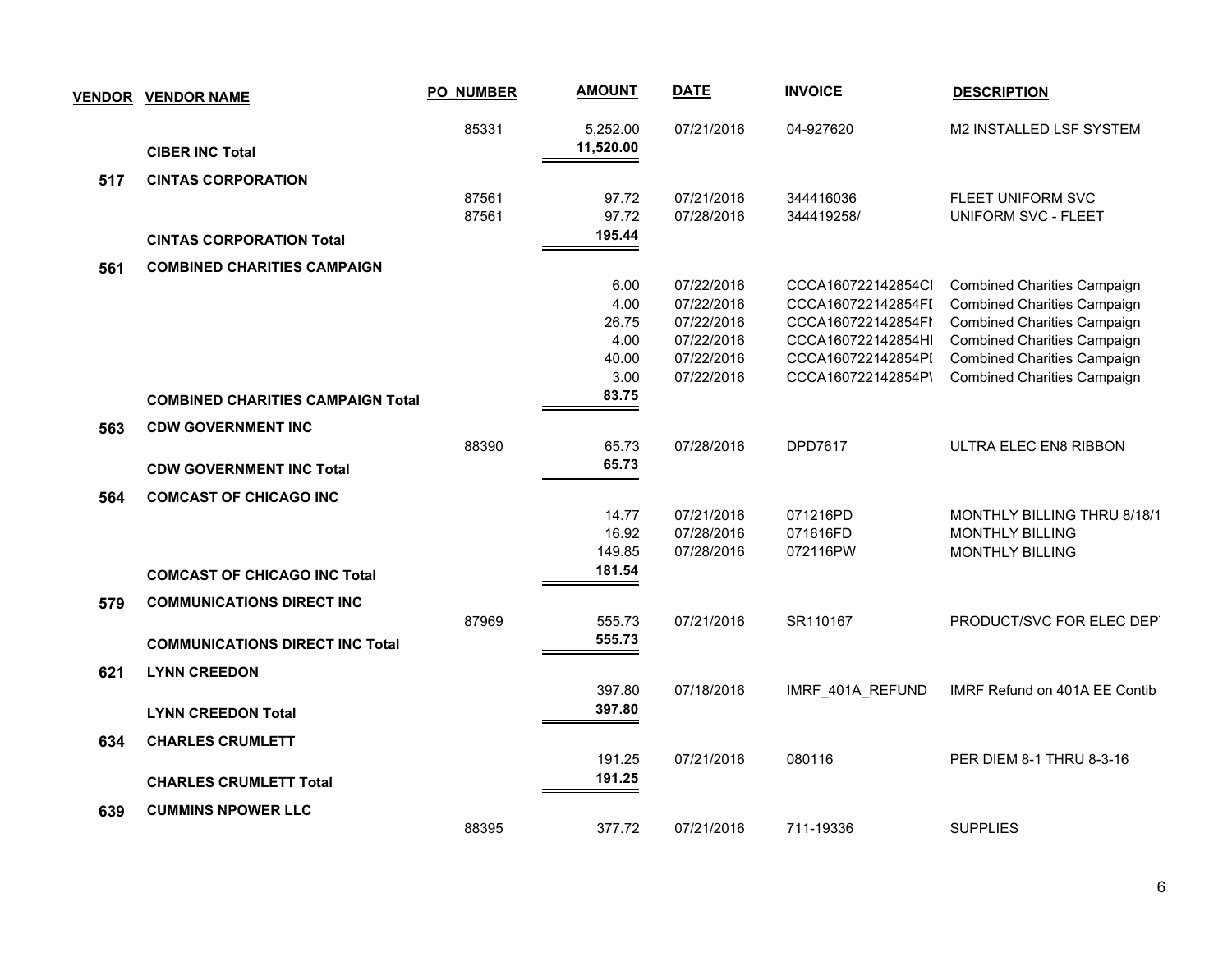| VENDOR | VENDOR NAME | PO_NUMBER | AMOUNT | DATE | INVOICE | DESCRIPTION |
|---|---|---|---|---|---|---|
| | | 85331 | 5,252.00 | 07/21/2016 | 04-927620 | M2 INSTALLED LSF SYSTEM |
| | **CIBER INC Total** | | **11,520.00** | | | |
| **517** | **CINTAS CORPORATION** | | | | | |
| | | 87561 | 97.72 | 07/21/2016 | 344416036 | FLEET UNIFORM SVC |
| | | 87561 | 97.72 | 07/28/2016 | 344419258/ | UNIFORM SVC - FLEET |
| | **CINTAS CORPORATION Total** | | **195.44** | | | |
| **561** | **COMBINED CHARITIES CAMPAIGN** | | | | | |
| | | | 6.00 | 07/22/2016 | CCCA160722142854CI | Combined Charities Campaign |
| | | | 4.00 | 07/22/2016 | CCCA160722142854FI | Combined Charities Campaign |
| | | | 26.75 | 07/22/2016 | CCCA160722142854FI | Combined Charities Campaign |
| | | | 4.00 | 07/22/2016 | CCCA160722142854HI | Combined Charities Campaign |
| | | | 40.00 | 07/22/2016 | CCCA160722142854PI | Combined Charities Campaign |
| | | | 3.00 | 07/22/2016 | CCCA160722142854P\ | Combined Charities Campaign |
| | **COMBINED CHARITIES CAMPAIGN Total** | | **83.75** | | | |
| **563** | **CDW GOVERNMENT INC** | | | | | |
| | | 88390 | 65.73 | 07/28/2016 | DPD7617 | ULTRA ELEC EN8 RIBBON |
| | **CDW GOVERNMENT INC Total** | | **65.73** | | | |
| **564** | **COMCAST OF CHICAGO INC** | | | | | |
| | | | 14.77 | 07/21/2016 | 071216PD | MONTHLY BILLING THRU 8/18/1 |
| | | | 16.92 | 07/28/2016 | 071616FD | MONTHLY BILLING |
| | | | 149.85 | 07/28/2016 | 072116PW | MONTHLY BILLING |
| | **COMCAST OF CHICAGO INC Total** | | **181.54** | | | |
| **579** | **COMMUNICATIONS DIRECT INC** | | | | | |
| | | 87969 | 555.73 | 07/21/2016 | SR110167 | PRODUCT/SVC FOR ELEC DEP |
| | **COMMUNICATIONS DIRECT INC Total** | | **555.73** | | | |
| **621** | **LYNN CREEDON** | | | | | |
| | | | 397.80 | 07/18/2016 | IMRF_401A_REFUND | IMRF Refund on 401A EE Contib |
| | **LYNN CREEDON Total** | | **397.80** | | | |
| **634** | **CHARLES CRUMLETT** | | | | | |
| | | | 191.25 | 07/21/2016 | 080116 | PER DIEM 8-1 THRU 8-3-16 |
| | **CHARLES CRUMLETT Total** | | **191.25** | | | |
| **639** | **CUMMINS NPOWER LLC** | | | | | |
| | | 88395 | 377.72 | 07/21/2016 | 711-19336 | SUPPLIES |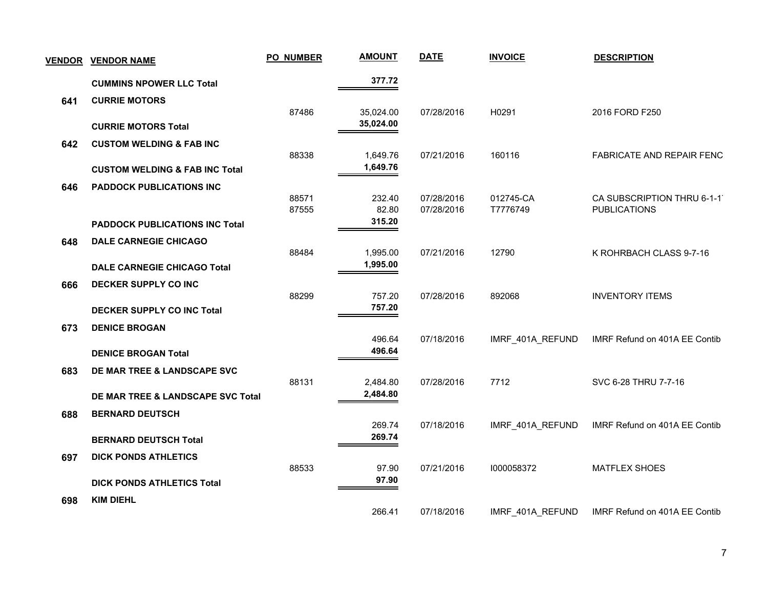| VENDOR | VENDOR NAME | PO NUMBER | AMOUNT | DATE | INVOICE | DESCRIPTION |
|---|---|---|---|---|---|---|
| | **CUMMINS NPOWER LLC Total** | | **377.72** | | | |
| **641** | **CURRIE MOTORS** | | | | | |
| | | 87486 | 35,024.00 | 07/28/2016 | H0291 | 2016 FORD F250 |
| | **CURRIE MOTORS Total** | | **35,024.00** | | | |
| **642** | **CUSTOM WELDING & FAB INC** | | | | | |
| | | 88338 | 1,649.76 | 07/21/2016 | 160116 | FABRICATE AND REPAIR FENC |
| | **CUSTOM WELDING & FAB INC Total** | | **1,649.76** | | | |
| **646** | **PADDOCK PUBLICATIONS INC** | | | | | |
| | | 88571 | 232.40 | 07/28/2016 | 012745-CA | CA SUBSCRIPTION THRU 6-1-1 |
| | | 87555 | 82.80 | 07/28/2016 | T7776749 | PUBLICATIONS |
| | **PADDOCK PUBLICATIONS INC Total** | | **315.20** | | | |
| **648** | **DALE CARNEGIE CHICAGO** | | | | | |
| | | 88484 | 1,995.00 | 07/21/2016 | 12790 | K ROHRBACH CLASS 9-7-16 |
| | **DALE CARNEGIE CHICAGO Total** | | **1,995.00** | | | |
| **666** | **DECKER SUPPLY CO INC** | | | | | |
| | | 88299 | 757.20 | 07/28/2016 | 892068 | INVENTORY ITEMS |
| | **DECKER SUPPLY CO INC Total** | | **757.20** | | | |
| **673** | **DENICE BROGAN** | | | | | |
| | | | 496.64 | 07/18/2016 | IMRF_401A_REFUND | IMRF Refund on 401A EE Contib |
| | **DENICE BROGAN Total** | | **496.64** | | | |
| **683** | **DE MAR TREE & LANDSCAPE SVC** | | | | | |
| | | 88131 | 2,484.80 | 07/28/2016 | 7712 | SVC 6-28 THRU 7-7-16 |
| | **DE MAR TREE & LANDSCAPE SVC Total** | | **2,484.80** | | | |
| **688** | **BERNARD DEUTSCH** | | | | | |
| | | | 269.74 | 07/18/2016 | IMRF_401A_REFUND | IMRF Refund on 401A EE Contib |
| | **BERNARD DEUTSCH Total** | | **269.74** | | | |
| **697** | **DICK PONDS ATHLETICS** | | | | | |
| | | 88533 | 97.90 | 07/21/2016 | I000058372 | MATFLEX SHOES |
| | **DICK PONDS ATHLETICS Total** | | **97.90** | | | |
| **698** | **KIM DIEHL** | | | | | |
| | | | 266.41 | 07/18/2016 | IMRF_401A_REFUND | IMRF Refund on 401A EE Contib |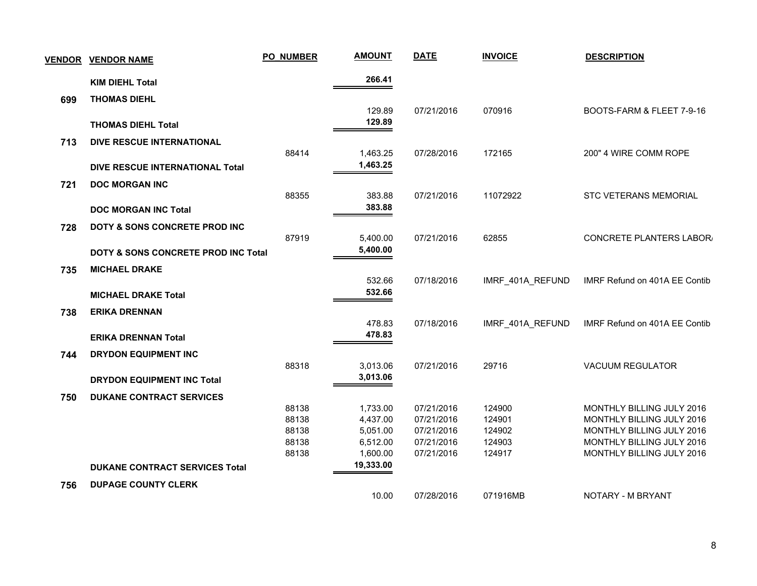| VENDOR | VENDOR NAME | PO NUMBER | AMOUNT | DATE | INVOICE | DESCRIPTION |
|---|---|---|---|---|---|---|
| | **KIM DIEHL Total** | | **266.41** | | | |
| **699** | **THOMAS DIEHL** | | | | | |
| | | | 129.89 | 07/21/2016 | 070916 | BOOTS-FARM & FLEET 7-9-16 |
| | **THOMAS DIEHL Total** | | **129.89** | | | |
| **713** | **DIVE RESCUE INTERNATIONAL** | | | | | |
| | | 88414 | 1,463.25 | 07/28/2016 | 172165 | 200" 4 WIRE COMM ROPE |
| | **DIVE RESCUE INTERNATIONAL Total** | | **1,463.25** | | | |
| **721** | **DOC MORGAN INC** | | | | | |
| | | 88355 | 383.88 | 07/21/2016 | 11072922 | STC VETERANS MEMORIAL |
| | **DOC MORGAN INC Total** | | **383.88** | | | |
| **728** | **DOTY & SONS CONCRETE PROD INC** | | | | | |
| | | 87919 | 5,400.00 | 07/21/2016 | 62855 | CONCRETE PLANTERS LABOR/ |
| | **DOTY & SONS CONCRETE PROD INC Total** | | **5,400.00** | | | |
| **735** | **MICHAEL DRAKE** | | | | | |
| | | | 532.66 | 07/18/2016 | IMRF_401A_REFUND | IMRF Refund on 401A EE Contib |
| | **MICHAEL DRAKE Total** | | **532.66** | | | |
| **738** | **ERIKA DRENNAN** | | | | | |
| | | | 478.83 | 07/18/2016 | IMRF_401A_REFUND | IMRF Refund on 401A EE Contib |
| | **ERIKA DRENNAN Total** | | **478.83** | | | |
| **744** | **DRYDON EQUIPMENT INC** | | | | | |
| | | 88318 | 3,013.06 | 07/21/2016 | 29716 | VACUUM REGULATOR |
| | **DRYDON EQUIPMENT INC Total** | | **3,013.06** | | | |
| **750** | **DUKANE CONTRACT SERVICES** | | | | | |
| | | 88138 | 1,733.00 | 07/21/2016 | 124900 | MONTHLY BILLING JULY 2016 |
| | | 88138 | 4,437.00 | 07/21/2016 | 124901 | MONTHLY BILLING JULY 2016 |
| | | 88138 | 5,051.00 | 07/21/2016 | 124902 | MONTHLY BILLING JULY 2016 |
| | | 88138 | 6,512.00 | 07/21/2016 | 124903 | MONTHLY BILLING JULY 2016 |
| | | 88138 | 1,600.00 | 07/21/2016 | 124917 | MONTHLY BILLING JULY 2016 |
| | **DUKANE CONTRACT SERVICES Total** | | **19,333.00** | | | |
| **756** | **DUPAGE COUNTY CLERK** | | | | | |
| | | | 10.00 | 07/28/2016 | 071916MB | NOTARY - M BRYANT |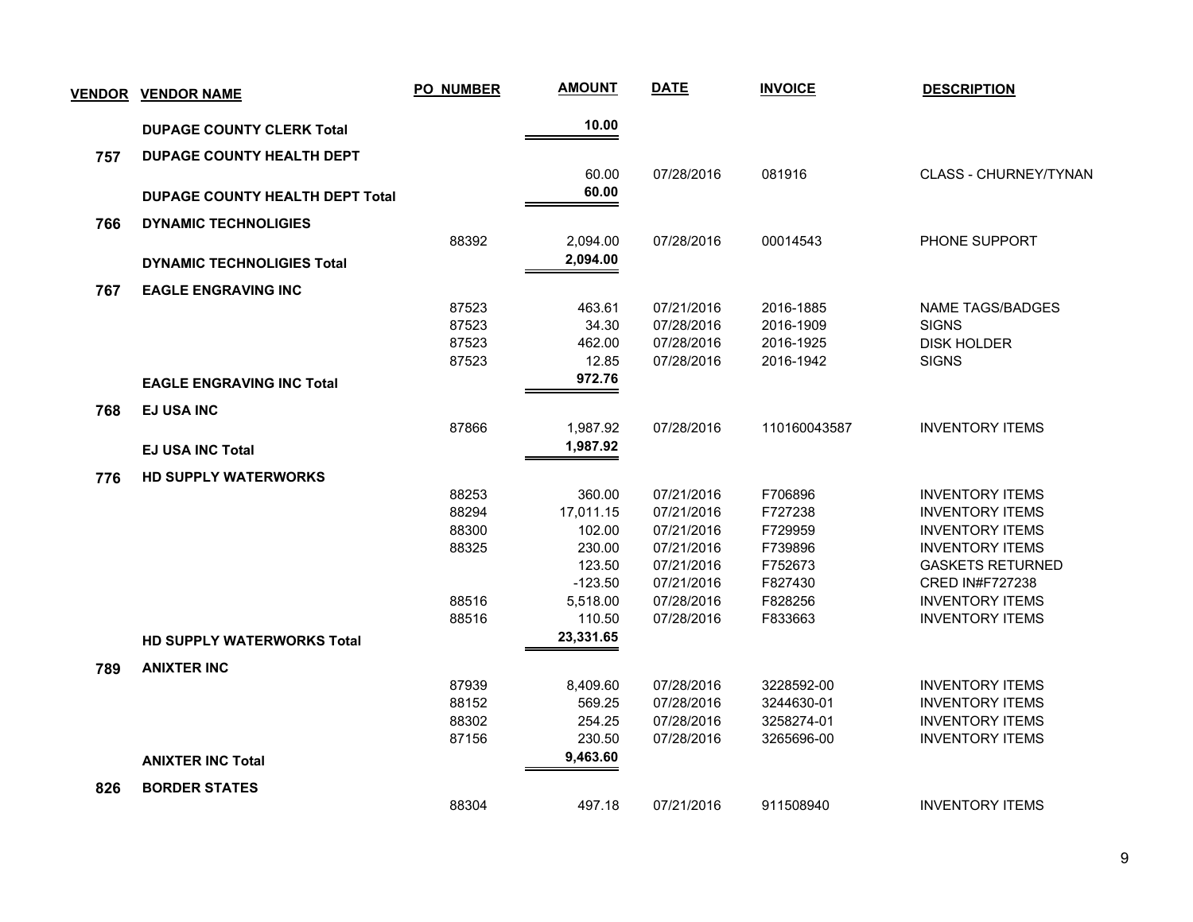| VENDOR | VENDOR NAME | PO NUMBER | AMOUNT | DATE | INVOICE | DESCRIPTION |
|---|---|---|---|---|---|---|
| | **DUPAGE COUNTY CLERK Total** | | **10.00** | | | |
| **757** | **DUPAGE COUNTY HEALTH DEPT** | | | | | |
| | | | 60.00 | 07/28/2016 | 081916 | CLASS - CHURNEY/TYNAN |
| | **DUPAGE COUNTY HEALTH DEPT Total** | | **60.00** | | | |
| **766** | **DYNAMIC TECHNOLIGIES** | | | | | |
| | | 88392 | 2,094.00 | 07/28/2016 | 00014543 | PHONE SUPPORT |
| | **DYNAMIC TECHNOLIGIES Total** | | **2,094.00** | | | |
| **767** | **EAGLE ENGRAVING INC** | | | | | |
| | | 87523 | 463.61 | 07/21/2016 | 2016-1885 | NAME TAGS/BADGES |
| | | 87523 | 34.30 | 07/28/2016 | 2016-1909 | SIGNS |
| | | 87523 | 462.00 | 07/28/2016 | 2016-1925 | DISK HOLDER |
| | | 87523 | 12.85 | 07/28/2016 | 2016-1942 | SIGNS |
| | **EAGLE ENGRAVING INC Total** | | **972.76** | | | |
| **768** | **EJ USA INC** | | | | | |
| | | 87866 | 1,987.92 | 07/28/2016 | 110160043587 | INVENTORY ITEMS |
| | **EJ USA INC Total** | | **1,987.92** | | | |
| **776** | **HD SUPPLY WATERWORKS** | | | | | |
| | | 88253 | 360.00 | 07/21/2016 | F706896 | INVENTORY ITEMS |
| | | 88294 | 17,011.15 | 07/21/2016 | F727238 | INVENTORY ITEMS |
| | | 88300 | 102.00 | 07/21/2016 | F729959 | INVENTORY ITEMS |
| | | 88325 | 230.00 | 07/21/2016 | F739896 | INVENTORY ITEMS |
| | | | 123.50 | 07/21/2016 | F752673 | GASKETS RETURNED |
| | | | -123.50 | 07/21/2016 | F827430 | CRED IN#F727238 |
| | | 88516 | 5,518.00 | 07/28/2016 | F828256 | INVENTORY ITEMS |
| | | 88516 | 110.50 | 07/28/2016 | F833663 | INVENTORY ITEMS |
| | **HD SUPPLY WATERWORKS Total** | | **23,331.65** | | | |
| **789** | **ANIXTER INC** | | | | | |
| | | 87939 | 8,409.60 | 07/28/2016 | 3228592-00 | INVENTORY ITEMS |
| | | 88152 | 569.25 | 07/28/2016 | 3244630-01 | INVENTORY ITEMS |
| | | 88302 | 254.25 | 07/28/2016 | 3258274-01 | INVENTORY ITEMS |
| | | 87156 | 230.50 | 07/28/2016 | 3265696-00 | INVENTORY ITEMS |
| | **ANIXTER INC Total** | | **9,463.60** | | | |
| **826** | **BORDER STATES** | | | | | |
| | | 88304 | 497.18 | 07/21/2016 | 911508940 | INVENTORY ITEMS |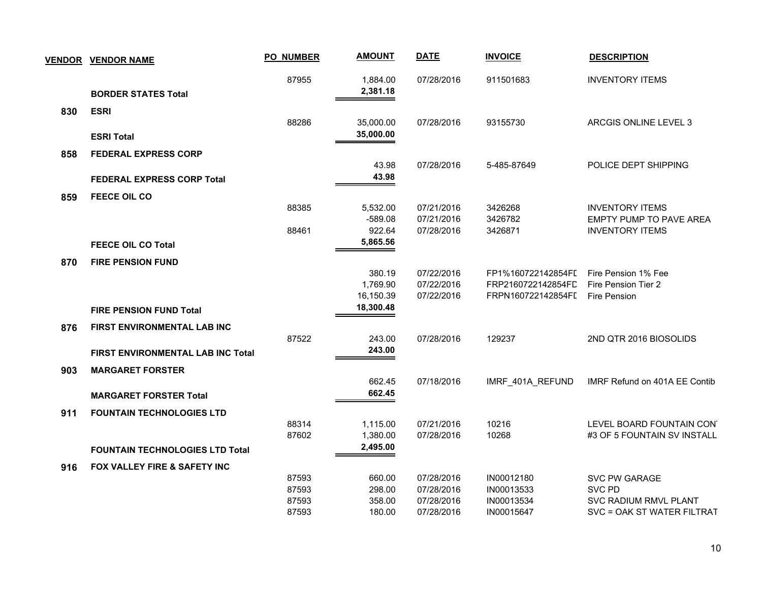| VENDOR | VENDOR NAME | PO_NUMBER | AMOUNT | DATE | INVOICE | DESCRIPTION |
|---|---|---|---|---|---|---|
| | | 87955 | 1,884.00 | 07/28/2016 | 911501683 | INVENTORY ITEMS |
| | **BORDER STATES Total** | | **2,381.18** | | | |
| **830** | **ESRI** | | | | | |
| | | 88286 | 35,000.00 | 07/28/2016 | 93155730 | ARCGIS ONLINE LEVEL 3 |
| | **ESRI Total** | | **35,000.00** | | | |
| **858** | **FEDERAL EXPRESS CORP** | | | | | |
| | | | 43.98 | 07/28/2016 | 5-485-87649 | POLICE DEPT SHIPPING |
| | **FEDERAL EXPRESS CORP Total** | | **43.98** | | | |
| **859** | **FEECE OIL CO** | | | | | |
| | | 88385 | 5,532.00 | 07/21/2016 | 3426268 | INVENTORY ITEMS |
| | | | -589.08 | 07/21/2016 | 3426782 | EMPTY PUMP TO PAVE AREA |
| | | 88461 | 922.64 | 07/28/2016 | 3426871 | INVENTORY ITEMS |
| | **FEECE OIL CO Total** | | **5,865.56** | | | |
| **870** | **FIRE PENSION FUND** | | | | | |
| | | | 380.19 | 07/22/2016 | FP1%160722142854FD | Fire Pension 1% Fee |
| | | | 1,769.90 | 07/22/2016 | FRP2160722142854FD | Fire Pension Tier 2 |
| | | | 16,150.39 | 07/22/2016 | FRPN160722142854FD | Fire Pension |
| | **FIRE PENSION FUND Total** | | **18,300.48** | | | |
| **876** | **FIRST ENVIRONMENTAL LAB INC** | | | | | |
| | | 87522 | 243.00 | 07/28/2016 | 129237 | 2ND QTR 2016 BIOSOLIDS |
| | **FIRST ENVIRONMENTAL LAB INC Total** | | **243.00** | | | |
| **903** | **MARGARET FORSTER** | | | | | |
| | | | 662.45 | 07/18/2016 | IMRF_401A_REFUND | IMRF Refund on 401A EE Contib |
| | **MARGARET FORSTER Total** | | **662.45** | | | |
| **911** | **FOUNTAIN TECHNOLOGIES LTD** | | | | | |
| | | 88314 | 1,115.00 | 07/21/2016 | 10216 | LEVEL BOARD FOUNTAIN CON |
| | | 87602 | 1,380.00 | 07/28/2016 | 10268 | #3 OF 5 FOUNTAIN SV INSTALL |
| | **FOUNTAIN TECHNOLOGIES LTD Total** | | **2,495.00** | | | |
| **916** | **FOX VALLEY FIRE & SAFETY INC** | | | | | |
| | | 87593 | 660.00 | 07/28/2016 | IN00012180 | SVC PW GARAGE |
| | | 87593 | 298.00 | 07/28/2016 | IN00013533 | SVC PD |
| | | 87593 | 358.00 | 07/28/2016 | IN00013534 | SVC RADIUM RMVL PLANT |
| | | 87593 | 180.00 | 07/28/2016 | IN00015647 | SVC = OAK ST WATER FILTRAT |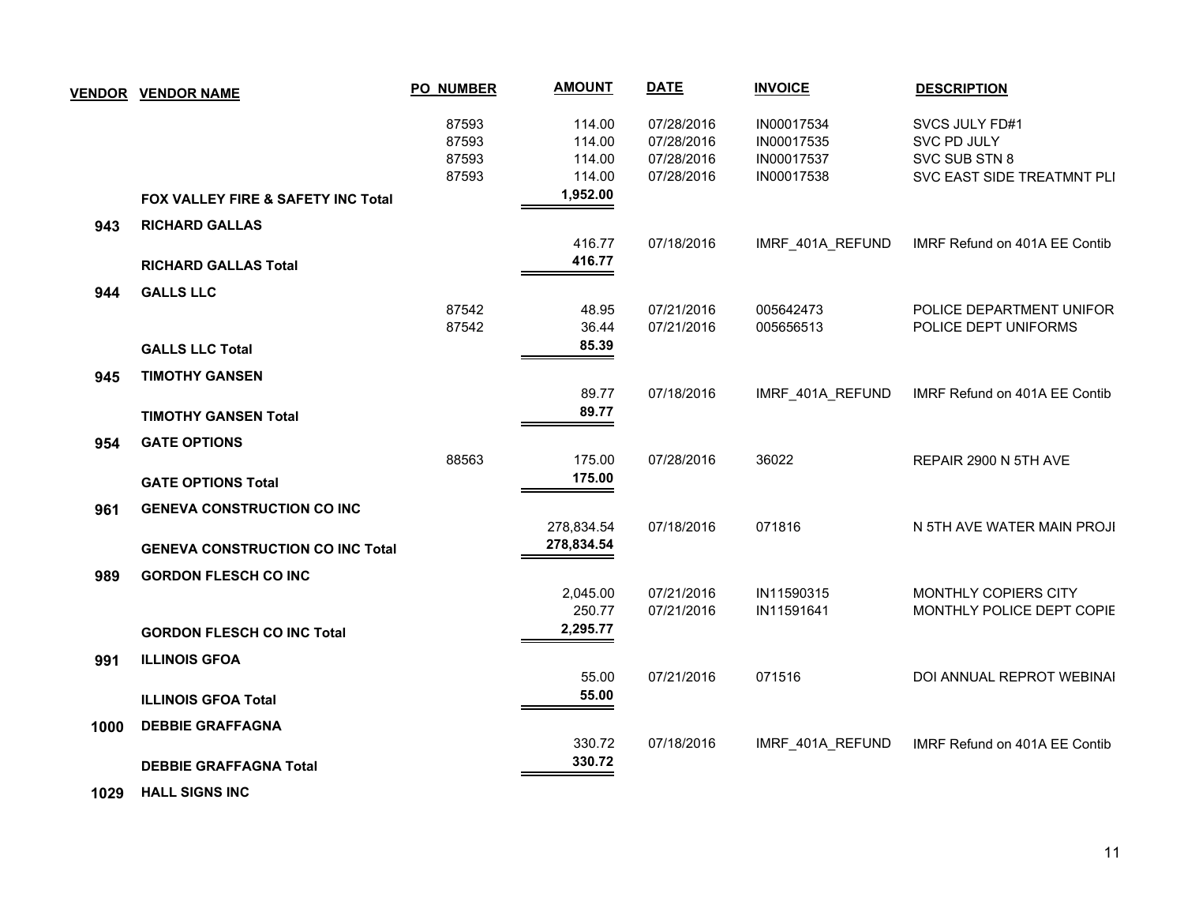| VENDOR | VENDOR NAME | PO_NUMBER | AMOUNT | DATE | INVOICE | DESCRIPTION |
|---|---|---|---|---|---|---|
| | | 87593 | 114.00 | 07/28/2016 | IN00017534 | SVCS JULY FD#1 |
| | | 87593 | 114.00 | 07/28/2016 | IN00017535 | SVC PD JULY |
| | | 87593 | 114.00 | 07/28/2016 | IN00017537 | SVC SUB STN 8 |
| | | 87593 | 114.00 | 07/28/2016 | IN00017538 | SVC EAST SIDE TREATMNT PLI |
| | **FOX VALLEY FIRE & SAFETY INC Total** | | **1,952.00** | | | |
| **943** | **RICHARD GALLAS** | | | | | |
| | | | 416.77 | 07/18/2016 | IMRF_401A_REFUND | IMRF Refund on 401A EE Contib |
| | **RICHARD GALLAS Total** | | **416.77** | | | |
| **944** | **GALLS LLC** | | | | | |
| | | 87542 | 48.95 | 07/21/2016 | 005642473 | POLICE DEPARTMENT UNIFOR |
| | | 87542 | 36.44 | 07/21/2016 | 005656513 | POLICE DEPT UNIFORMS |
| | **GALLS LLC Total** | | **85.39** | | | |
| **945** | **TIMOTHY GANSEN** | | | | | |
| | | | 89.77 | 07/18/2016 | IMRF_401A_REFUND | IMRF Refund on 401A EE Contib |
| | **TIMOTHY GANSEN Total** | | **89.77** | | | |
| **954** | **GATE OPTIONS** | | | | | |
| | | 88563 | 175.00 | 07/28/2016 | 36022 | REPAIR 2900 N 5TH AVE |
| | **GATE OPTIONS Total** | | **175.00** | | | |
| **961** | **GENEVA CONSTRUCTION CO INC** | | | | | |
| | | | 278,834.54 | 07/18/2016 | 071816 | N 5TH AVE WATER MAIN PROJI |
| | **GENEVA CONSTRUCTION CO INC Total** | | **278,834.54** | | | |
| **989** | **GORDON FLESCH CO INC** | | | | | |
| | | | 2,045.00 | 07/21/2016 | IN11590315 | MONTHLY COPIERS CITY |
| | | | 250.77 | 07/21/2016 | IN11591641 | MONTHLY POLICE DEPT COPIE |
| | **GORDON FLESCH CO INC Total** | | **2,295.77** | | | |
| **991** | **ILLINOIS GFOA** | | | | | |
| | | | 55.00 | 07/21/2016 | 071516 | DOI ANNUAL REPROT WEBINAI |
| | **ILLINOIS GFOA Total** | | **55.00** | | | |
| **1000** | **DEBBIE GRAFFAGNA** | | | | | |
| | | | 330.72 | 07/18/2016 | IMRF_401A_REFUND | IMRF Refund on 401A EE Contib |
| | **DEBBIE GRAFFAGNA Total** | | **330.72** | | | |
| **1029** | **HALL SIGNS INC** | | | | | |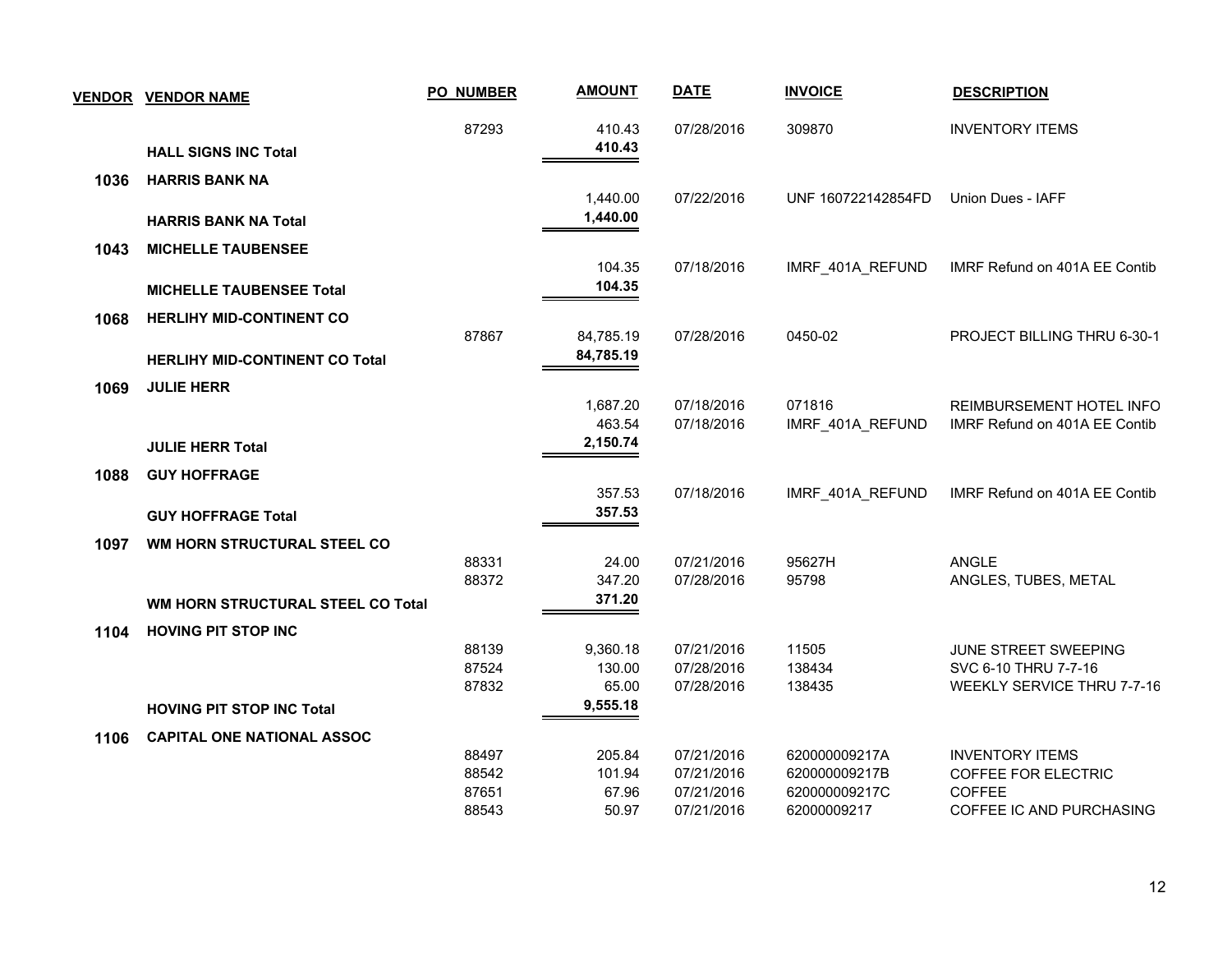| VENDOR | VENDOR NAME | PO NUMBER | AMOUNT | DATE | INVOICE | DESCRIPTION |
|---|---|---|---|---|---|---|
| | | 87293 | 410.43 | 07/28/2016 | 309870 | INVENTORY ITEMS |
| | **HALL SIGNS INC Total** | | **410.43** | | | |
| **1036** | **HARRIS BANK NA** | | | | | |
| | | | 1,440.00 | 07/22/2016 | UNF 160722142854FD | Union Dues - IAFF |
| | **HARRIS BANK NA Total** | | **1,440.00** | | | |
| **1043** | **MICHELLE TAUBENSEE** | | | | | |
| | | | 104.35 | 07/18/2016 | IMRF_401A_REFUND | IMRF Refund on 401A EE Contib |
| | **MICHELLE TAUBENSEE Total** | | **104.35** | | | |
| **1068** | **HERLIHY MID-CONTINENT CO** | | | | | |
| | | 87867 | 84,785.19 | 07/28/2016 | 0450-02 | PROJECT BILLING THRU 6-30-1 |
| | **HERLIHY MID-CONTINENT CO Total** | | **84,785.19** | | | |
| **1069** | **JULIE HERR** | | | | | |
| | | | 1,687.20 | 07/18/2016 | 071816 | REIMBURSEMENT HOTEL INFO |
| | | | 463.54 | 07/18/2016 | IMRF_401A_REFUND | IMRF Refund on 401A EE Contib |
| | **JULIE HERR Total** | | **2,150.74** | | | |
| **1088** | **GUY HOFFRAGE** | | | | | |
| | | | 357.53 | 07/18/2016 | IMRF_401A_REFUND | IMRF Refund on 401A EE Contib |
| | **GUY HOFFRAGE Total** | | **357.53** | | | |
| **1097** | **WM HORN STRUCTURAL STEEL CO** | | | | | |
| | | 88331 | 24.00 | 07/21/2016 | 95627H | ANGLE |
| | | 88372 | 347.20 | 07/28/2016 | 95798 | ANGLES, TUBES, METAL |
| | **WM HORN STRUCTURAL STEEL CO Total** | | **371.20** | | | |
| **1104** | **HOVING PIT STOP INC** | | | | | |
| | | 88139 | 9,360.18 | 07/21/2016 | 11505 | JUNE STREET SWEEPING |
| | | 87524 | 130.00 | 07/28/2016 | 138434 | SVC 6-10 THRU 7-7-16 |
| | | 87832 | 65.00 | 07/28/2016 | 138435 | WEEKLY SERVICE THRU 7-7-16 |
| | **HOVING PIT STOP INC Total** | | **9,555.18** | | | |
| **1106** | **CAPITAL ONE NATIONAL ASSOC** | | | | | |
| | | 88497 | 205.84 | 07/21/2016 | 620000009217A | INVENTORY ITEMS |
| | | 88542 | 101.94 | 07/21/2016 | 620000009217B | COFFEE FOR ELECTRIC |
| | | 87651 | 67.96 | 07/21/2016 | 620000009217C | COFFEE |
| | | 88543 | 50.97 | 07/21/2016 | 62000009217 | COFFEE IC AND PURCHASING |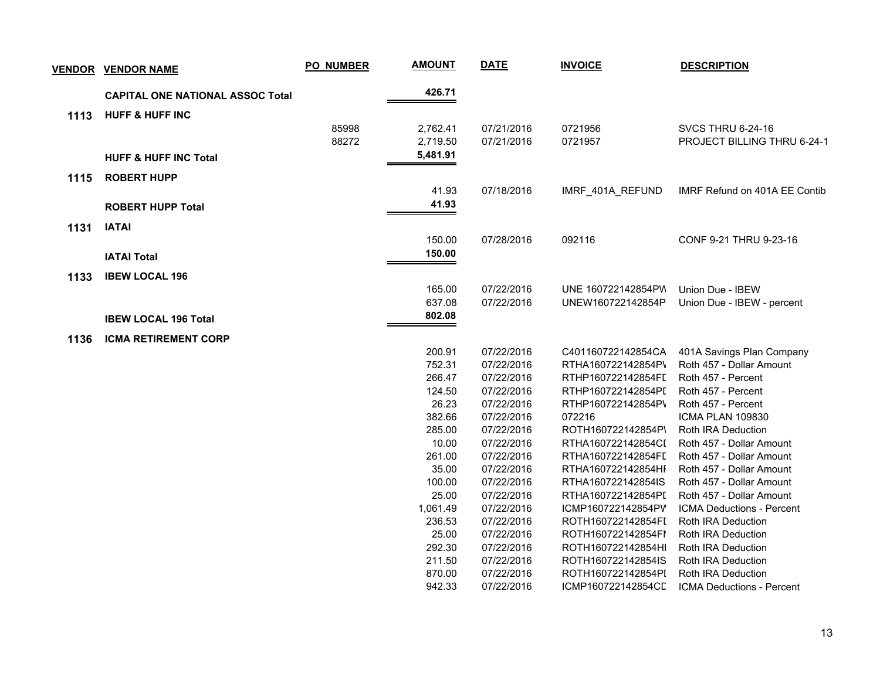| VENDOR | VENDOR NAME | PO NUMBER | AMOUNT | DATE | INVOICE | DESCRIPTION |
|---|---|---|---|---|---|---|
| | **CAPITAL ONE NATIONAL ASSOC Total** | | **426.71** | | | |
| **1113** | **HUFF & HUFF INC** | | | | | |
| | | 85998 | 2,762.41 | 07/21/2016 | 0721956 | SVCS THRU 6-24-16 |
| | | 88272 | 2,719.50 | 07/21/2016 | 0721957 | PROJECT BILLING THRU 6-24-1 |
| | **HUFF & HUFF INC Total** | | **5,481.91** | | | |
| **1115** | **ROBERT HUPP** | | | | | |
| | | | 41.93 | 07/18/2016 | IMRF_401A_REFUND | IMRF Refund on 401A EE Contib |
| | **ROBERT HUPP Total** | | **41.93** | | | |
| **1131** | **IATAI** | | | | | |
| | | | 150.00 | 07/28/2016 | 092116 | CONF 9-21 THRU 9-23-16 |
| | **IATAI Total** | | **150.00** | | | |
| **1133** | **IBEW LOCAL 196** | | | | | |
| | | | 165.00 | 07/22/2016 | UNE 160722142854PW | Union Due - IBEW |
| | | | 637.08 | 07/22/2016 | UNEW160722142854P | Union Due - IBEW - percent |
| | **IBEW LOCAL 196 Total** | | **802.08** | | | |
| **1136** | **ICMA RETIREMENT CORP** | | | | | |
| | | | 200.91 | 07/22/2016 | C401160722142854CA | 401A Savings Plan Company |
| | | | 752.31 | 07/22/2016 | RTHA160722142854PV | Roth 457 - Dollar Amount |
| | | | 266.47 | 07/22/2016 | RTHP160722142854FD | Roth 457 - Percent |
| | | | 124.50 | 07/22/2016 | RTHP160722142854PD | Roth 457 - Percent |
| | | | 26.23 | 07/22/2016 | RTHP160722142854PV | Roth 457 - Percent |
| | | | 382.66 | 07/22/2016 | 072216 | ICMA PLAN 109830 |
| | | | 285.00 | 07/22/2016 | ROTH160722142854PV | Roth IRA Deduction |
| | | | 10.00 | 07/22/2016 | RTHA160722142854CD | Roth 457 - Dollar Amount |
| | | | 261.00 | 07/22/2016 | RTHA160722142854FD | Roth 457 - Dollar Amount |
| | | | 35.00 | 07/22/2016 | RTHA160722142854HR | Roth 457 - Dollar Amount |
| | | | 100.00 | 07/22/2016 | RTHA160722142854IS | Roth 457 - Dollar Amount |
| | | | 25.00 | 07/22/2016 | RTHA160722142854PD | Roth 457 - Dollar Amount |
| | | | 1,061.49 | 07/22/2016 | ICMP160722142854PV | ICMA Deductions - Percent |
| | | | 236.53 | 07/22/2016 | ROTH160722142854FD | Roth IRA Deduction |
| | | | 25.00 | 07/22/2016 | ROTH160722142854FN | Roth IRA Deduction |
| | | | 292.30 | 07/22/2016 | ROTH160722142854HI | Roth IRA Deduction |
| | | | 211.50 | 07/22/2016 | ROTH160722142854IS | Roth IRA Deduction |
| | | | 870.00 | 07/22/2016 | ROTH160722142854PD | Roth IRA Deduction |
| | | | 942.33 | 07/22/2016 | ICMP160722142854CD | ICMA Deductions - Percent |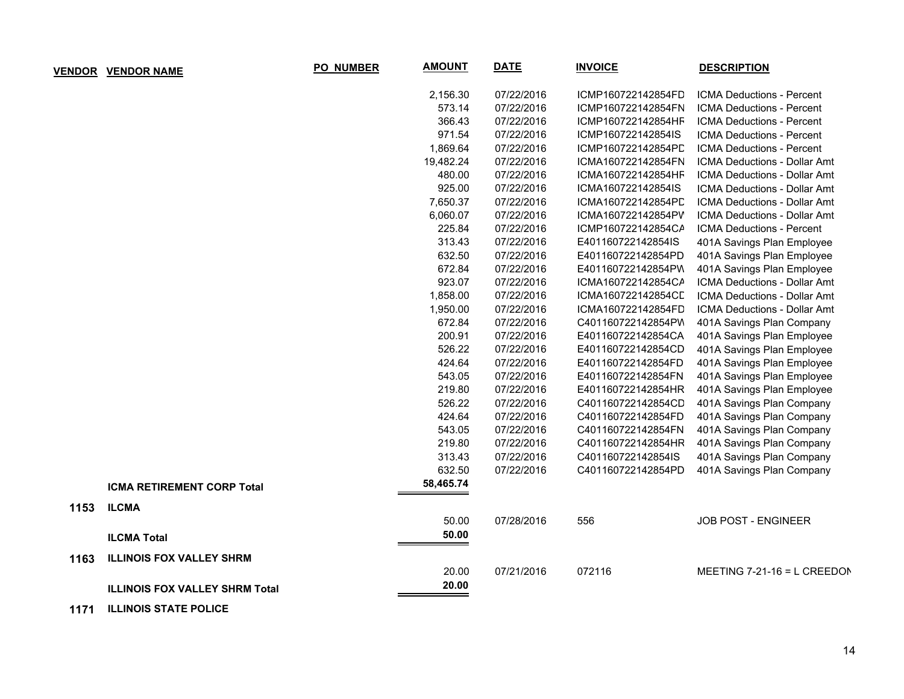| VENDOR | VENDOR NAME | PO_NUMBER | AMOUNT | DATE | INVOICE | DESCRIPTION |
|---|---|---|---|---|---|---|
| | | | 2,156.30 | 07/22/2016 | ICMP160722142854FD | ICMA Deductions - Percent |
| | | | 573.14 | 07/22/2016 | ICMP160722142854FN | ICMA Deductions - Percent |
| | | | 366.43 | 07/22/2016 | ICMP160722142854HF | ICMA Deductions - Percent |
| | | | 971.54 | 07/22/2016 | ICMP160722142854IS | ICMA Deductions - Percent |
| | | | 1,869.64 | 07/22/2016 | ICMP160722142854PD | ICMA Deductions - Percent |
| | | | 19,482.24 | 07/22/2016 | ICMA160722142854FN | ICMA Deductions - Dollar Amt |
| | | | 480.00 | 07/22/2016 | ICMA160722142854HF | ICMA Deductions - Dollar Amt |
| | | | 925.00 | 07/22/2016 | ICMA160722142854IS | ICMA Deductions - Dollar Amt |
| | | | 7,650.37 | 07/22/2016 | ICMA160722142854PD | ICMA Deductions - Dollar Amt |
| | | | 6,060.07 | 07/22/2016 | ICMA160722142854PV | ICMA Deductions - Dollar Amt |
| | | | 225.84 | 07/22/2016 | ICMP160722142854CA | ICMA Deductions - Percent |
| | | | 313.43 | 07/22/2016 | E401160722142854IS | 401A Savings Plan Employee |
| | | | 632.50 | 07/22/2016 | E401160722142854PD | 401A Savings Plan Employee |
| | | | 672.84 | 07/22/2016 | E401160722142854PW | 401A Savings Plan Employee |
| | | | 923.07 | 07/22/2016 | ICMA160722142854CA | ICMA Deductions - Dollar Amt |
| | | | 1,858.00 | 07/22/2016 | ICMA160722142854CD | ICMA Deductions - Dollar Amt |
| | | | 1,950.00 | 07/22/2016 | ICMA160722142854FD | ICMA Deductions - Dollar Amt |
| | | | 672.84 | 07/22/2016 | C401160722142854PW | 401A Savings Plan Company |
| | | | 200.91 | 07/22/2016 | E401160722142854CA | 401A Savings Plan Employee |
| | | | 526.22 | 07/22/2016 | E401160722142854CD | 401A Savings Plan Employee |
| | | | 424.64 | 07/22/2016 | E401160722142854FD | 401A Savings Plan Employee |
| | | | 543.05 | 07/22/2016 | E401160722142854FN | 401A Savings Plan Employee |
| | | | 219.80 | 07/22/2016 | E401160722142854HR | 401A Savings Plan Employee |
| | | | 526.22 | 07/22/2016 | C401160722142854CD | 401A Savings Plan Company |
| | | | 424.64 | 07/22/2016 | C401160722142854FD | 401A Savings Plan Company |
| | | | 543.05 | 07/22/2016 | C401160722142854FN | 401A Savings Plan Company |
| | | | 219.80 | 07/22/2016 | C401160722142854HR | 401A Savings Plan Company |
| | | | 313.43 | 07/22/2016 | C401160722142854IS | 401A Savings Plan Company |
| | | | 632.50 | 07/22/2016 | C401160722142854PD | 401A Savings Plan Company |
| | **ICMA RETIREMENT CORP Total** | | **58,465.74** | | | |
| **1153** | **ILCMA** | | | | | |
| | | | 50.00 | 07/28/2016 | 556 | JOB POST - ENGINEER |
| | **ILCMA Total** | | **50.00** | | | |
| **1163** | **ILLINOIS FOX VALLEY SHRM** | | | | | |
| | | | 20.00 | 07/21/2016 | 072116 | MEETING 7-21-16 = L CREEDON |
| | **ILLINOIS FOX VALLEY SHRM Total** | | **20.00** | | | |
| **1171** | **ILLINOIS STATE POLICE** | | | | | |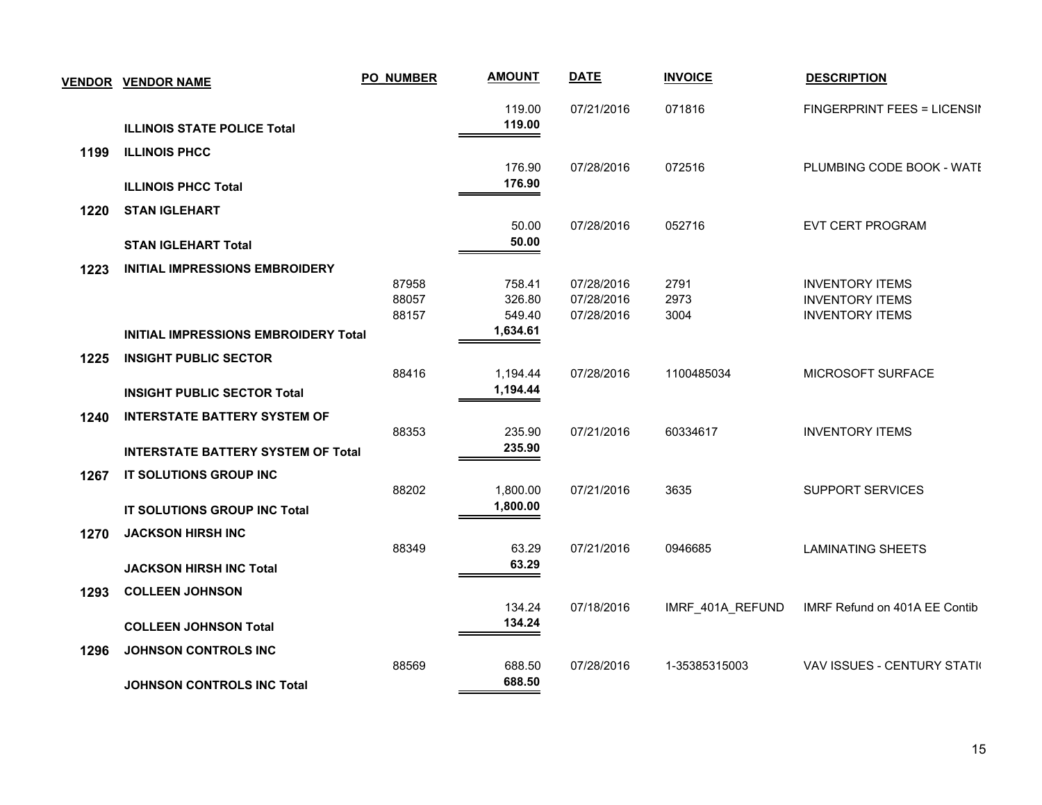| VENDOR | VENDOR NAME | PO NUMBER | AMOUNT | DATE | INVOICE | DESCRIPTION |
|---|---|---|---|---|---|---|
| | | | 119.00 | 07/21/2016 | 071816 | FINGERPRINT FEES = LICENSIN |
| | **ILLINOIS STATE POLICE Total** | | **119.00** | | | |
| **1199** | **ILLINOIS PHCC** | | | | | |
| | | | 176.90 | 07/28/2016 | 072516 | PLUMBING CODE BOOK - WATE |
| | **ILLINOIS PHCC Total** | | **176.90** | | | |
| **1220** | **STAN IGLEHART** | | | | | |
| | | | 50.00 | 07/28/2016 | 052716 | EVT CERT PROGRAM |
| | **STAN IGLEHART Total** | | **50.00** | | | |
| **1223** | **INITIAL IMPRESSIONS EMBROIDERY** | | | | | |
| | | 87958 | 758.41 | 07/28/2016 | 2791 | INVENTORY ITEMS |
| | | 88057 | 326.80 | 07/28/2016 | 2973 | INVENTORY ITEMS |
| | | 88157 | 549.40 | 07/28/2016 | 3004 | INVENTORY ITEMS |
| | **INITIAL IMPRESSIONS EMBROIDERY Total** | | **1,634.61** | | | |
| **1225** | **INSIGHT PUBLIC SECTOR** | | | | | |
| | | 88416 | 1,194.44 | 07/28/2016 | 1100485034 | MICROSOFT SURFACE |
| | **INSIGHT PUBLIC SECTOR Total** | | **1,194.44** | | | |
| **1240** | **INTERSTATE BATTERY SYSTEM OF** | | | | | |
| | | 88353 | 235.90 | 07/21/2016 | 60334617 | INVENTORY ITEMS |
| | **INTERSTATE BATTERY SYSTEM OF Total** | | **235.90** | | | |
| **1267** | **IT SOLUTIONS GROUP INC** | | | | | |
| | | 88202 | 1,800.00 | 07/21/2016 | 3635 | SUPPORT SERVICES |
| | **IT SOLUTIONS GROUP INC Total** | | **1,800.00** | | | |
| **1270** | **JACKSON HIRSH INC** | | | | | |
| | | 88349 | 63.29 | 07/21/2016 | 0946685 | LAMINATING SHEETS |
| | **JACKSON HIRSH INC Total** | | **63.29** | | | |
| **1293** | **COLLEEN JOHNSON** | | | | | |
| | | | 134.24 | 07/18/2016 | IMRF_401A_REFUND | IMRF Refund on 401A EE Contib |
| | **COLLEEN JOHNSON Total** | | **134.24** | | | |
| **1296** | **JOHNSON CONTROLS INC** | | | | | |
| | | 88569 | 688.50 | 07/28/2016 | 1-35385315003 | VAV ISSUES - CENTURY STATI( |
| | **JOHNSON CONTROLS INC Total** | | **688.50** | | | |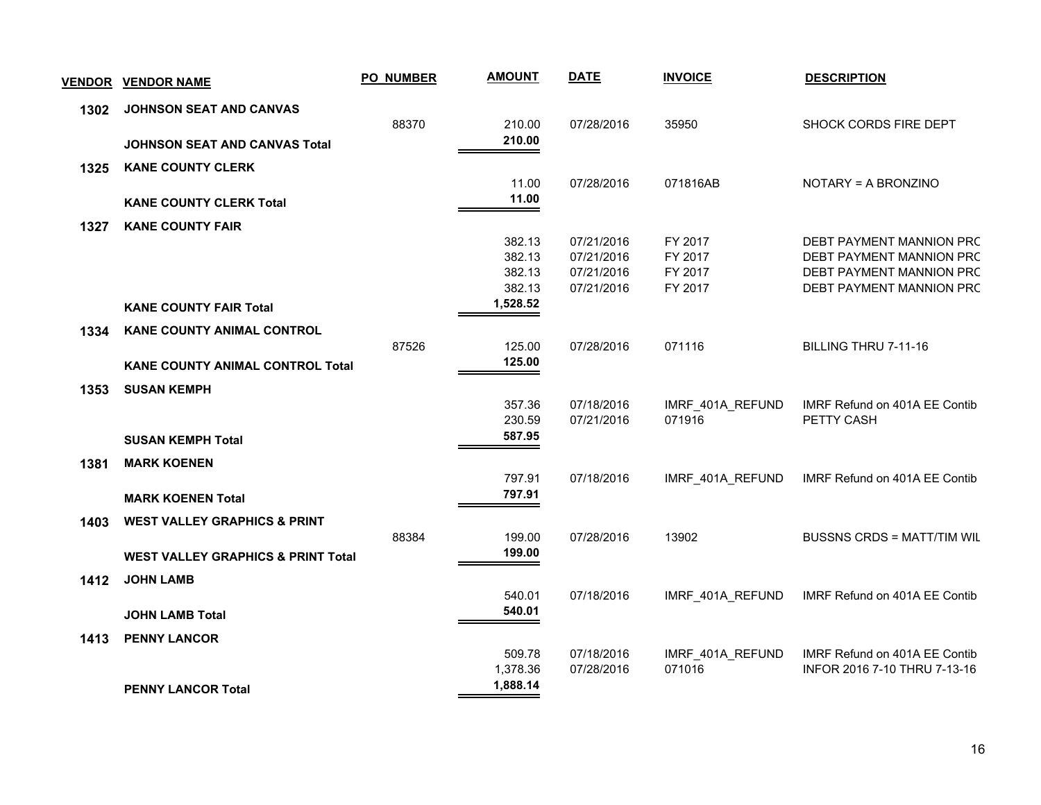| VENDOR | VENDOR NAME | PO NUMBER | AMOUNT | DATE | INVOICE | DESCRIPTION |
|---|---|---|---|---|---|---|
| **1302** | **JOHNSON SEAT AND CANVAS** | | | | | |
| | | 88370 | 210.00 | 07/28/2016 | 35950 | SHOCK CORDS FIRE DEPT |
| | **JOHNSON SEAT AND CANVAS Total** | | **210.00** | | | |
| **1325** | **KANE COUNTY CLERK** | | | | | |
| | | | 11.00 | 07/28/2016 | 071816AB | NOTARY = A BRONZINO |
| | **KANE COUNTY CLERK Total** | | **11.00** | | | |
| **1327** | **KANE COUNTY FAIR** | | | | | |
| | | | 382.13 | 07/21/2016 | FY 2017 | DEBT PAYMENT MANNION PRC |
| | | | 382.13 | 07/21/2016 | FY 2017 | DEBT PAYMENT MANNION PRC |
| | | | 382.13 | 07/21/2016 | FY 2017 | DEBT PAYMENT MANNION PRC |
| | | | 382.13 | 07/21/2016 | FY 2017 | DEBT PAYMENT MANNION PRC |
| | **KANE COUNTY FAIR Total** | | **1,528.52** | | | |
| **1334** | **KANE COUNTY ANIMAL CONTROL** | | | | | |
| | | 87526 | 125.00 | 07/28/2016 | 071116 | BILLING THRU 7-11-16 |
| | **KANE COUNTY ANIMAL CONTROL Total** | | **125.00** | | | |
| **1353** | **SUSAN KEMPH** | | | | | |
| | | | 357.36 | 07/18/2016 | IMRF_401A_REFUND | IMRF Refund on 401A EE Contib |
| | | | 230.59 | 07/21/2016 | 071916 | PETTY CASH |
| | **SUSAN KEMPH Total** | | **587.95** | | | |
| **1381** | **MARK KOENEN** | | | | | |
| | | | 797.91 | 07/18/2016 | IMRF_401A_REFUND | IMRF Refund on 401A EE Contib |
| | **MARK KOENEN Total** | | **797.91** | | | |
| **1403** | **WEST VALLEY GRAPHICS & PRINT** | | | | | |
| | | 88384 | 199.00 | 07/28/2016 | 13902 | BUSSNS CRDS = MATT/TIM WIL |
| | **WEST VALLEY GRAPHICS & PRINT Total** | | **199.00** | | | |
| **1412** | **JOHN LAMB** | | | | | |
| | | | 540.01 | 07/18/2016 | IMRF_401A_REFUND | IMRF Refund on 401A EE Contib |
| | **JOHN LAMB Total** | | **540.01** | | | |
| **1413** | **PENNY LANCOR** | | | | | |
| | | | 509.78 | 07/18/2016 | IMRF_401A_REFUND | IMRF Refund on 401A EE Contib |
| | | | 1,378.36 | 07/28/2016 | 071016 | INFOR 2016 7-10 THRU 7-13-16 |
| | **PENNY LANCOR Total** | | **1,888.14** | | | |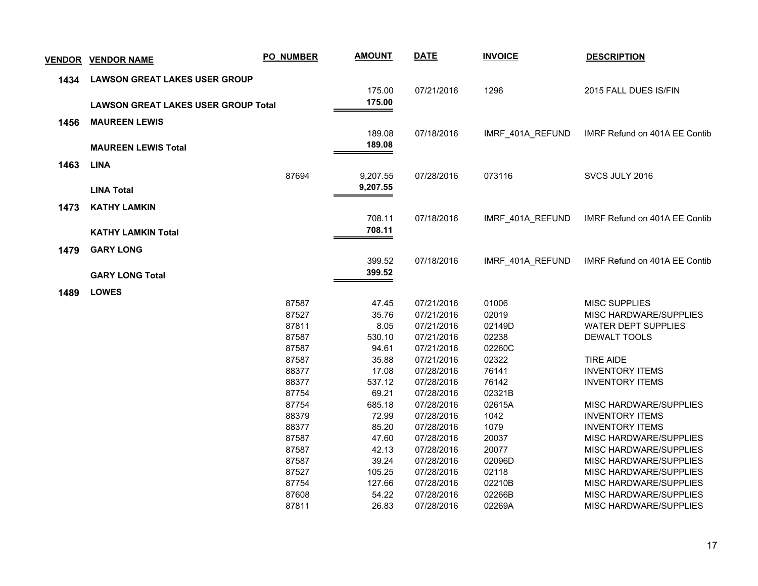| VENDOR | VENDOR NAME | PO_NUMBER | AMOUNT | DATE | INVOICE | DESCRIPTION |
|---|---|---|---|---|---|---|
| **1434** | **LAWSON GREAT LAKES USER GROUP** | | | | | |
| | | | 175.00 | 07/21/2016 | 1296 | 2015 FALL DUES IS/FIN |
| | **LAWSON GREAT LAKES USER GROUP Total** | | **175.00** | | | |
| **1456** | **MAUREEN LEWIS** | | | | | |
| | | | 189.08 | 07/18/2016 | IMRF_401A_REFUND | IMRF Refund on 401A EE Contib |
| | **MAUREEN LEWIS Total** | | **189.08** | | | |
| **1463** | **LINA** | | | | | |
| | | 87694 | 9,207.55 | 07/28/2016 | 073116 | SVCS JULY 2016 |
| | **LINA Total** | | **9,207.55** | | | |
| **1473** | **KATHY LAMKIN** | | | | | |
| | | | 708.11 | 07/18/2016 | IMRF_401A_REFUND | IMRF Refund on 401A EE Contib |
| | **KATHY LAMKIN Total** | | **708.11** | | | |
| **1479** | **GARY LONG** | | | | | |
| | | | 399.52 | 07/18/2016 | IMRF_401A_REFUND | IMRF Refund on 401A EE Contib |
| | **GARY LONG Total** | | **399.52** | | | |
| **1489** | **LOWES** | | | | | |
| | | 87587 | 47.45 | 07/21/2016 | 01006 | MISC SUPPLIES |
| | | 87527 | 35.76 | 07/21/2016 | 02019 | MISC HARDWARE/SUPPLIES |
| | | 87811 | 8.05 | 07/21/2016 | 02149D | WATER DEPT SUPPLIES |
| | | 87587 | 530.10 | 07/21/2016 | 02238 | DEWALT TOOLS |
| | | 87587 | 94.61 | 07/21/2016 | 02260C | |
| | | 87587 | 35.88 | 07/21/2016 | 02322 | TIRE AIDE |
| | | 88377 | 17.08 | 07/28/2016 | 76141 | INVENTORY ITEMS |
| | | 88377 | 537.12 | 07/28/2016 | 76142 | INVENTORY ITEMS |
| | | 87754 | 69.21 | 07/28/2016 | 02321B | |
| | | 87754 | 685.18 | 07/28/2016 | 02615A | MISC HARDWARE/SUPPLIES |
| | | 88379 | 72.99 | 07/28/2016 | 1042 | INVENTORY ITEMS |
| | | 88377 | 85.20 | 07/28/2016 | 1079 | INVENTORY ITEMS |
| | | 87587 | 47.60 | 07/28/2016 | 20037 | MISC HARDWARE/SUPPLIES |
| | | 87587 | 42.13 | 07/28/2016 | 20077 | MISC HARDWARE/SUPPLIES |
| | | 87587 | 39.24 | 07/28/2016 | 02096D | MISC HARDWARE/SUPPLIES |
| | | 87527 | 105.25 | 07/28/2016 | 02118 | MISC HARDWARE/SUPPLIES |
| | | 87754 | 127.66 | 07/28/2016 | 02210B | MISC HARDWARE/SUPPLIES |
| | | 87608 | 54.22 | 07/28/2016 | 02266B | MISC HARDWARE/SUPPLIES |
| | | 87811 | 26.83 | 07/28/2016 | 02269A | MISC HARDWARE/SUPPLIES |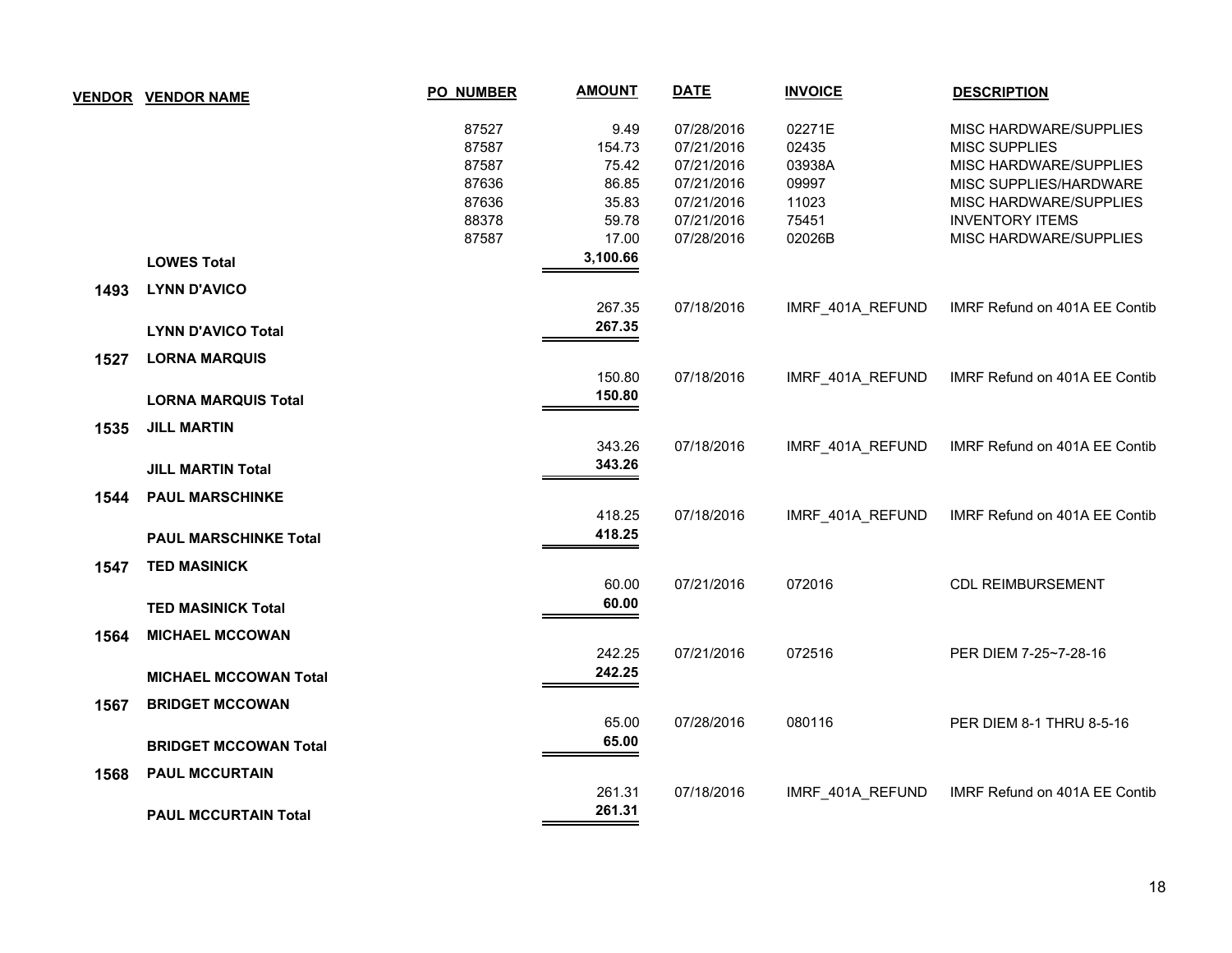| VENDOR | VENDOR NAME | PO_NUMBER | AMOUNT | DATE | INVOICE | DESCRIPTION |
|---|---|---|---|---|---|---|
| | | 87527 | 9.49 | 07/28/2016 | 02271E | MISC HARDWARE/SUPPLIES |
| | | 87587 | 154.73 | 07/21/2016 | 02435 | MISC SUPPLIES |
| | | 87587 | 75.42 | 07/21/2016 | 03938A | MISC HARDWARE/SUPPLIES |
| | | 87636 | 86.85 | 07/21/2016 | 09997 | MISC SUPPLIES/HARDWARE |
| | | 87636 | 35.83 | 07/21/2016 | 11023 | MISC HARDWARE/SUPPLIES |
| | | 88378 | 59.78 | 07/21/2016 | 75451 | INVENTORY ITEMS |
| | | 87587 | 17.00 | 07/28/2016 | 02026B | MISC HARDWARE/SUPPLIES |
| | **LOWES Total** | | **3,100.66** | | | |
| **1493** | **LYNN D'AVICO** | | | | | |
| | | | 267.35 | 07/18/2016 | IMRF_401A_REFUND | IMRF Refund on 401A EE Contib |
| | **LYNN D'AVICO Total** | | **267.35** | | | |
| **1527** | **LORNA MARQUIS** | | | | | |
| | | | 150.80 | 07/18/2016 | IMRF_401A_REFUND | IMRF Refund on 401A EE Contib |
| | **LORNA MARQUIS Total** | | **150.80** | | | |
| **1535** | **JILL MARTIN** | | | | | |
| | | | 343.26 | 07/18/2016 | IMRF_401A_REFUND | IMRF Refund on 401A EE Contib |
| | **JILL MARTIN Total** | | **343.26** | | | |
| **1544** | **PAUL MARSCHINKE** | | | | | |
| | | | 418.25 | 07/18/2016 | IMRF_401A_REFUND | IMRF Refund on 401A EE Contib |
| | **PAUL MARSCHINKE Total** | | **418.25** | | | |
| **1547** | **TED MASINICK** | | | | | |
| | | | 60.00 | 07/21/2016 | 072016 | CDL REIMBURSEMENT |
| | **TED MASINICK Total** | | **60.00** | | | |
| **1564** | **MICHAEL MCCOWAN** | | | | | |
| | | | 242.25 | 07/21/2016 | 072516 | PER DIEM 7-25~7-28-16 |
| | **MICHAEL MCCOWAN Total** | | **242.25** | | | |
| **1567** | **BRIDGET MCCOWAN** | | | | | |
| | | | 65.00 | 07/28/2016 | 080116 | PER DIEM 8-1 THRU 8-5-16 |
| | **BRIDGET MCCOWAN Total** | | **65.00** | | | |
| **1568** | **PAUL MCCURTAIN** | | | | | |
| | | | 261.31 | 07/18/2016 | IMRF_401A_REFUND | IMRF Refund on 401A EE Contib |
| | **PAUL MCCURTAIN Total** | | **261.31** | | | |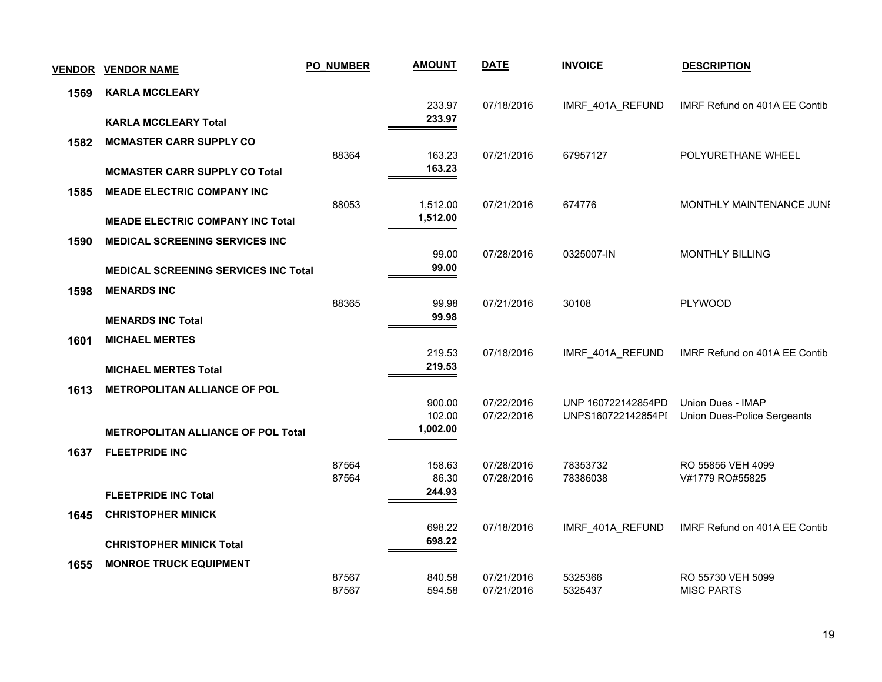| VENDOR | VENDOR NAME | PO NUMBER | AMOUNT | DATE | INVOICE | DESCRIPTION |
|---|---|---|---|---|---|---|
| 1569 | **KARLA MCCLEARY** | | | | | |
| | | | 233.97 | 07/18/2016 | IMRF_401A_REFUND | IMRF Refund on 401A EE Contib |
| | **KARLA MCCLEARY Total** | | **233.97** | | | |
| 1582 | **MCMASTER CARR SUPPLY CO** | | | | | |
| | | 88364 | 163.23 | 07/21/2016 | 67957127 | POLYURETHANE WHEEL |
| | **MCMASTER CARR SUPPLY CO Total** | | **163.23** | | | |
| 1585 | **MEADE ELECTRIC COMPANY INC** | | | | | |
| | | 88053 | 1,512.00 | 07/21/2016 | 674776 | MONTHLY MAINTENANCE JUNE |
| | **MEADE ELECTRIC COMPANY INC Total** | | **1,512.00** | | | |
| 1590 | **MEDICAL SCREENING SERVICES INC** | | | | | |
| | | | 99.00 | 07/28/2016 | 0325007-IN | MONTHLY BILLING |
| | **MEDICAL SCREENING SERVICES INC Total** | | **99.00** | | | |
| 1598 | **MENARDS INC** | | | | | |
| | | 88365 | 99.98 | 07/21/2016 | 30108 | PLYWOOD |
| | **MENARDS INC Total** | | **99.98** | | | |
| 1601 | **MICHAEL MERTES** | | | | | |
| | | | 219.53 | 07/18/2016 | IMRF_401A_REFUND | IMRF Refund on 401A EE Contib |
| | **MICHAEL MERTES Total** | | **219.53** | | | |
| 1613 | **METROPOLITAN ALLIANCE OF POL** | | | | | |
| | | | 900.00 | 07/22/2016 | UNP 160722142854PD | Union Dues - IMAP |
| | | | 102.00 | 07/22/2016 | UNPS160722142854PI | Union Dues-Police Sergeants |
| | **METROPOLITAN ALLIANCE OF POL Total** | | **1,002.00** | | | |
| 1637 | **FLEETPRIDE INC** | | | | | |
| | | 87564 | 158.63 | 07/28/2016 | 78353732 | RO 55856 VEH 4099 |
| | | 87564 | 86.30 | 07/28/2016 | 78386038 | V#1779 RO#55825 |
| | **FLEETPRIDE INC Total** | | **244.93** | | | |
| 1645 | **CHRISTOPHER MINICK** | | | | | |
| | | | 698.22 | 07/18/2016 | IMRF_401A_REFUND | IMRF Refund on 401A EE Contib |
| | **CHRISTOPHER MINICK Total** | | **698.22** | | | |
| 1655 | **MONROE TRUCK EQUIPMENT** | | | | | |
| | | 87567 | 840.58 | 07/21/2016 | 5325366 | RO 55730 VEH 5099 |
| | | 87567 | 594.58 | 07/21/2016 | 5325437 | MISC PARTS |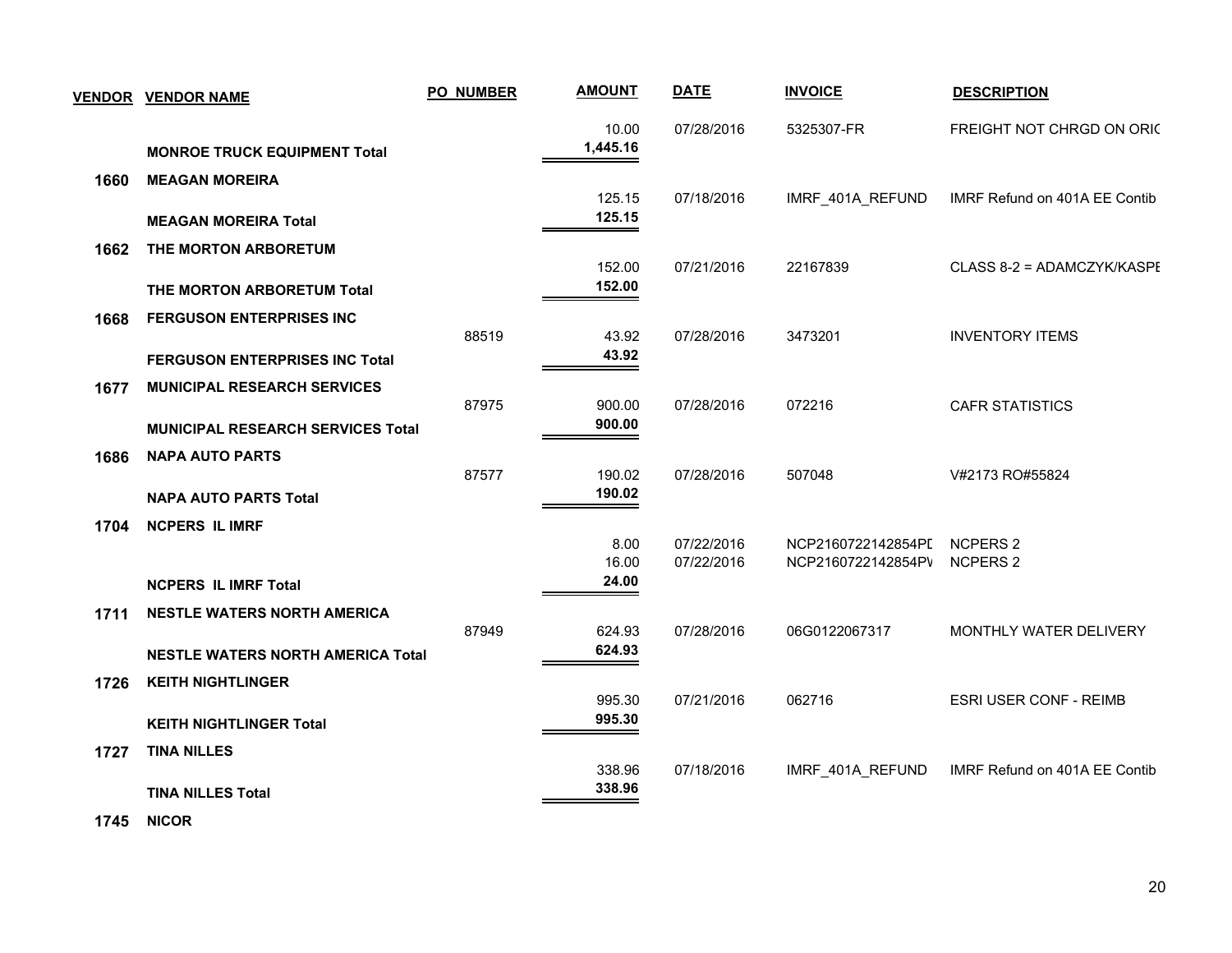| VENDOR | VENDOR NAME | PO_NUMBER | AMOUNT | DATE | INVOICE | DESCRIPTION |
|---|---|---|---|---|---|---|
| | | | 10.00 | 07/28/2016 | 5325307-FR | FREIGHT NOT CHRGD ON ORIC |
| | **MONROE TRUCK EQUIPMENT Total** | | **1,445.16** | | | |
| **1660** | **MEAGAN MOREIRA** | | | | | |
| | | | 125.15 | 07/18/2016 | IMRF_401A_REFUND | IMRF Refund on 401A EE Contib |
| | **MEAGAN MOREIRA Total** | | **125.15** | | | |
| **1662** | **THE MORTON ARBORETUM** | | | | | |
| | | | 152.00 | 07/21/2016 | 22167839 | CLASS 8-2 = ADAMCZYK/KASPE |
| | **THE MORTON ARBORETUM Total** | | **152.00** | | | |
| **1668** | **FERGUSON ENTERPRISES INC** | | | | | |
| | | 88519 | 43.92 | 07/28/2016 | 3473201 | INVENTORY ITEMS |
| | **FERGUSON ENTERPRISES INC Total** | | **43.92** | | | |
| **1677** | **MUNICIPAL RESEARCH SERVICES** | | | | | |
| | | 87975 | 900.00 | 07/28/2016 | 072216 | CAFR STATISTICS |
| | **MUNICIPAL RESEARCH SERVICES Total** | | **900.00** | | | |
| **1686** | **NAPA AUTO PARTS** | | | | | |
| | | 87577 | 190.02 | 07/28/2016 | 507048 | V#2173 RO#55824 |
| | **NAPA AUTO PARTS Total** | | **190.02** | | | |
| **1704** | **NCPERS IL IMRF** | | | | | |
| | | | 8.00 | 07/22/2016 | NCP2160722142854PD | NCPERS 2 |
| | | | 16.00 | 07/22/2016 | NCP2160722142854PV | NCPERS 2 |
| | **NCPERS IL IMRF Total** | | **24.00** | | | |
| **1711** | **NESTLE WATERS NORTH AMERICA** | | | | | |
| | | 87949 | 624.93 | 07/28/2016 | 06G0122067317 | MONTHLY WATER DELIVERY |
| | **NESTLE WATERS NORTH AMERICA Total** | | **624.93** | | | |
| **1726** | **KEITH NIGHTLINGER** | | | | | |
| | | | 995.30 | 07/21/2016 | 062716 | ESRI USER CONF - REIMB |
| | **KEITH NIGHTLINGER Total** | | **995.30** | | | |
| **1727** | **TINA NILLES** | | | | | |
| | | | 338.96 | 07/18/2016 | IMRF_401A_REFUND | IMRF Refund on 401A EE Contib |
| | **TINA NILLES Total** | | **338.96** | | | |
| **1745** | **NICOR** | | | | | |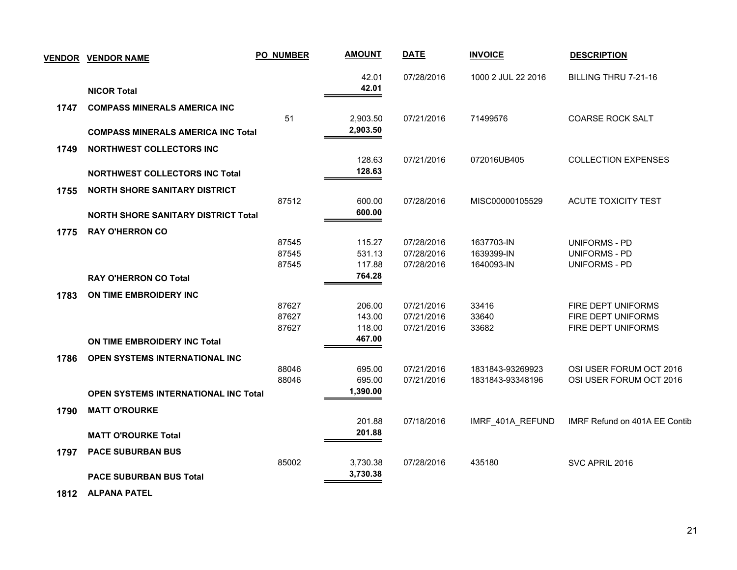| VENDOR | VENDOR NAME | PO_NUMBER | AMOUNT | DATE | INVOICE | DESCRIPTION |
|---|---|---|---|---|---|---|
| | | | 42.01 | 07/28/2016 | 1000 2 JUL 22 2016 | BILLING THRU 7-21-16 |
| | **NICOR Total** | | **42.01** | | | |
| **1747** | **COMPASS MINERALS AMERICA INC** | | | | | |
| | | 51 | 2,903.50 | 07/21/2016 | 71499576 | COARSE ROCK SALT |
| | **COMPASS MINERALS AMERICA INC Total** | | **2,903.50** | | | |
| **1749** | **NORTHWEST COLLECTORS INC** | | | | | |
| | | | 128.63 | 07/21/2016 | 072016UB405 | COLLECTION EXPENSES |
| | **NORTHWEST COLLECTORS INC Total** | | **128.63** | | | |
| **1755** | **NORTH SHORE SANITARY DISTRICT** | | | | | |
| | | 87512 | 600.00 | 07/28/2016 | MISC00000105529 | ACUTE TOXICITY TEST |
| | **NORTH SHORE SANITARY DISTRICT Total** | | **600.00** | | | |
| **1775** | **RAY O'HERRON CO** | | | | | |
| | | 87545 | 115.27 | 07/28/2016 | 1637703-IN | UNIFORMS - PD |
| | | 87545 | 531.13 | 07/28/2016 | 1639399-IN | UNIFORMS - PD |
| | | 87545 | 117.88 | 07/28/2016 | 1640093-IN | UNIFORMS - PD |
| | **RAY O'HERRON CO Total** | | **764.28** | | | |
| **1783** | **ON TIME EMBROIDERY INC** | | | | | |
| | | 87627 | 206.00 | 07/21/2016 | 33416 | FIRE DEPT UNIFORMS |
| | | 87627 | 143.00 | 07/21/2016 | 33640 | FIRE DEPT UNIFORMS |
| | | 87627 | 118.00 | 07/21/2016 | 33682 | FIRE DEPT UNIFORMS |
| | **ON TIME EMBROIDERY INC Total** | | **467.00** | | | |
| **1786** | **OPEN SYSTEMS INTERNATIONAL INC** | | | | | |
| | | 88046 | 695.00 | 07/21/2016 | 1831843-93269923 | OSI USER FORUM OCT 2016 |
| | | 88046 | 695.00 | 07/21/2016 | 1831843-93348196 | OSI USER FORUM OCT 2016 |
| | **OPEN SYSTEMS INTERNATIONAL INC Total** | | **1,390.00** | | | |
| **1790** | **MATT O'ROURKE** | | | | | |
| | | | 201.88 | 07/18/2016 | IMRF_401A_REFUND | IMRF Refund on 401A EE Contib |
| | **MATT O'ROURKE Total** | | **201.88** | | | |
| **1797** | **PACE SUBURBAN BUS** | | | | | |
| | | 85002 | 3,730.38 | 07/28/2016 | 435180 | SVC APRIL 2016 |
| | **PACE SUBURBAN BUS Total** | | **3,730.38** | | | |
| **1812** | **ALPANA PATEL** | | | | | |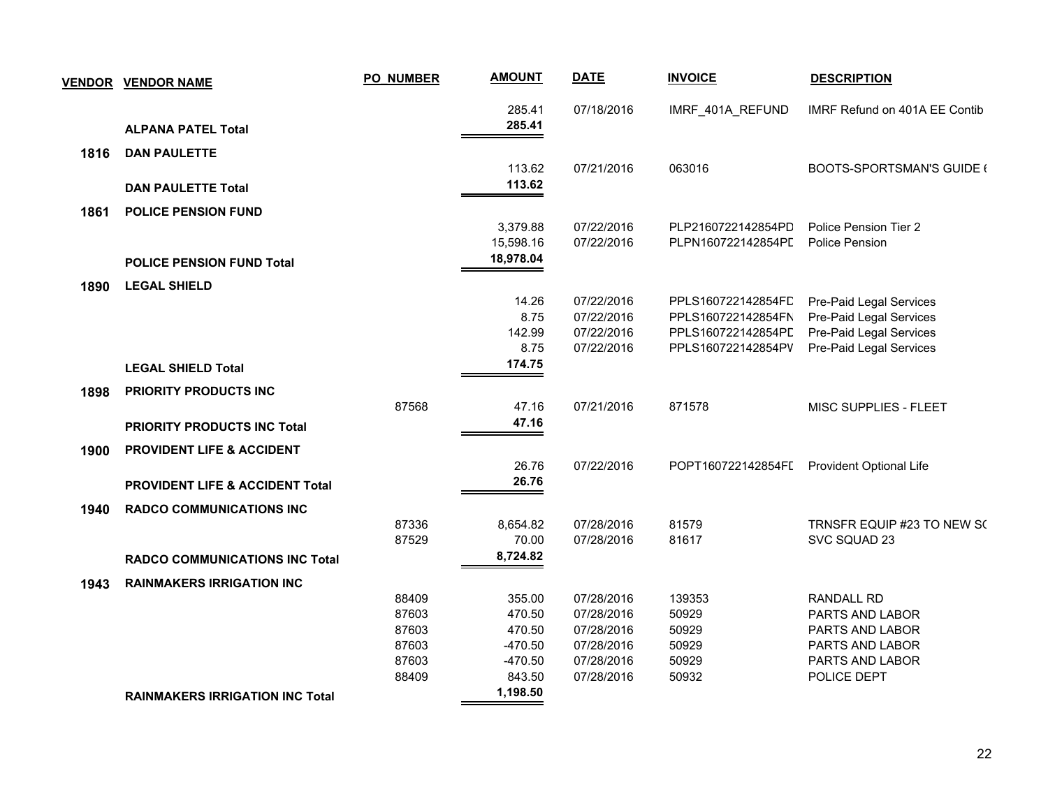| VENDOR | VENDOR NAME | PO_NUMBER | AMOUNT | DATE | INVOICE | DESCRIPTION |
|---|---|---|---|---|---|---|
| | | | 285.41 | 07/18/2016 | IMRF_401A_REFUND | IMRF Refund on 401A EE Contib |
| | **ALPANA PATEL Total** | | **285.41** | | | |
| **1816** | **DAN PAULETTE** | | | | | |
| | | | 113.62 | 07/21/2016 | 063016 | BOOTS-SPORTSMAN'S GUIDE ( |
| | **DAN PAULETTE Total** | | **113.62** | | | |
| **1861** | **POLICE PENSION FUND** | | | | | |
| | | | 3,379.88 | 07/22/2016 | PLP2160722142854PD | Police Pension Tier 2 |
| | | | 15,598.16 | 07/22/2016 | PLPN160722142854PD | Police Pension |
| | **POLICE PENSION FUND Total** | | **18,978.04** | | | |
| **1890** | **LEGAL SHIELD** | | | | | |
| | | | 14.26 | 07/22/2016 | PPLS160722142854FD | Pre-Paid Legal Services |
| | | | 8.75 | 07/22/2016 | PPLS160722142854FN | Pre-Paid Legal Services |
| | | | 142.99 | 07/22/2016 | PPLS160722142854PD | Pre-Paid Legal Services |
| | | | 8.75 | 07/22/2016 | PPLS160722142854PV | Pre-Paid Legal Services |
| | **LEGAL SHIELD Total** | | **174.75** | | | |
| **1898** | **PRIORITY PRODUCTS INC** | | | | | |
| | | 87568 | 47.16 | 07/21/2016 | 871578 | MISC SUPPLIES - FLEET |
| | **PRIORITY PRODUCTS INC Total** | | **47.16** | | | |
| **1900** | **PROVIDENT LIFE & ACCIDENT** | | | | | |
| | | | 26.76 | 07/22/2016 | POPT160722142854FD | Provident Optional Life |
| | **PROVIDENT LIFE & ACCIDENT Total** | | **26.76** | | | |
| **1940** | **RADCO COMMUNICATIONS INC** | | | | | |
| | | 87336 | 8,654.82 | 07/28/2016 | 81579 | TRNSFR EQUIP #23 TO NEW S( |
| | | 87529 | 70.00 | 07/28/2016 | 81617 | SVC SQUAD 23 |
| | **RADCO COMMUNICATIONS INC Total** | | **8,724.82** | | | |
| **1943** | **RAINMAKERS IRRIGATION INC** | | | | | |
| | | 88409 | 355.00 | 07/28/2016 | 139353 | RANDALL RD |
| | | 87603 | 470.50 | 07/28/2016 | 50929 | PARTS AND LABOR |
| | | 87603 | 470.50 | 07/28/2016 | 50929 | PARTS AND LABOR |
| | | 87603 | -470.50 | 07/28/2016 | 50929 | PARTS AND LABOR |
| | | 87603 | -470.50 | 07/28/2016 | 50929 | PARTS AND LABOR |
| | | 88409 | 843.50 | 07/28/2016 | 50932 | POLICE DEPT |
| | **RAINMAKERS IRRIGATION INC Total** | | **1,198.50** | | | |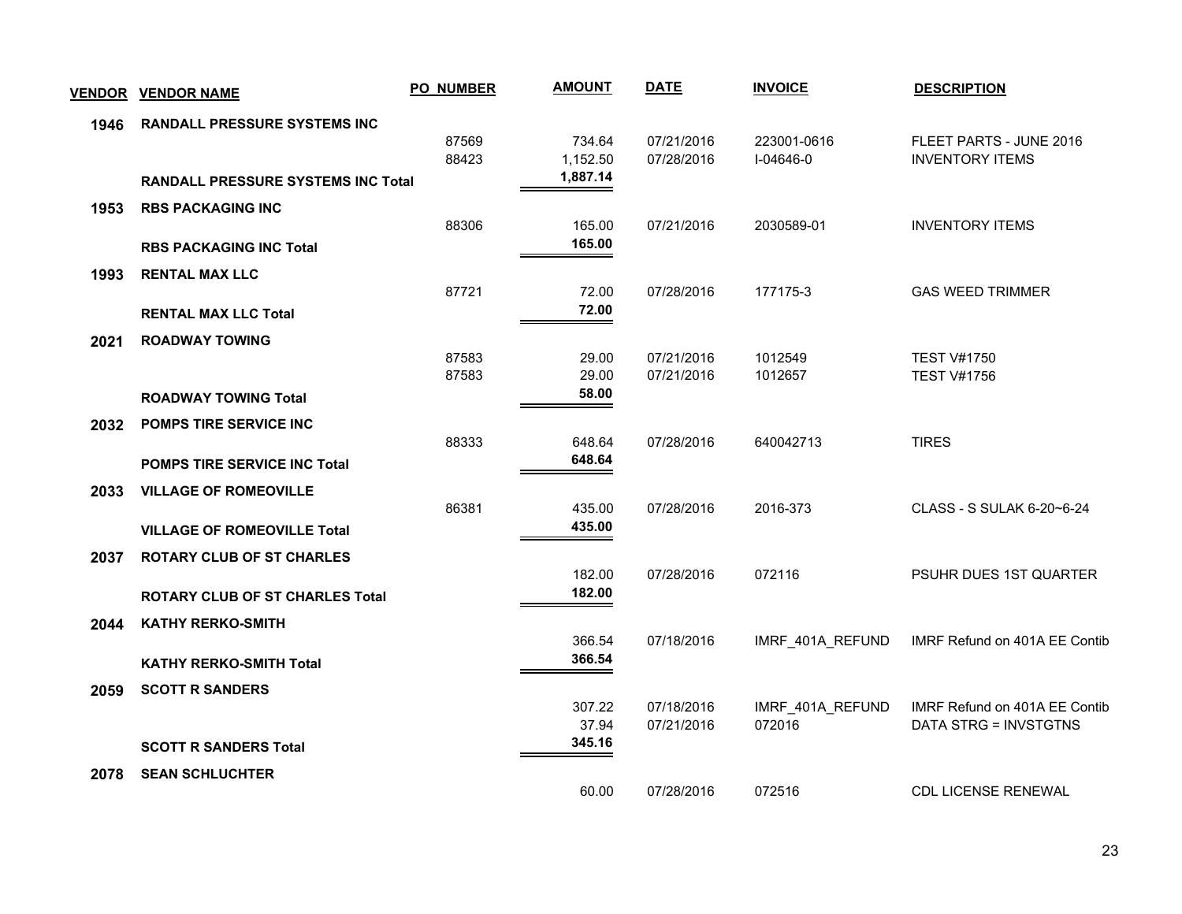| VENDOR | VENDOR NAME | PO_NUMBER | AMOUNT | DATE | INVOICE | DESCRIPTION |
|---|---|---|---|---|---|---|
| **1946** | **RANDALL PRESSURE SYSTEMS INC** | | | | | |
| | | 87569 | 734.64 | 07/21/2016 | 223001-0616 | FLEET PARTS - JUNE 2016 |
| | | 88423 | 1,152.50 | 07/28/2016 | I-04646-0 | INVENTORY ITEMS |
| | **RANDALL PRESSURE SYSTEMS INC Total** | | **1,887.14** | | | |
| **1953** | **RBS PACKAGING INC** | | | | | |
| | | 88306 | 165.00 | 07/21/2016 | 2030589-01 | INVENTORY ITEMS |
| | **RBS PACKAGING INC Total** | | **165.00** | | | |
| **1993** | **RENTAL MAX LLC** | | | | | |
| | | 87721 | 72.00 | 07/28/2016 | 177175-3 | GAS WEED TRIMMER |
| | **RENTAL MAX LLC Total** | | **72.00** | | | |
| **2021** | **ROADWAY TOWING** | | | | | |
| | | 87583 | 29.00 | 07/21/2016 | 1012549 | TEST V#1750 |
| | | 87583 | 29.00 | 07/21/2016 | 1012657 | TEST V#1756 |
| | **ROADWAY TOWING Total** | | **58.00** | | | |
| **2032** | **POMPS TIRE SERVICE INC** | | | | | |
| | | 88333 | 648.64 | 07/28/2016 | 640042713 | TIRES |
| | **POMPS TIRE SERVICE INC Total** | | **648.64** | | | |
| **2033** | **VILLAGE OF ROMEOVILLE** | | | | | |
| | | 86381 | 435.00 | 07/28/2016 | 2016-373 | CLASS - S SULAK 6-20~6-24 |
| | **VILLAGE OF ROMEOVILLE Total** | | **435.00** | | | |
| **2037** | **ROTARY CLUB OF ST CHARLES** | | | | | |
| | | | 182.00 | 07/28/2016 | 072116 | PSUHR DUES 1ST QUARTER |
| | **ROTARY CLUB OF ST CHARLES Total** | | **182.00** | | | |
| **2044** | **KATHY RERKO-SMITH** | | | | | |
| | | | 366.54 | 07/18/2016 | IMRF_401A_REFUND | IMRF Refund on 401A EE Contib |
| | **KATHY RERKO-SMITH Total** | | **366.54** | | | |
| **2059** | **SCOTT R SANDERS** | | | | | |
| | | | 307.22 | 07/18/2016 | IMRF_401A_REFUND | IMRF Refund on 401A EE Contib |
| | | | 37.94 | 07/21/2016 | 072016 | DATA STRG = INVSTGTNS |
| | **SCOTT R SANDERS Total** | | **345.16** | | | |
| **2078** | **SEAN SCHLUCHTER** | | | | | |
| | | | 60.00 | 07/28/2016 | 072516 | CDL LICENSE RENEWAL |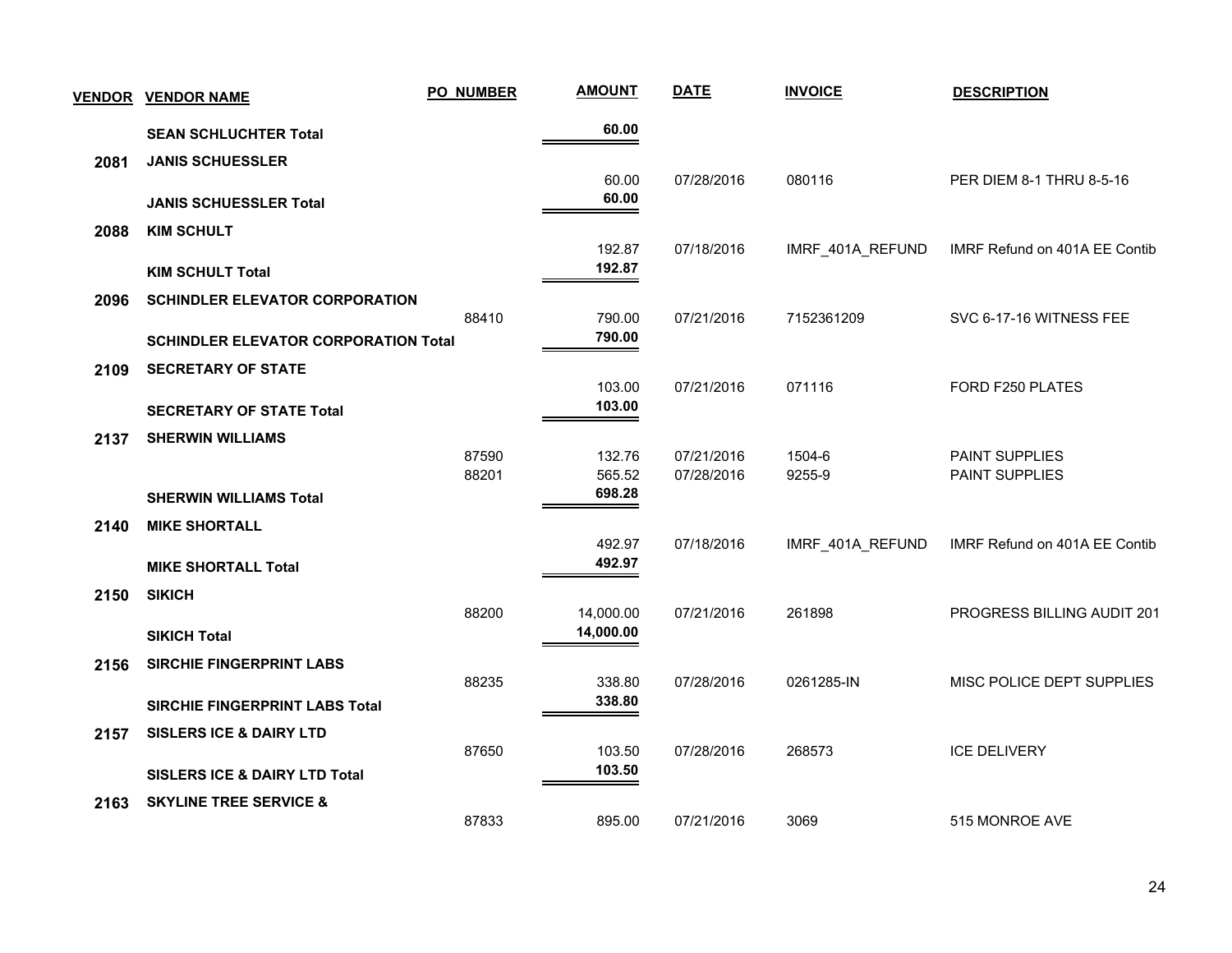| VENDOR | VENDOR NAME | PO_NUMBER | AMOUNT | DATE | INVOICE | DESCRIPTION |
|---|---|---|---|---|---|---|
| | **SEAN SCHLUCHTER Total** | | **60.00** | | | |
| **2081** | **JANIS SCHUESSLER** | | | | | |
| | | | 60.00 | 07/28/2016 | 080116 | PER DIEM 8-1 THRU 8-5-16 |
| | **JANIS SCHUESSLER Total** | | **60.00** | | | |
| **2088** | **KIM SCHULT** | | | | | |
| | | | 192.87 | 07/18/2016 | IMRF_401A_REFUND | IMRF Refund on 401A EE Contib |
| | **KIM SCHULT Total** | | **192.87** | | | |
| **2096** | **SCHINDLER ELEVATOR CORPORATION** | | | | | |
| | | 88410 | 790.00 | 07/21/2016 | 7152361209 | SVC 6-17-16 WITNESS FEE |
| | **SCHINDLER ELEVATOR CORPORATION Total** | | **790.00** | | | |
| **2109** | **SECRETARY OF STATE** | | | | | |
| | | | 103.00 | 07/21/2016 | 071116 | FORD F250 PLATES |
| | **SECRETARY OF STATE Total** | | **103.00** | | | |
| **2137** | **SHERWIN WILLIAMS** | | | | | |
| | | 87590 | 132.76 | 07/21/2016 | 1504-6 | PAINT SUPPLIES |
| | | 88201 | 565.52 | 07/28/2016 | 9255-9 | PAINT SUPPLIES |
| | **SHERWIN WILLIAMS Total** | | **698.28** | | | |
| **2140** | **MIKE SHORTALL** | | | | | |
| | | | 492.97 | 07/18/2016 | IMRF_401A_REFUND | IMRF Refund on 401A EE Contib |
| | **MIKE SHORTALL Total** | | **492.97** | | | |
| **2150** | **SIKICH** | | | | | |
| | | 88200 | 14,000.00 | 07/21/2016 | 261898 | PROGRESS BILLING AUDIT 201 |
| | **SIKICH Total** | | **14,000.00** | | | |
| **2156** | **SIRCHIE FINGERPRINT LABS** | | | | | |
| | | 88235 | 338.80 | 07/28/2016 | 0261285-IN | MISC POLICE DEPT SUPPLIES |
| | **SIRCHIE FINGERPRINT LABS Total** | | **338.80** | | | |
| **2157** | **SISLERS ICE & DAIRY LTD** | | | | | |
| | | 87650 | 103.50 | 07/28/2016 | 268573 | ICE DELIVERY |
| | **SISLERS ICE & DAIRY LTD Total** | | **103.50** | | | |
| **2163** | **SKYLINE TREE SERVICE &** | | | | | |
| | | 87833 | 895.00 | 07/21/2016 | 3069 | 515 MONROE AVE |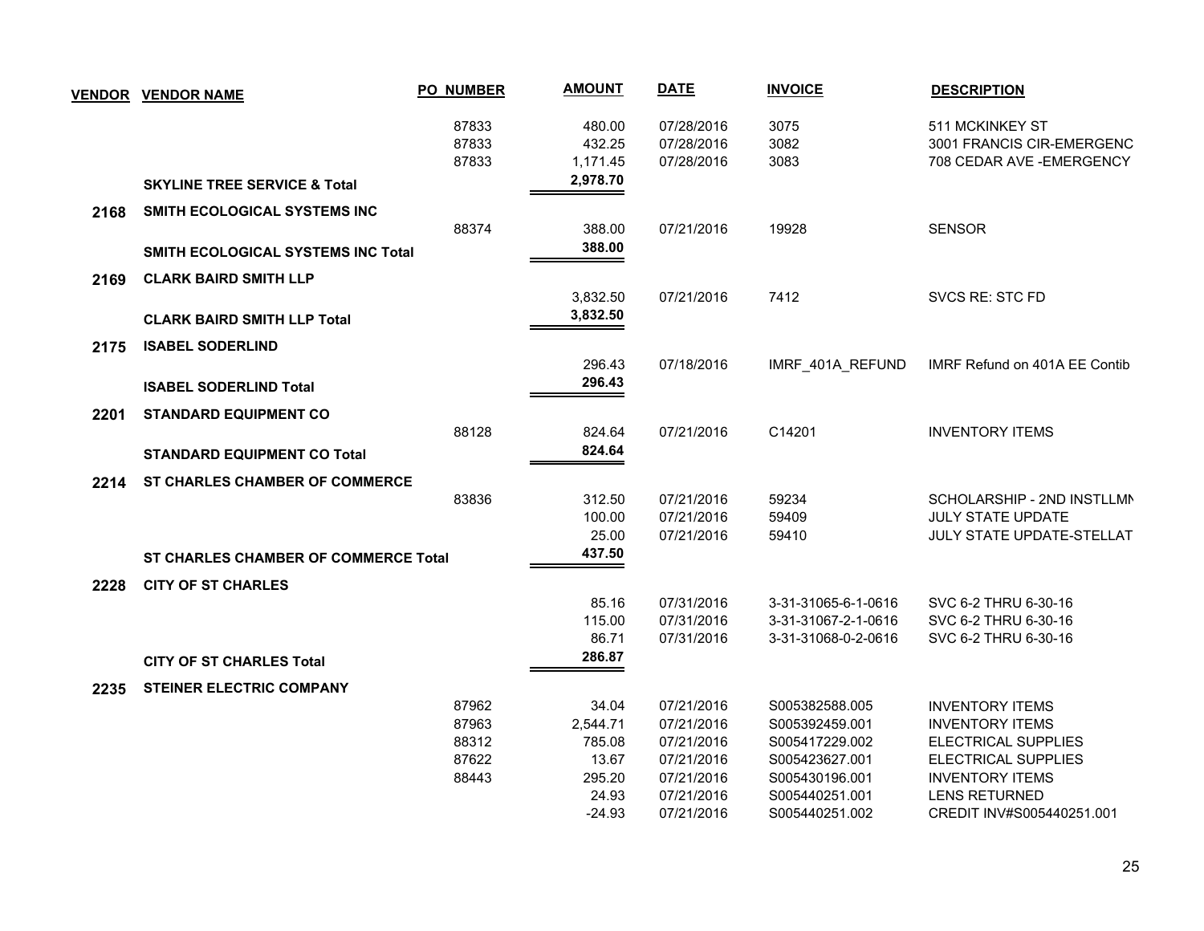| VENDOR | VENDOR NAME | PO NUMBER | AMOUNT | DATE | INVOICE | DESCRIPTION |
|---|---|---|---|---|---|---|
| | | 87833 | 480.00 | 07/28/2016 | 3075 | 511 MCKINKEY ST |
| | | 87833 | 432.25 | 07/28/2016 | 3082 | 3001 FRANCIS CIR-EMERGENC |
| | | 87833 | 1,171.45 | 07/28/2016 | 3083 | 708 CEDAR AVE -EMERGENCY |
| | **SKYLINE TREE SERVICE & Total** | | **2,978.70** | | | |
| **2168** | **SMITH ECOLOGICAL SYSTEMS INC** | | | | | |
| | | 88374 | 388.00 | 07/21/2016 | 19928 | SENSOR |
| | **SMITH ECOLOGICAL SYSTEMS INC Total** | | **388.00** | | | |
| **2169** | **CLARK BAIRD SMITH LLP** | | | | | |
| | | | 3,832.50 | 07/21/2016 | 7412 | SVCS RE: STC FD |
| | **CLARK BAIRD SMITH LLP Total** | | **3,832.50** | | | |
| **2175** | **ISABEL SODERLIND** | | | | | |
| | | | 296.43 | 07/18/2016 | IMRF_401A_REFUND | IMRF Refund on 401A EE Contib |
| | **ISABEL SODERLIND Total** | | **296.43** | | | |
| **2201** | **STANDARD EQUIPMENT CO** | | | | | |
| | | 88128 | 824.64 | 07/21/2016 | C14201 | INVENTORY ITEMS |
| | **STANDARD EQUIPMENT CO Total** | | **824.64** | | | |
| **2214** | **ST CHARLES CHAMBER OF COMMERCE** | | | | | |
| | | 83836 | 312.50 | 07/21/2016 | 59234 | SCHOLARSHIP - 2ND INSTLLMN |
| | | | 100.00 | 07/21/2016 | 59409 | JULY STATE UPDATE |
| | | | 25.00 | 07/21/2016 | 59410 | JULY STATE UPDATE-STELLAT |
| | **ST CHARLES CHAMBER OF COMMERCE Total** | | **437.50** | | | |
| **2228** | **CITY OF ST CHARLES** | | | | | |
| | | | 85.16 | 07/31/2016 | 3-31-31065-6-1-0616 | SVC 6-2 THRU 6-30-16 |
| | | | 115.00 | 07/31/2016 | 3-31-31067-2-1-0616 | SVC 6-2 THRU 6-30-16 |
| | | | 86.71 | 07/31/2016 | 3-31-31068-0-2-0616 | SVC 6-2 THRU 6-30-16 |
| | **CITY OF ST CHARLES Total** | | **286.87** | | | |
| **2235** | **STEINER ELECTRIC COMPANY** | | | | | |
| | | 87962 | 34.04 | 07/21/2016 | S005382588.005 | INVENTORY ITEMS |
| | | 87963 | 2,544.71 | 07/21/2016 | S005392459.001 | INVENTORY ITEMS |
| | | 88312 | 785.08 | 07/21/2016 | S005417229.002 | ELECTRICAL SUPPLIES |
| | | 87622 | 13.67 | 07/21/2016 | S005423627.001 | ELECTRICAL SUPPLIES |
| | | 88443 | 295.20 | 07/21/2016 | S005430196.001 | INVENTORY ITEMS |
| | | | 24.93 | 07/21/2016 | S005440251.001 | LENS RETURNED |
| | | | -24.93 | 07/21/2016 | S005440251.002 | CREDIT INV#S005440251.001 |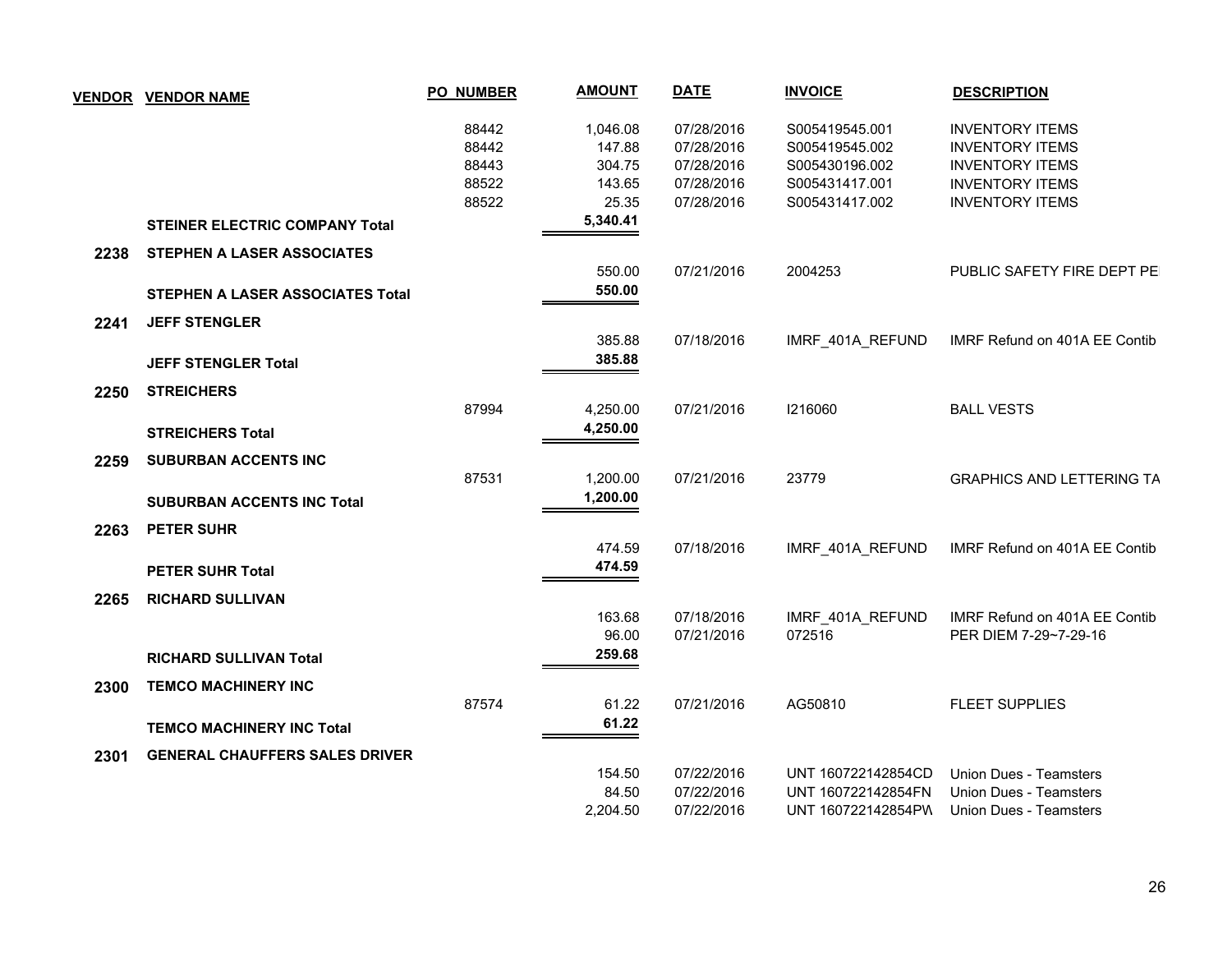| VENDOR | VENDOR NAME | PO_NUMBER | AMOUNT | DATE | INVOICE | DESCRIPTION |
|---|---|---|---|---|---|---|
| | | 88442 | 1,046.08 | 07/28/2016 | S005419545.001 | INVENTORY ITEMS |
| | | 88442 | 147.88 | 07/28/2016 | S005419545.002 | INVENTORY ITEMS |
| | | 88443 | 304.75 | 07/28/2016 | S005430196.002 | INVENTORY ITEMS |
| | | 88522 | 143.65 | 07/28/2016 | S005431417.001 | INVENTORY ITEMS |
| | | 88522 | 25.35 | 07/28/2016 | S005431417.002 | INVENTORY ITEMS |
| | **STEINER ELECTRIC COMPANY Total** | | **5,340.41** | | | |
| **2238** | **STEPHEN A LASER ASSOCIATES** | | | | | |
| | | | 550.00 | 07/21/2016 | 2004253 | PUBLIC SAFETY FIRE DEPT PE |
| | **STEPHEN A LASER ASSOCIATES Total** | | **550.00** | | | |
| **2241** | **JEFF STENGLER** | | | | | |
| | | | 385.88 | 07/18/2016 | IMRF_401A_REFUND | IMRF Refund on 401A EE Contib |
| | **JEFF STENGLER Total** | | **385.88** | | | |
| **2250** | **STREICHERS** | | | | | |
| | | 87994 | 4,250.00 | 07/21/2016 | I216060 | BALL VESTS |
| | **STREICHERS Total** | | **4,250.00** | | | |
| **2259** | **SUBURBAN ACCENTS INC** | | | | | |
| | | 87531 | 1,200.00 | 07/21/2016 | 23779 | GRAPHICS AND LETTERING TA |
| | **SUBURBAN ACCENTS INC Total** | | **1,200.00** | | | |
| **2263** | **PETER SUHR** | | | | | |
| | | | 474.59 | 07/18/2016 | IMRF_401A_REFUND | IMRF Refund on 401A EE Contib |
| | **PETER SUHR Total** | | **474.59** | | | |
| **2265** | **RICHARD SULLIVAN** | | | | | |
| | | | 163.68 | 07/18/2016 | IMRF_401A_REFUND | IMRF Refund on 401A EE Contib |
| | | | 96.00 | 07/21/2016 | 072516 | PER DIEM 7-29~7-29-16 |
| | **RICHARD SULLIVAN Total** | | **259.68** | | | |
| **2300** | **TEMCO MACHINERY INC** | | | | | |
| | | 87574 | 61.22 | 07/21/2016 | AG50810 | FLEET SUPPLIES |
| | **TEMCO MACHINERY INC Total** | | **61.22** | | | |
| **2301** | **GENERAL CHAUFFERS SALES DRIVER** | | | | | |
| | | | 154.50 | 07/22/2016 | UNT 160722142854CD | Union Dues - Teamsters |
| | | | 84.50 | 07/22/2016 | UNT 160722142854FN | Union Dues - Teamsters |
| | | | 2,204.50 | 07/22/2016 | UNT 160722142854PW | Union Dues - Teamsters |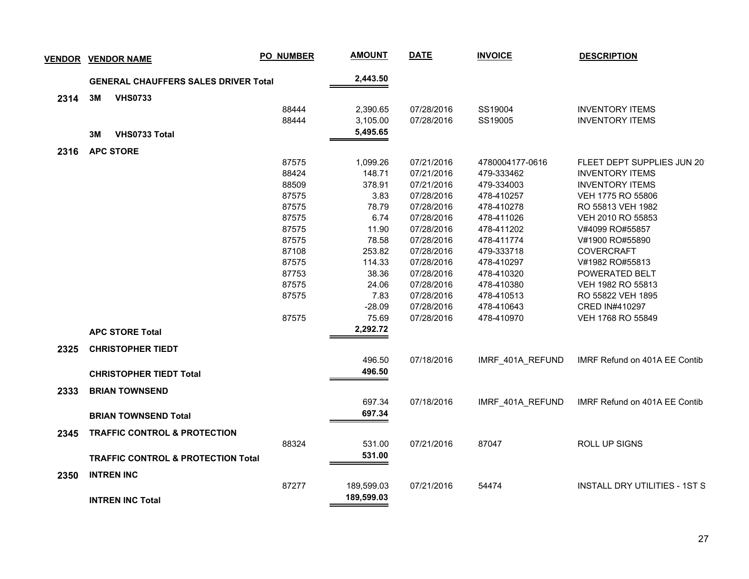| VENDOR | VENDOR NAME | PO_NUMBER | AMOUNT | DATE | INVOICE | DESCRIPTION |
|---|---|---|---|---|---|---|
| | **GENERAL CHAUFFERS SALES DRIVER Total** | | **2,443.50** | | | |
| **2314** | **3M VHS0733** | | | | | |
| | | 88444 | 2,390.65 | 07/28/2016 | SS19004 | INVENTORY ITEMS |
| | | 88444 | 3,105.00 | 07/28/2016 | SS19005 | INVENTORY ITEMS |
| | **3M VHS0733 Total** | | **5,495.65** | | | |
| **2316** | **APC STORE** | | | | | |
| | | 87575 | 1,099.26 | 07/21/2016 | 4780004177-0616 | FLEET DEPT SUPPLIES JUN 20 |
| | | 88424 | 148.71 | 07/21/2016 | 479-333462 | INVENTORY ITEMS |
| | | 88509 | 378.91 | 07/21/2016 | 479-334003 | INVENTORY ITEMS |
| | | 87575 | 3.83 | 07/28/2016 | 478-410257 | VEH 1775 RO 55806 |
| | | 87575 | 78.79 | 07/28/2016 | 478-410278 | RO 55813 VEH 1982 |
| | | 87575 | 6.74 | 07/28/2016 | 478-411026 | VEH 2010 RO 55853 |
| | | 87575 | 11.90 | 07/28/2016 | 478-411202 | V#4099 RO#55857 |
| | | 87575 | 78.58 | 07/28/2016 | 478-411774 | V#1900 RO#55890 |
| | | 87108 | 253.82 | 07/28/2016 | 479-333718 | COVERCRAFT |
| | | 87575 | 114.33 | 07/28/2016 | 478-410297 | V#1982 RO#55813 |
| | | 87753 | 38.36 | 07/28/2016 | 478-410320 | POWERATED BELT |
| | | 87575 | 24.06 | 07/28/2016 | 478-410380 | VEH 1982 RO 55813 |
| | | 87575 | 7.83 | 07/28/2016 | 478-410513 | RO 55822 VEH 1895 |
| | | | -28.09 | 07/28/2016 | 478-410643 | CRED IN#410297 |
| | | 87575 | 75.69 | 07/28/2016 | 478-410970 | VEH 1768 RO 55849 |
| | **APC STORE Total** | | **2,292.72** | | | |
| **2325** | **CHRISTOPHER TIEDT** | | | | | |
| | | | 496.50 | 07/18/2016 | IMRF_401A_REFUND | IMRF Refund on 401A EE Contib |
| | **CHRISTOPHER TIEDT Total** | | **496.50** | | | |
| **2333** | **BRIAN TOWNSEND** | | | | | |
| | | | 697.34 | 07/18/2016 | IMRF_401A_REFUND | IMRF Refund on 401A EE Contib |
| | **BRIAN TOWNSEND Total** | | **697.34** | | | |
| **2345** | **TRAFFIC CONTROL & PROTECTION** | | | | | |
| | | 88324 | 531.00 | 07/21/2016 | 87047 | ROLL UP SIGNS |
| | **TRAFFIC CONTROL & PROTECTION Total** | | **531.00** | | | |
| **2350** | **INTREN INC** | | | | | |
| | | 87277 | 189,599.03 | 07/21/2016 | 54474 | INSTALL DRY UTILITIES - 1ST S |
| | **INTREN INC Total** | | **189,599.03** | | | |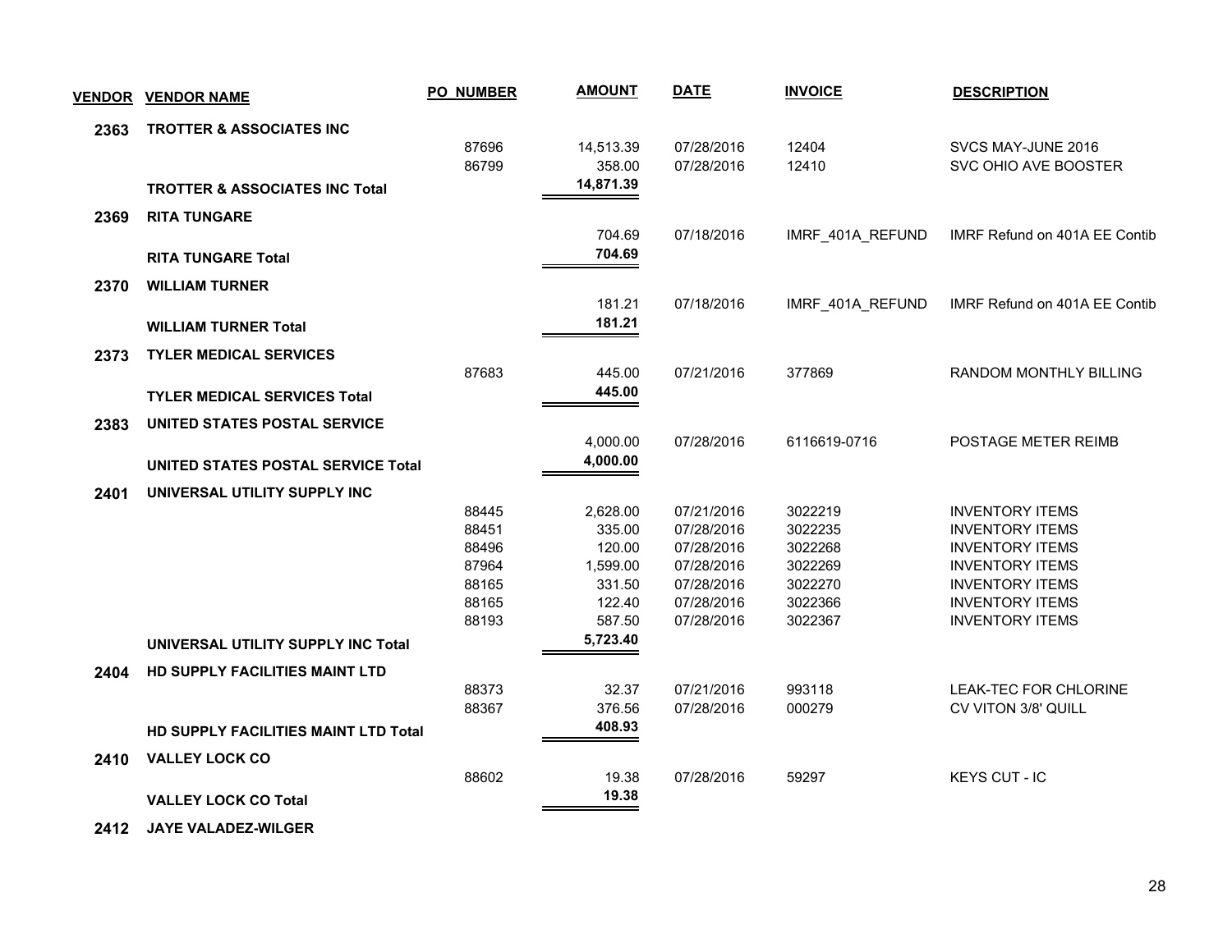| VENDOR | VENDOR NAME | PO NUMBER | AMOUNT | DATE | INVOICE | DESCRIPTION |
|---|---|---|---|---|---|---|
| 2363 | TROTTER & ASSOCIATES INC | | | | | |
| | | 87696 | 14,513.39 | 07/28/2016 | 12404 | SVCS MAY-JUNE 2016 |
| | | 86799 | 358.00 | 07/28/2016 | 12410 | SVC OHIO AVE BOOSTER |
| | **TROTTER & ASSOCIATES INC Total** | | **14,871.39** | | | |
| 2369 | RITA TUNGARE | | | | | |
| | | | 704.69 | 07/18/2016 | IMRF_401A_REFUND | IMRF Refund on 401A EE Contib |
| | **RITA TUNGARE Total** | | **704.69** | | | |
| 2370 | WILLIAM TURNER | | | | | |
| | | | 181.21 | 07/18/2016 | IMRF_401A_REFUND | IMRF Refund on 401A EE Contib |
| | **WILLIAM TURNER Total** | | **181.21** | | | |
| 2373 | TYLER MEDICAL SERVICES | | | | | |
| | | 87683 | 445.00 | 07/21/2016 | 377869 | RANDOM MONTHLY BILLING |
| | **TYLER MEDICAL SERVICES Total** | | **445.00** | | | |
| 2383 | UNITED STATES POSTAL SERVICE | | | | | |
| | | | 4,000.00 | 07/28/2016 | 6116619-0716 | POSTAGE METER REIMB |
| | **UNITED STATES POSTAL SERVICE Total** | | **4,000.00** | | | |
| 2401 | UNIVERSAL UTILITY SUPPLY INC | | | | | |
| | | 88445 | 2,628.00 | 07/21/2016 | 3022219 | INVENTORY ITEMS |
| | | 88451 | 335.00 | 07/28/2016 | 3022235 | INVENTORY ITEMS |
| | | 88496 | 120.00 | 07/28/2016 | 3022268 | INVENTORY ITEMS |
| | | 87964 | 1,599.00 | 07/28/2016 | 3022269 | INVENTORY ITEMS |
| | | 88165 | 331.50 | 07/28/2016 | 3022270 | INVENTORY ITEMS |
| | | 88165 | 122.40 | 07/28/2016 | 3022366 | INVENTORY ITEMS |
| | | 88193 | 587.50 | 07/28/2016 | 3022367 | INVENTORY ITEMS |
| | **UNIVERSAL UTILITY SUPPLY INC Total** | | **5,723.40** | | | |
| 2404 | HD SUPPLY FACILITIES MAINT LTD | | | | | |
| | | 88373 | 32.37 | 07/21/2016 | 993118 | LEAK-TEC FOR CHLORINE |
| | | 88367 | 376.56 | 07/28/2016 | 000279 | CV VITON 3/8' QUILL |
| | **HD SUPPLY FACILITIES MAINT LTD Total** | | **408.93** | | | |
| 2410 | VALLEY LOCK CO | | | | | |
| | | 88602 | 19.38 | 07/28/2016 | 59297 | KEYS CUT - IC |
| | **VALLEY LOCK CO Total** | | **19.38** | | | |
| 2412 | JAYE VALADEZ-WILGER | | | | | |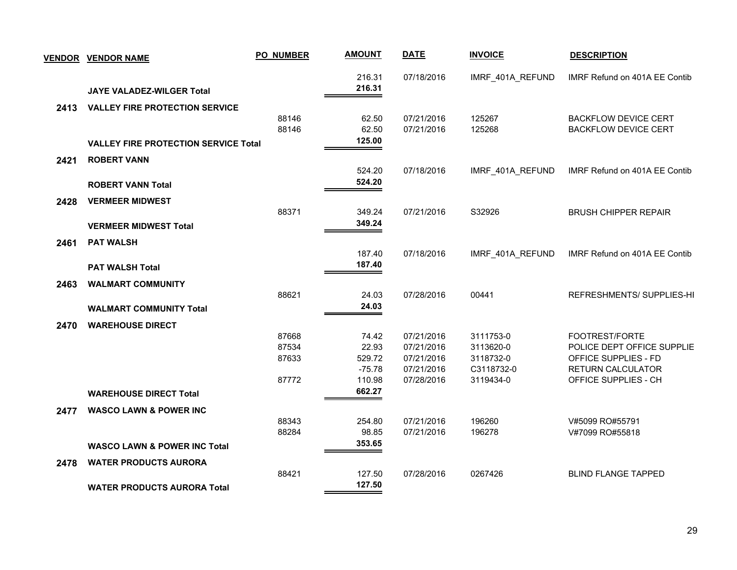| VENDOR | VENDOR NAME | PO NUMBER | AMOUNT | DATE | INVOICE | DESCRIPTION |
|---|---|---|---|---|---|---|
| | | | 216.31 | 07/18/2016 | IMRF_401A_REFUND | IMRF Refund on 401A EE Contib |
| | **JAYE VALADEZ-WILGER Total** | | **216.31** | | | |
| **2413** | **VALLEY FIRE PROTECTION SERVICE** | | | | | |
| | | 88146 | 62.50 | 07/21/2016 | 125267 | BACKFLOW DEVICE CERT |
| | | 88146 | 62.50 | 07/21/2016 | 125268 | BACKFLOW DEVICE CERT |
| | **VALLEY FIRE PROTECTION SERVICE Total** | | **125.00** | | | |
| **2421** | **ROBERT VANN** | | | | | |
| | | | 524.20 | 07/18/2016 | IMRF_401A_REFUND | IMRF Refund on 401A EE Contib |
| | **ROBERT VANN Total** | | **524.20** | | | |
| **2428** | **VERMEER MIDWEST** | | | | | |
| | | 88371 | 349.24 | 07/21/2016 | S32926 | BRUSH CHIPPER REPAIR |
| | **VERMEER MIDWEST Total** | | **349.24** | | | |
| **2461** | **PAT WALSH** | | | | | |
| | | | 187.40 | 07/18/2016 | IMRF_401A_REFUND | IMRF Refund on 401A EE Contib |
| | **PAT WALSH Total** | | **187.40** | | | |
| **2463** | **WALMART COMMUNITY** | | | | | |
| | | 88621 | 24.03 | 07/28/2016 | 00441 | REFRESHMENTS/ SUPPLIES-HI |
| | **WALMART COMMUNITY Total** | | **24.03** | | | |
| **2470** | **WAREHOUSE DIRECT** | | | | | |
| | | 87668 | 74.42 | 07/21/2016 | 3111753-0 | FOOTREST/FORTE |
| | | 87534 | 22.93 | 07/21/2016 | 3113620-0 | POLICE DEPT OFFICE SUPPLIE |
| | | 87633 | 529.72 | 07/21/2016 | 3118732-0 | OFFICE SUPPLIES - FD |
| | | | -75.78 | 07/21/2016 | C3118732-0 | RETURN CALCULATOR |
| | | 87772 | 110.98 | 07/28/2016 | 3119434-0 | OFFICE SUPPLIES - CH |
| | **WAREHOUSE DIRECT Total** | | **662.27** | | | |
| **2477** | **WASCO LAWN & POWER INC** | | | | | |
| | | 88343 | 254.80 | 07/21/2016 | 196260 | V#5099 RO#55791 |
| | | 88284 | 98.85 | 07/21/2016 | 196278 | V#7099 RO#55818 |
| | **WASCO LAWN & POWER INC Total** | | **353.65** | | | |
| **2478** | **WATER PRODUCTS AURORA** | | | | | |
| | | 88421 | 127.50 | 07/28/2016 | 0267426 | BLIND FLANGE TAPPED |
| | **WATER PRODUCTS AURORA Total** | | **127.50** | | | |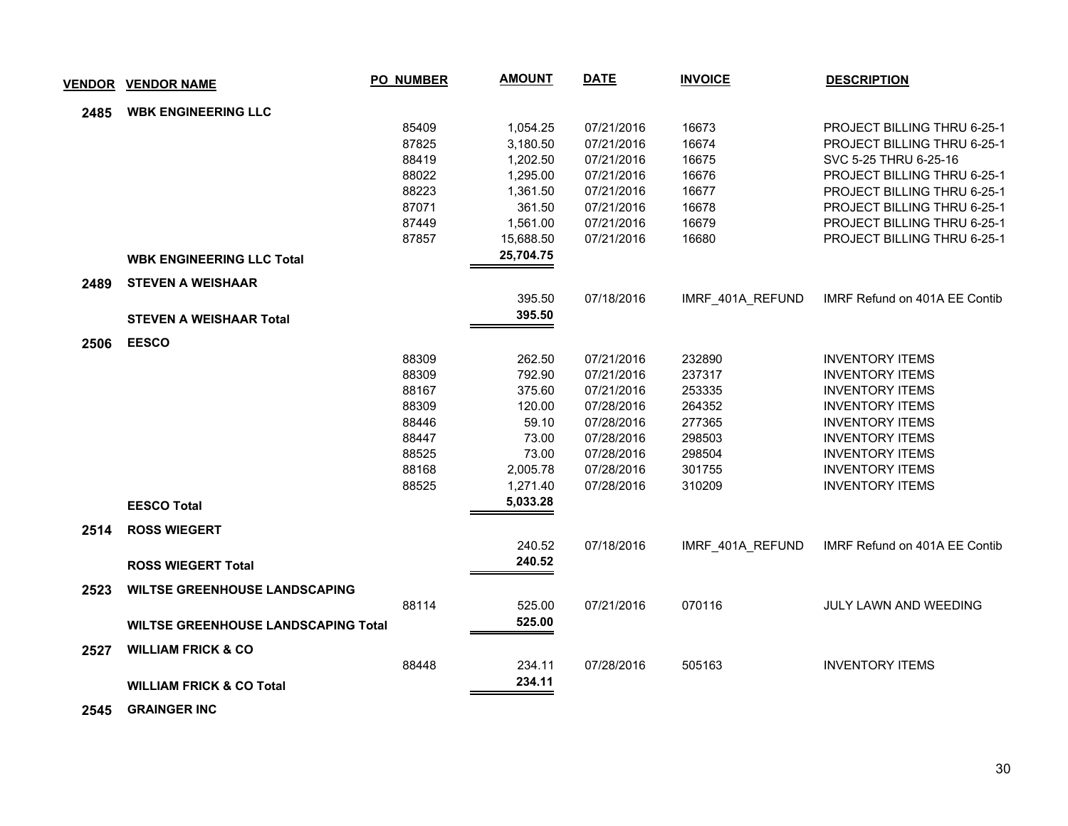| VENDOR | VENDOR NAME | PO_NUMBER | AMOUNT | DATE | INVOICE | DESCRIPTION |
|---|---|---|---|---|---|---|
| 2485 | WBK ENGINEERING LLC | | | | | |
| | | 85409 | 1,054.25 | 07/21/2016 | 16673 | PROJECT BILLING THRU 6-25-1 |
| | | 87825 | 3,180.50 | 07/21/2016 | 16674 | PROJECT BILLING THRU 6-25-1 |
| | | 88419 | 1,202.50 | 07/21/2016 | 16675 | SVC 5-25 THRU 6-25-16 |
| | | 88022 | 1,295.00 | 07/21/2016 | 16676 | PROJECT BILLING THRU 6-25-1 |
| | | 88223 | 1,361.50 | 07/21/2016 | 16677 | PROJECT BILLING THRU 6-25-1 |
| | | 87071 | 361.50 | 07/21/2016 | 16678 | PROJECT BILLING THRU 6-25-1 |
| | | 87449 | 1,561.00 | 07/21/2016 | 16679 | PROJECT BILLING THRU 6-25-1 |
| | | 87857 | 15,688.50 | 07/21/2016 | 16680 | PROJECT BILLING THRU 6-25-1 |
| | **WBK ENGINEERING LLC Total** | | **25,704.75** | | | |
| 2489 | STEVEN A WEISHAAR | | | | | |
| | | | 395.50 | 07/18/2016 | IMRF_401A_REFUND | IMRF Refund on 401A EE Contib |
| | **STEVEN A WEISHAAR Total** | | **395.50** | | | |
| 2506 | EESCO | | | | | |
| | | 88309 | 262.50 | 07/21/2016 | 232890 | INVENTORY ITEMS |
| | | 88309 | 792.90 | 07/21/2016 | 237317 | INVENTORY ITEMS |
| | | 88167 | 375.60 | 07/21/2016 | 253335 | INVENTORY ITEMS |
| | | 88309 | 120.00 | 07/28/2016 | 264352 | INVENTORY ITEMS |
| | | 88446 | 59.10 | 07/28/2016 | 277365 | INVENTORY ITEMS |
| | | 88447 | 73.00 | 07/28/2016 | 298503 | INVENTORY ITEMS |
| | | 88525 | 73.00 | 07/28/2016 | 298504 | INVENTORY ITEMS |
| | | 88168 | 2,005.78 | 07/28/2016 | 301755 | INVENTORY ITEMS |
| | | 88525 | 1,271.40 | 07/28/2016 | 310209 | INVENTORY ITEMS |
| | **EESCO Total** | | **5,033.28** | | | |
| 2514 | ROSS WIEGERT | | | | | |
| | | | 240.52 | 07/18/2016 | IMRF_401A_REFUND | IMRF Refund on 401A EE Contib |
| | **ROSS WIEGERT Total** | | **240.52** | | | |
| 2523 | WILTSE GREENHOUSE LANDSCAPING | | | | | |
| | | 88114 | 525.00 | 07/21/2016 | 070116 | JULY LAWN AND WEEDING |
| | **WILTSE GREENHOUSE LANDSCAPING Total** | | **525.00** | | | |
| 2527 | WILLIAM FRICK & CO | | | | | |
| | | 88448 | 234.11 | 07/28/2016 | 505163 | INVENTORY ITEMS |
| | **WILLIAM FRICK & CO Total** | | **234.11** | | | |
| 2545 | GRAINGER INC | | | | | |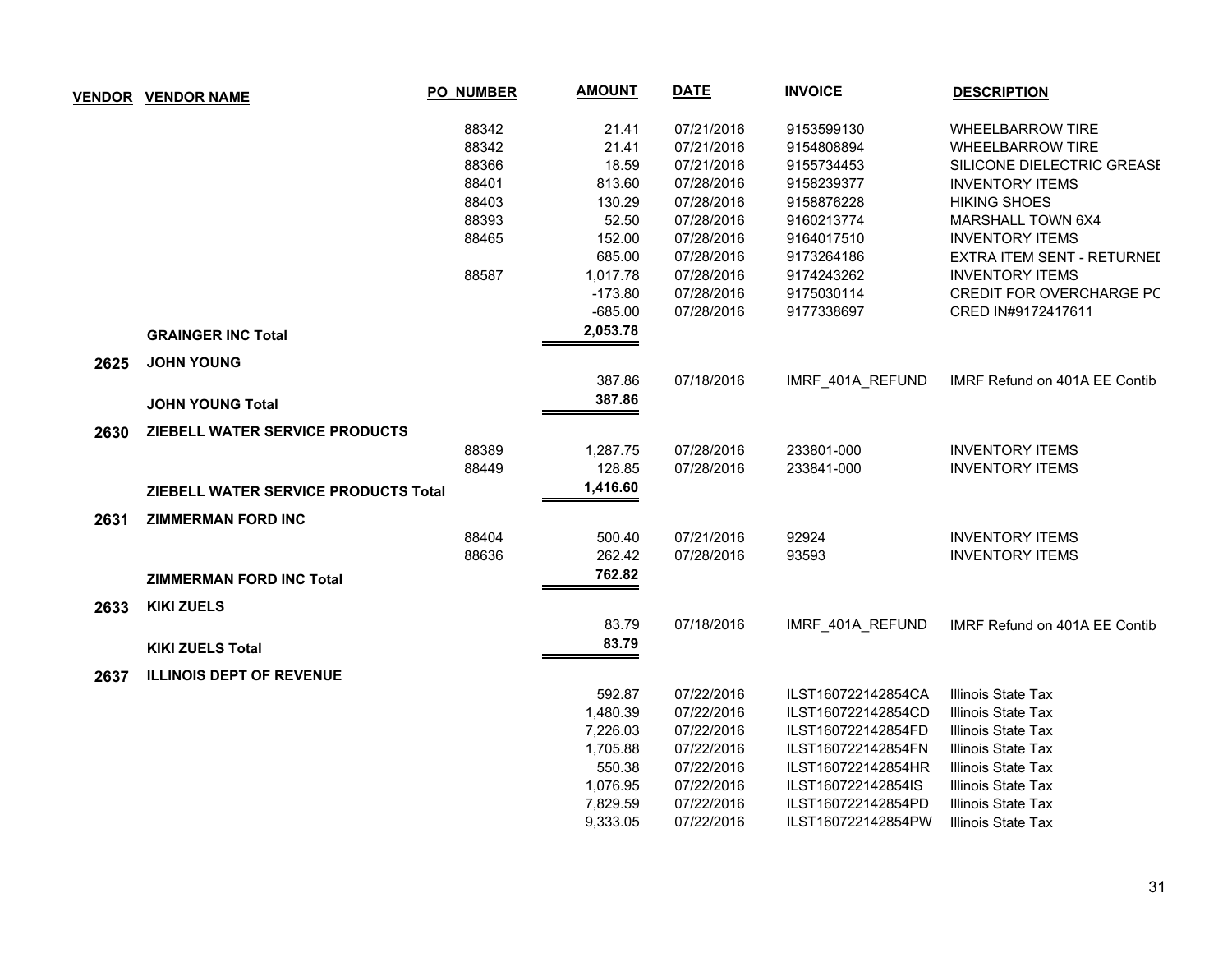| VENDOR | VENDOR NAME | PO NUMBER | AMOUNT | DATE | INVOICE | DESCRIPTION |
|---|---|---|---|---|---|---|
| | | 88342 | 21.41 | 07/21/2016 | 9153599130 | WHEELBARROW TIRE |
| | | 88342 | 21.41 | 07/21/2016 | 9154808894 | WHEELBARROW TIRE |
| | | 88366 | 18.59 | 07/21/2016 | 9155734453 | SILICONE DIELECTRIC GREASE |
| | | 88401 | 813.60 | 07/28/2016 | 9158239377 | INVENTORY ITEMS |
| | | 88403 | 130.29 | 07/28/2016 | 9158876228 | HIKING SHOES |
| | | 88393 | 52.50 | 07/28/2016 | 9160213774 | MARSHALL TOWN 6X4 |
| | | 88465 | 152.00 | 07/28/2016 | 9164017510 | INVENTORY ITEMS |
| | | | 685.00 | 07/28/2016 | 9173264186 | EXTRA ITEM SENT - RETURNED |
| | | 88587 | 1,017.78 | 07/28/2016 | 9174243262 | INVENTORY ITEMS |
| | | | -173.80 | 07/28/2016 | 9175030114 | CREDIT FOR OVERCHARGE PC |
| | | | -685.00 | 07/28/2016 | 9177338697 | CRED IN#9172417611 |
| | **GRAINGER INC Total** | | **2,053.78** | | | |
| **2625** | **JOHN YOUNG** | | | | | |
| | | | 387.86 | 07/18/2016 | IMRF_401A_REFUND | IMRF Refund on 401A EE Contib |
| | **JOHN YOUNG Total** | | **387.86** | | | |
| **2630** | **ZIEBELL WATER SERVICE PRODUCTS** | | | | | |
| | | 88389 | 1,287.75 | 07/28/2016 | 233801-000 | INVENTORY ITEMS |
| | | 88449 | 128.85 | 07/28/2016 | 233841-000 | INVENTORY ITEMS |
| | **ZIEBELL WATER SERVICE PRODUCTS Total** | | **1,416.60** | | | |
| **2631** | **ZIMMERMAN FORD INC** | | | | | |
| | | 88404 | 500.40 | 07/21/2016 | 92924 | INVENTORY ITEMS |
| | | 88636 | 262.42 | 07/28/2016 | 93593 | INVENTORY ITEMS |
| | **ZIMMERMAN FORD INC Total** | | **762.82** | | | |
| **2633** | **KIKI ZUELS** | | | | | |
| | | | 83.79 | 07/18/2016 | IMRF_401A_REFUND | IMRF Refund on 401A EE Contib |
| | **KIKI ZUELS Total** | | **83.79** | | | |
| **2637** | **ILLINOIS DEPT OF REVENUE** | | | | | |
| | | | 592.87 | 07/22/2016 | ILST160722142854CA | Illinois State Tax |
| | | | 1,480.39 | 07/22/2016 | ILST160722142854CD | Illinois State Tax |
| | | | 7,226.03 | 07/22/2016 | ILST160722142854FD | Illinois State Tax |
| | | | 1,705.88 | 07/22/2016 | ILST160722142854FN | Illinois State Tax |
| | | | 550.38 | 07/22/2016 | ILST160722142854HR | Illinois State Tax |
| | | | 1,076.95 | 07/22/2016 | ILST160722142854IS | Illinois State Tax |
| | | | 7,829.59 | 07/22/2016 | ILST160722142854PD | Illinois State Tax |
| | | | 9,333.05 | 07/22/2016 | ILST160722142854PW | Illinois State Tax |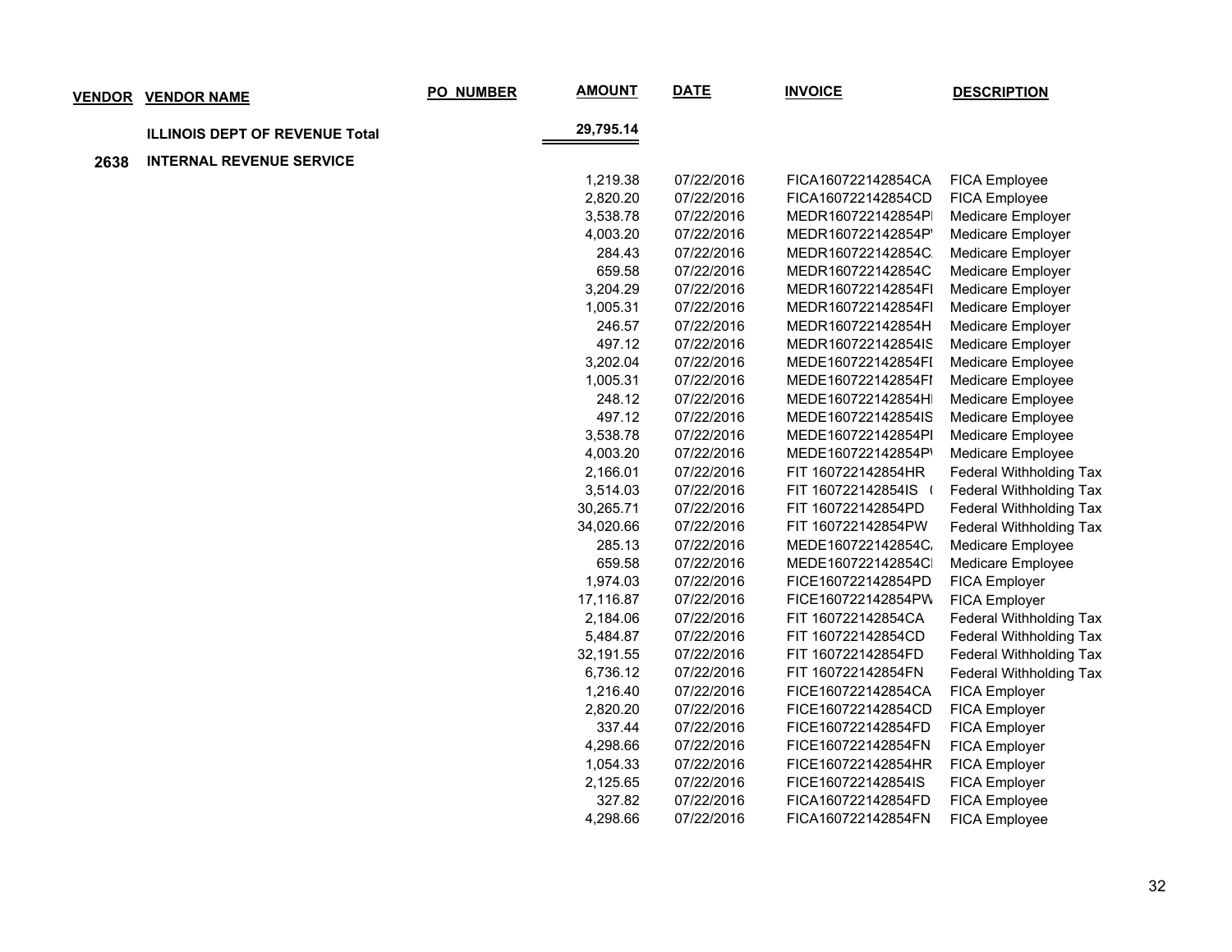| VENDOR | VENDOR NAME | PO_NUMBER | AMOUNT | DATE | INVOICE | DESCRIPTION |
|---|---|---|---|---|---|---|
| | **ILLINOIS DEPT OF REVENUE Total** | | **29,795.14** | | | |
| **2638** | **INTERNAL REVENUE SERVICE** | | | | | |
| | | | 1,219.38 | 07/22/2016 | FICA160722142854CA | FICA Employee |
| | | | 2,820.20 | 07/22/2016 | FICA160722142854CD | FICA Employee |
| | | | 3,538.78 | 07/22/2016 | MEDR160722142854PI | Medicare Employer |
| | | | 4,003.20 | 07/22/2016 | MEDR160722142854P' | Medicare Employer |
| | | | 284.43 | 07/22/2016 | MEDR160722142854C. | Medicare Employer |
| | | | 659.58 | 07/22/2016 | MEDR160722142854C | Medicare Employer |
| | | | 3,204.29 | 07/22/2016 | MEDR160722142854FI | Medicare Employer |
| | | | 1,005.31 | 07/22/2016 | MEDR160722142854FI | Medicare Employer |
| | | | 246.57 | 07/22/2016 | MEDR160722142854H | Medicare Employer |
| | | | 497.12 | 07/22/2016 | MEDR160722142854IS | Medicare Employer |
| | | | 3,202.04 | 07/22/2016 | MEDE160722142854FI | Medicare Employee |
| | | | 1,005.31 | 07/22/2016 | MEDE160722142854FI | Medicare Employee |
| | | | 248.12 | 07/22/2016 | MEDE160722142854HI | Medicare Employee |
| | | | 497.12 | 07/22/2016 | MEDE160722142854IS | Medicare Employee |
| | | | 3,538.78 | 07/22/2016 | MEDE160722142854PI | Medicare Employee |
| | | | 4,003.20 | 07/22/2016 | MEDE160722142854P\ | Medicare Employee |
| | | | 2,166.01 | 07/22/2016 | FIT 160722142854HR | Federal Withholding Tax |
| | | | 3,514.03 | 07/22/2016 | FIT 160722142854IS ( | Federal Withholding Tax |
| | | | 30,265.71 | 07/22/2016 | FIT 160722142854PD | Federal Withholding Tax |
| | | | 34,020.66 | 07/22/2016 | FIT 160722142854PW | Federal Withholding Tax |
| | | | 285.13 | 07/22/2016 | MEDE160722142854C. | Medicare Employee |
| | | | 659.58 | 07/22/2016 | MEDE160722142854CI | Medicare Employee |
| | | | 1,974.03 | 07/22/2016 | FICE160722142854PD | FICA Employer |
| | | | 17,116.87 | 07/22/2016 | FICE160722142854PW | FICA Employer |
| | | | 2,184.06 | 07/22/2016 | FIT 160722142854CA | Federal Withholding Tax |
| | | | 5,484.87 | 07/22/2016 | FIT 160722142854CD | Federal Withholding Tax |
| | | | 32,191.55 | 07/22/2016 | FIT 160722142854FD | Federal Withholding Tax |
| | | | 6,736.12 | 07/22/2016 | FIT 160722142854FN | Federal Withholding Tax |
| | | | 1,216.40 | 07/22/2016 | FICE160722142854CA | FICA Employer |
| | | | 2,820.20 | 07/22/2016 | FICE160722142854CD | FICA Employer |
| | | | 337.44 | 07/22/2016 | FICE160722142854FD | FICA Employer |
| | | | 4,298.66 | 07/22/2016 | FICE160722142854FN | FICA Employer |
| | | | 1,054.33 | 07/22/2016 | FICE160722142854HR | FICA Employer |
| | | | 2,125.65 | 07/22/2016 | FICE160722142854IS | FICA Employer |
| | | | 327.82 | 07/22/2016 | FICA160722142854FD | FICA Employee |
| | | | 4,298.66 | 07/22/2016 | FICA160722142854FN | FICA Employee |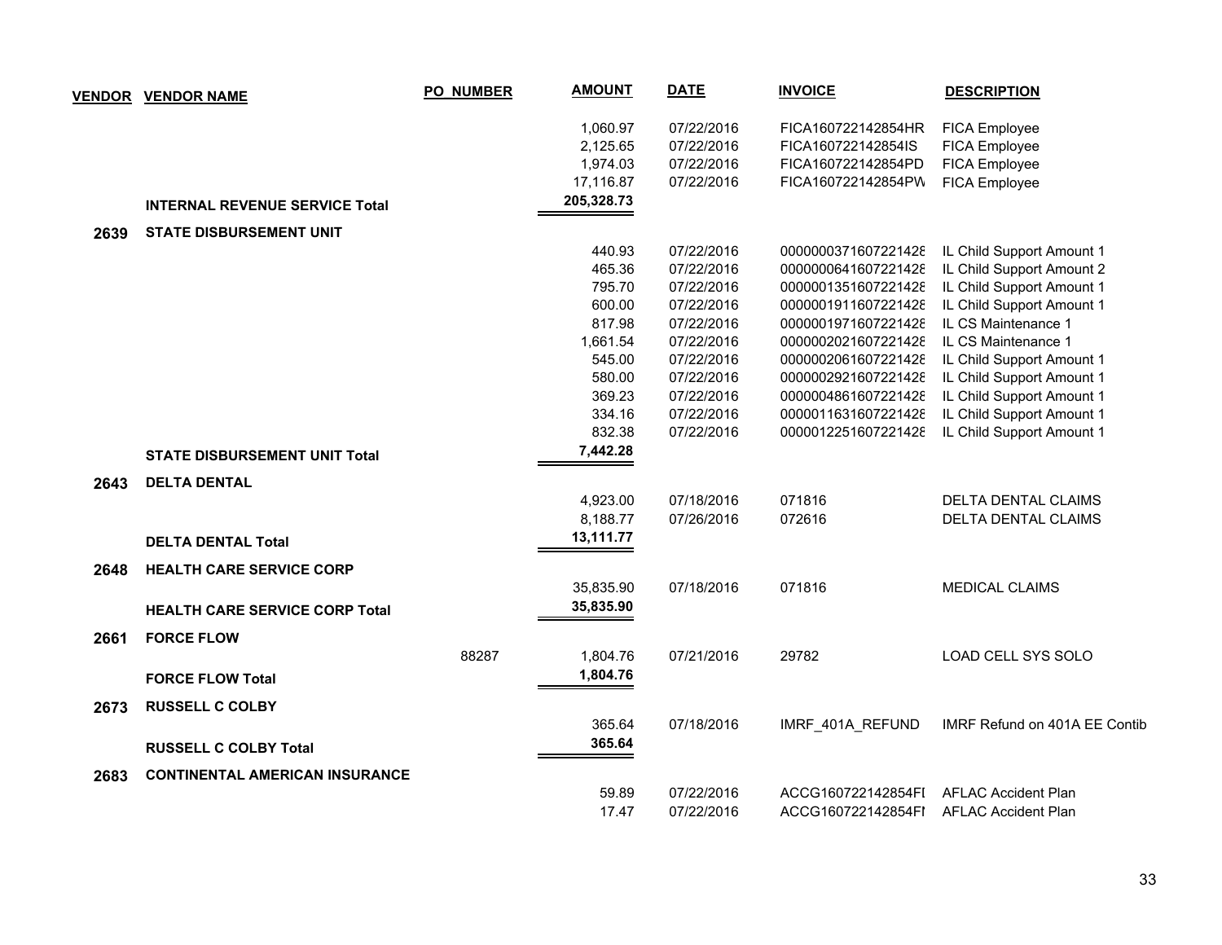| VENDOR | VENDOR NAME | PO NUMBER | AMOUNT | DATE | INVOICE | DESCRIPTION |
|---|---|---|---|---|---|---|
| | | | 1,060.97 | 07/22/2016 | FICA160722142854HR | FICA Employee |
| | | | 2,125.65 | 07/22/2016 | FICA160722142854IS | FICA Employee |
| | | | 1,974.03 | 07/22/2016 | FICA160722142854PD | FICA Employee |
| | | | 17,116.87 | 07/22/2016 | FICA160722142854PW | FICA Employee |
| | **INTERNAL REVENUE SERVICE Total** | | **205,328.73** | | | |
| **2639** | **STATE DISBURSEMENT UNIT** | | | | | |
| | | | 440.93 | 07/22/2016 | 0000000371607221428 | IL Child Support Amount 1 |
| | | | 465.36 | 07/22/2016 | 0000000641607221428 | IL Child Support Amount 2 |
| | | | 795.70 | 07/22/2016 | 0000001351607221428 | IL Child Support Amount 1 |
| | | | 600.00 | 07/22/2016 | 0000001911607221428 | IL Child Support Amount 1 |
| | | | 817.98 | 07/22/2016 | 0000001971607221428 | IL CS Maintenance 1 |
| | | | 1,661.54 | 07/22/2016 | 0000002021607221428 | IL CS Maintenance 1 |
| | | | 545.00 | 07/22/2016 | 0000002061607221428 | IL Child Support Amount 1 |
| | | | 580.00 | 07/22/2016 | 0000002921607221428 | IL Child Support Amount 1 |
| | | | 369.23 | 07/22/2016 | 0000004861607221428 | IL Child Support Amount 1 |
| | | | 334.16 | 07/22/2016 | 0000011631607221428 | IL Child Support Amount 1 |
| | | | 832.38 | 07/22/2016 | 0000012251607221428 | IL Child Support Amount 1 |
| | **STATE DISBURSEMENT UNIT Total** | | **7,442.28** | | | |
| **2643** | **DELTA DENTAL** | | | | | |
| | | | 4,923.00 | 07/18/2016 | 071816 | DELTA DENTAL CLAIMS |
| | | | 8,188.77 | 07/26/2016 | 072616 | DELTA DENTAL CLAIMS |
| | **DELTA DENTAL Total** | | **13,111.77** | | | |
| **2648** | **HEALTH CARE SERVICE CORP** | | | | | |
| | | | 35,835.90 | 07/18/2016 | 071816 | MEDICAL CLAIMS |
| | **HEALTH CARE SERVICE CORP Total** | | **35,835.90** | | | |
| **2661** | **FORCE FLOW** | | | | | |
| | | 88287 | 1,804.76 | 07/21/2016 | 29782 | LOAD CELL SYS SOLO |
| | **FORCE FLOW Total** | | **1,804.76** | | | |
| **2673** | **RUSSELL C COLBY** | | | | | |
| | | | 365.64 | 07/18/2016 | IMRF_401A_REFUND | IMRF Refund on 401A EE Contib |
| | **RUSSELL C COLBY Total** | | **365.64** | | | |
| **2683** | **CONTINENTAL AMERICAN INSURANCE** | | | | | |
| | | | 59.89 | 07/22/2016 | ACCG160722142854FI | AFLAC Accident Plan |
| | | | 17.47 | 07/22/2016 | ACCG160722142854FI | AFLAC Accident Plan |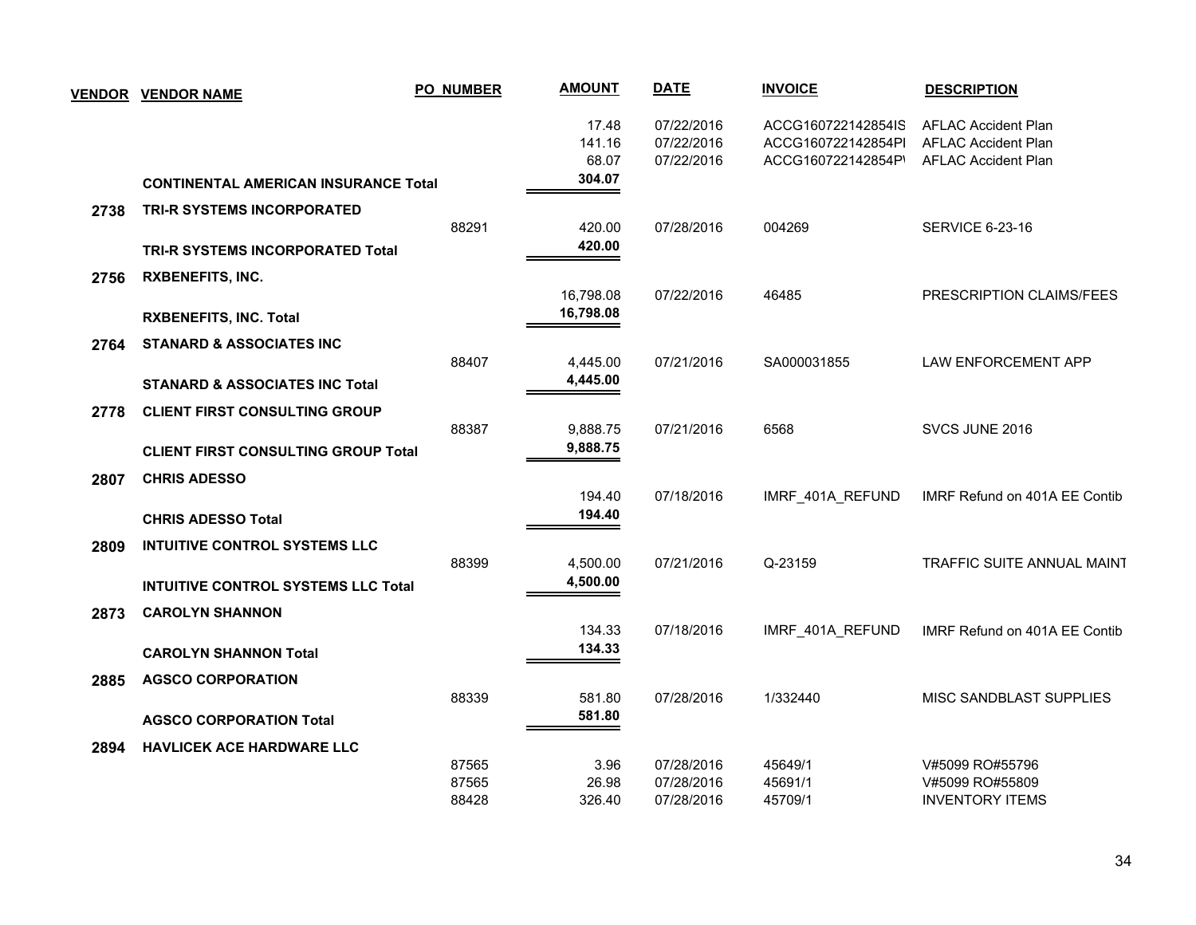| VENDOR | VENDOR NAME | PO NUMBER | AMOUNT | DATE | INVOICE | DESCRIPTION |
|---|---|---|---|---|---|---|
| | | | 17.48 | 07/22/2016 | ACCG160722142854IS | AFLAC Accident Plan |
| | | | 141.16 | 07/22/2016 | ACCG160722142854PI | AFLAC Accident Plan |
| | | | 68.07 | 07/22/2016 | ACCG160722142854P\ | AFLAC Accident Plan |
| | **CONTINENTAL AMERICAN INSURANCE Total** | | **304.07** | | | |
| **2738** | **TRI-R SYSTEMS INCORPORATED** | | | | | |
| | | 88291 | 420.00 | 07/28/2016 | 004269 | SERVICE 6-23-16 |
| | **TRI-R SYSTEMS INCORPORATED Total** | | **420.00** | | | |
| **2756** | **RXBENEFITS, INC.** | | | | | |
| | | | 16,798.08 | 07/22/2016 | 46485 | PRESCRIPTION CLAIMS/FEES |
| | **RXBENEFITS, INC. Total** | | **16,798.08** | | | |
| **2764** | **STANARD & ASSOCIATES INC** | | | | | |
| | | 88407 | 4,445.00 | 07/21/2016 | SA000031855 | LAW ENFORCEMENT APP |
| | **STANARD & ASSOCIATES INC Total** | | **4,445.00** | | | |
| **2778** | **CLIENT FIRST CONSULTING GROUP** | | | | | |
| | | 88387 | 9,888.75 | 07/21/2016 | 6568 | SVCS JUNE 2016 |
| | **CLIENT FIRST CONSULTING GROUP Total** | | **9,888.75** | | | |
| **2807** | **CHRIS ADESSO** | | | | | |
| | | | 194.40 | 07/18/2016 | IMRF_401A_REFUND | IMRF Refund on 401A EE Contib |
| | **CHRIS ADESSO Total** | | **194.40** | | | |
| **2809** | **INTUITIVE CONTROL SYSTEMS LLC** | | | | | |
| | | 88399 | 4,500.00 | 07/21/2016 | Q-23159 | TRAFFIC SUITE ANNUAL MAINT |
| | **INTUITIVE CONTROL SYSTEMS LLC Total** | | **4,500.00** | | | |
| **2873** | **CAROLYN SHANNON** | | | | | |
| | | | 134.33 | 07/18/2016 | IMRF_401A_REFUND | IMRF Refund on 401A EE Contib |
| | **CAROLYN SHANNON Total** | | **134.33** | | | |
| **2885** | **AGSCO CORPORATION** | | | | | |
| | | 88339 | 581.80 | 07/28/2016 | 1/332440 | MISC SANDBLAST SUPPLIES |
| | **AGSCO CORPORATION Total** | | **581.80** | | | |
| **2894** | **HAVLICEK ACE HARDWARE LLC** | | | | | |
| | | 87565 | 3.96 | 07/28/2016 | 45649/1 | V#5099 RO#55796 |
| | | 87565 | 26.98 | 07/28/2016 | 45691/1 | V#5099 RO#55809 |
| | | 88428 | 326.40 | 07/28/2016 | 45709/1 | INVENTORY ITEMS |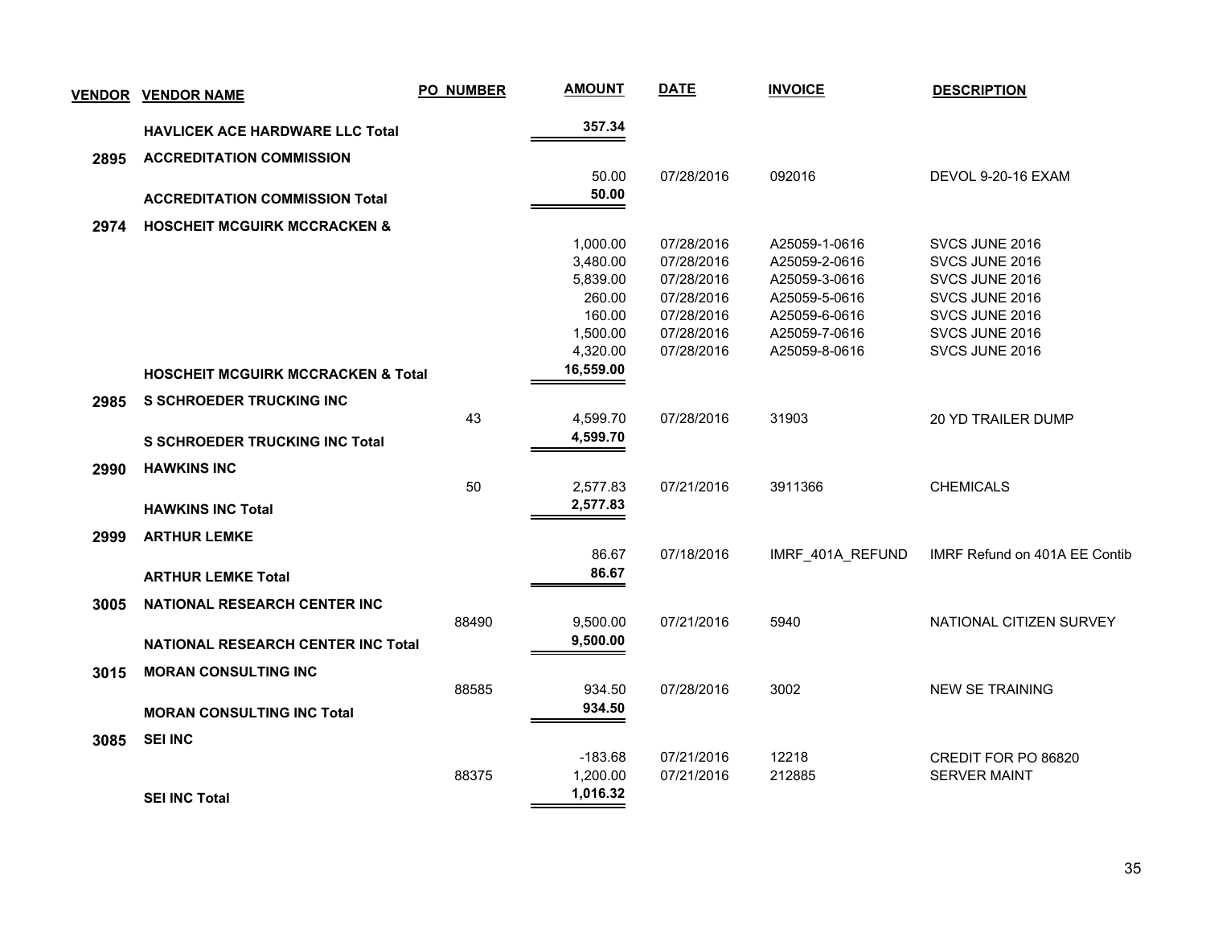| VENDOR | VENDOR NAME | PO_NUMBER | AMOUNT | DATE | INVOICE | DESCRIPTION |
|---|---|---|---|---|---|---|
| | **HAVLICEK ACE HARDWARE LLC Total** | | **357.34** | | | |
| **2895** | **ACCREDITATION COMMISSION** | | | | | |
| | | | 50.00 | 07/28/2016 | 092016 | DEVOL 9-20-16 EXAM |
| | **ACCREDITATION COMMISSION Total** | | **50.00** | | | |
| **2974** | **HOSCHEIT MCGUIRK MCCRACKEN &** | | | | | |
| | | | 1,000.00 | 07/28/2016 | A25059-1-0616 | SVCS JUNE 2016 |
| | | | 3,480.00 | 07/28/2016 | A25059-2-0616 | SVCS JUNE 2016 |
| | | | 5,839.00 | 07/28/2016 | A25059-3-0616 | SVCS JUNE 2016 |
| | | | 260.00 | 07/28/2016 | A25059-5-0616 | SVCS JUNE 2016 |
| | | | 160.00 | 07/28/2016 | A25059-6-0616 | SVCS JUNE 2016 |
| | | | 1,500.00 | 07/28/2016 | A25059-7-0616 | SVCS JUNE 2016 |
| | | | 4,320.00 | 07/28/2016 | A25059-8-0616 | SVCS JUNE 2016 |
| | **HOSCHEIT MCGUIRK MCCRACKEN & Total** | | **16,559.00** | | | |
| **2985** | **S SCHROEDER TRUCKING INC** | | | | | |
| | | 43 | 4,599.70 | 07/28/2016 | 31903 | 20 YD TRAILER DUMP |
| | **S SCHROEDER TRUCKING INC Total** | | **4,599.70** | | | |
| **2990** | **HAWKINS INC** | | | | | |
| | | 50 | 2,577.83 | 07/21/2016 | 3911366 | CHEMICALS |
| | **HAWKINS INC Total** | | **2,577.83** | | | |
| **2999** | **ARTHUR LEMKE** | | | | | |
| | | | 86.67 | 07/18/2016 | IMRF_401A_REFUND | IMRF Refund on 401A EE Contib |
| | **ARTHUR LEMKE Total** | | **86.67** | | | |
| **3005** | **NATIONAL RESEARCH CENTER INC** | | | | | |
| | | 88490 | 9,500.00 | 07/21/2016 | 5940 | NATIONAL CITIZEN SURVEY |
| | **NATIONAL RESEARCH CENTER INC Total** | | **9,500.00** | | | |
| **3015** | **MORAN CONSULTING INC** | | | | | |
| | | 88585 | 934.50 | 07/28/2016 | 3002 | NEW SE TRAINING |
| | **MORAN CONSULTING INC Total** | | **934.50** | | | |
| **3085** | **SEI INC** | | | | | |
| | | | -183.68 | 07/21/2016 | 12218 | CREDIT FOR PO 86820 |
| | | 88375 | 1,200.00 | 07/21/2016 | 212885 | SERVER MAINT |
| | **SEI INC Total** | | **1,016.32** | | | |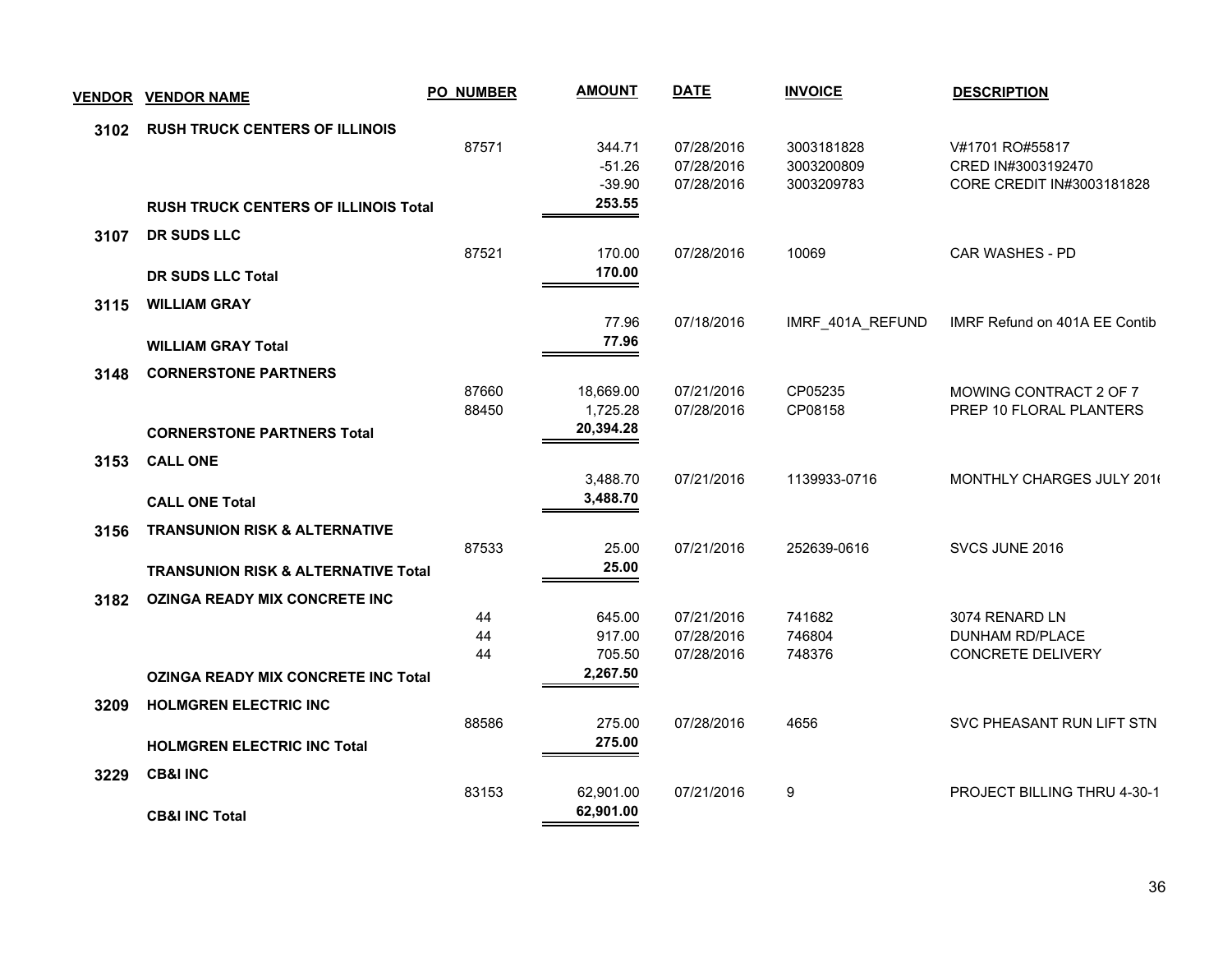| VENDOR | VENDOR NAME | PO NUMBER | AMOUNT | DATE | INVOICE | DESCRIPTION |
|---|---|---|---|---|---|---|
| **3102** | **RUSH TRUCK CENTERS OF ILLINOIS** | | | | | |
| | | 87571 | 344.71 | 07/28/2016 | 3003181828 | V#1701 RO#55817 |
| | | | -51.26 | 07/28/2016 | 3003200809 | CRED IN#3003192470 |
| | | | -39.90 | 07/28/2016 | 3003209783 | CORE CREDIT IN#3003181828 |
| | **RUSH TRUCK CENTERS OF ILLINOIS Total** | | **253.55** | | | |
| **3107** | **DR SUDS LLC** | | | | | |
| | | 87521 | 170.00 | 07/28/2016 | 10069 | CAR WASHES - PD |
| | **DR SUDS LLC Total** | | **170.00** | | | |
| **3115** | **WILLIAM GRAY** | | | | | |
| | | | 77.96 | 07/18/2016 | IMRF_401A_REFUND | IMRF Refund on 401A EE Contib |
| | **WILLIAM GRAY Total** | | **77.96** | | | |
| **3148** | **CORNERSTONE PARTNERS** | | | | | |
| | | 87660 | 18,669.00 | 07/21/2016 | CP05235 | MOWING CONTRACT 2 OF 7 |
| | | 88450 | 1,725.28 | 07/28/2016 | CP08158 | PREP 10 FLORAL PLANTERS |
| | **CORNERSTONE PARTNERS Total** | | **20,394.28** | | | |
| **3153** | **CALL ONE** | | | | | |
| | | | 3,488.70 | 07/21/2016 | 1139933-0716 | MONTHLY CHARGES JULY 201( |
| | **CALL ONE Total** | | **3,488.70** | | | |
| **3156** | **TRANSUNION RISK & ALTERNATIVE** | | | | | |
| | | 87533 | 25.00 | 07/21/2016 | 252639-0616 | SVCS JUNE 2016 |
| | **TRANSUNION RISK & ALTERNATIVE Total** | | **25.00** | | | |
| **3182** | **OZINGA READY MIX CONCRETE INC** | | | | | |
| | | 44 | 645.00 | 07/21/2016 | 741682 | 3074 RENARD LN |
| | | 44 | 917.00 | 07/28/2016 | 746804 | DUNHAM RD/PLACE |
| | | 44 | 705.50 | 07/28/2016 | 748376 | CONCRETE DELIVERY |
| | **OZINGA READY MIX CONCRETE INC Total** | | **2,267.50** | | | |
| **3209** | **HOLMGREN ELECTRIC INC** | | | | | |
| | | 88586 | 275.00 | 07/28/2016 | 4656 | SVC PHEASANT RUN LIFT STN |
| | **HOLMGREN ELECTRIC INC Total** | | **275.00** | | | |
| **3229** | **CB&I INC** | | | | | |
| | | 83153 | 62,901.00 | 07/21/2016 | 9 | PROJECT BILLING THRU 4-30-1 |
| | **CB&I INC Total** | | **62,901.00** | | | |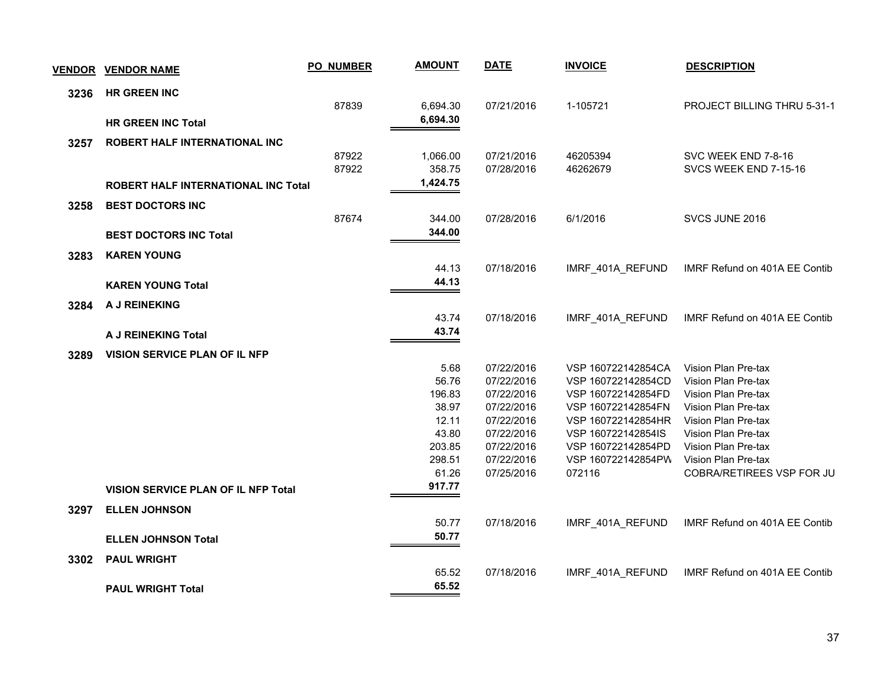| VENDOR | VENDOR NAME | PO NUMBER | AMOUNT | DATE | INVOICE | DESCRIPTION |
|---|---|---|---|---|---|---|
| 3236 | HR GREEN INC | | | | | |
| | | 87839 | 6,694.30 | 07/21/2016 | 1-105721 | PROJECT BILLING THRU 5-31-1 |
| | **HR GREEN INC Total** | | **6,694.30** | | | |
| 3257 | ROBERT HALF INTERNATIONAL INC | | | | | |
| | | 87922 | 1,066.00 | 07/21/2016 | 46205394 | SVC WEEK END 7-8-16 |
| | | 87922 | 358.75 | 07/28/2016 | 46262679 | SVCS WEEK END 7-15-16 |
| | **ROBERT HALF INTERNATIONAL INC Total** | | **1,424.75** | | | |
| 3258 | BEST DOCTORS INC | | | | | |
| | | 87674 | 344.00 | 07/28/2016 | 6/1/2016 | SVCS JUNE 2016 |
| | **BEST DOCTORS INC Total** | | **344.00** | | | |
| 3283 | KAREN YOUNG | | | | | |
| | | | 44.13 | 07/18/2016 | IMRF_401A_REFUND | IMRF Refund on 401A EE Contib |
| | **KAREN YOUNG Total** | | **44.13** | | | |
| 3284 | A J REINEKING | | | | | |
| | | | 43.74 | 07/18/2016 | IMRF_401A_REFUND | IMRF Refund on 401A EE Contib |
| | **A J REINEKING Total** | | **43.74** | | | |
| 3289 | VISION SERVICE PLAN OF IL NFP | | | | | |
| | | | 5.68 | 07/22/2016 | VSP 160722142854CA | Vision Plan Pre-tax |
| | | | 56.76 | 07/22/2016 | VSP 160722142854CD | Vision Plan Pre-tax |
| | | | 196.83 | 07/22/2016 | VSP 160722142854FD | Vision Plan Pre-tax |
| | | | 38.97 | 07/22/2016 | VSP 160722142854FN | Vision Plan Pre-tax |
| | | | 12.11 | 07/22/2016 | VSP 160722142854HR | Vision Plan Pre-tax |
| | | | 43.80 | 07/22/2016 | VSP 160722142854IS | Vision Plan Pre-tax |
| | | | 203.85 | 07/22/2016 | VSP 160722142854PD | Vision Plan Pre-tax |
| | | | 298.51 | 07/22/2016 | VSP 160722142854PW | Vision Plan Pre-tax |
| | | | 61.26 | 07/25/2016 | 072116 | COBRA/RETIREES VSP FOR JU |
| | **VISION SERVICE PLAN OF IL NFP Total** | | **917.77** | | | |
| 3297 | ELLEN JOHNSON | | | | | |
| | | | 50.77 | 07/18/2016 | IMRF_401A_REFUND | IMRF Refund on 401A EE Contib |
| | **ELLEN JOHNSON Total** | | **50.77** | | | |
| 3302 | PAUL WRIGHT | | | | | |
| | | | 65.52 | 07/18/2016 | IMRF_401A_REFUND | IMRF Refund on 401A EE Contib |
| | **PAUL WRIGHT Total** | | **65.52** | | | |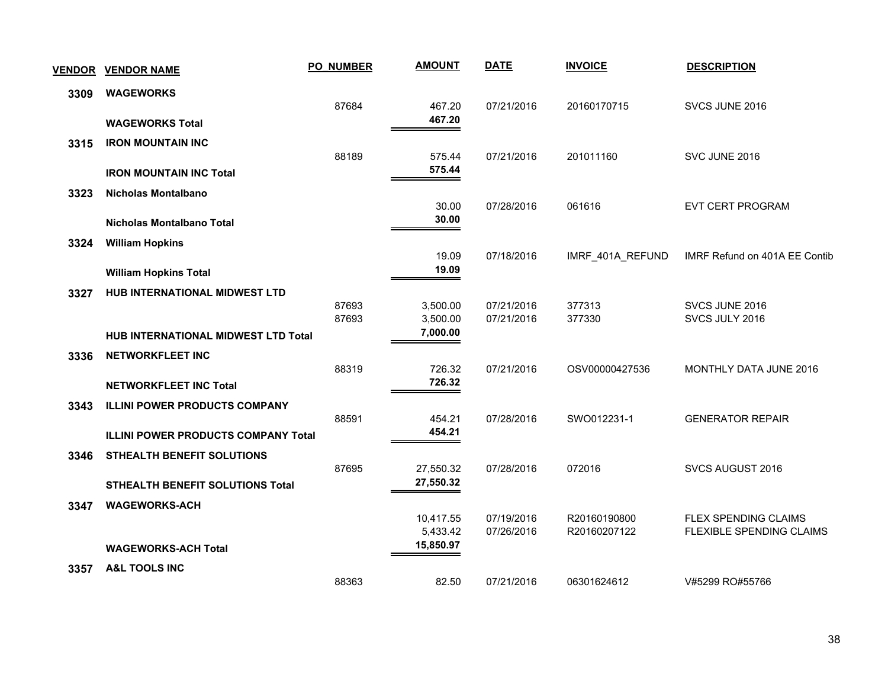| VENDOR | VENDOR NAME | PO NUMBER | AMOUNT | DATE | INVOICE | DESCRIPTION |
|---|---|---|---|---|---|---|
| 3309 | **WAGEWORKS** | | | | | |
| | | 87684 | 467.20 | 07/21/2016 | 20160170715 | SVCS JUNE 2016 |
| | **WAGEWORKS Total** | | **467.20** | | | |
| 3315 | **IRON MOUNTAIN INC** | | | | | |
| | | 88189 | 575.44 | 07/21/2016 | 201011160 | SVC JUNE 2016 |
| | **IRON MOUNTAIN INC Total** | | **575.44** | | | |
| 3323 | **Nicholas Montalbano** | | | | | |
| | | | 30.00 | 07/28/2016 | 061616 | EVT CERT PROGRAM |
| | **Nicholas Montalbano Total** | | **30.00** | | | |
| 3324 | **William Hopkins** | | | | | |
| | | | 19.09 | 07/18/2016 | IMRF_401A_REFUND | IMRF Refund on 401A EE Contib |
| | **William Hopkins Total** | | **19.09** | | | |
| 3327 | **HUB INTERNATIONAL MIDWEST LTD** | | | | | |
| | | 87693 | 3,500.00 | 07/21/2016 | 377313 | SVCS JUNE 2016 |
| | | 87693 | 3,500.00 | 07/21/2016 | 377330 | SVCS JULY 2016 |
| | **HUB INTERNATIONAL MIDWEST LTD Total** | | **7,000.00** | | | |
| 3336 | **NETWORKFLEET INC** | | | | | |
| | | 88319 | 726.32 | 07/21/2016 | OSV00000427536 | MONTHLY DATA JUNE 2016 |
| | **NETWORKFLEET INC Total** | | **726.32** | | | |
| 3343 | **ILLINI POWER PRODUCTS COMPANY** | | | | | |
| | | 88591 | 454.21 | 07/28/2016 | SWO012231-1 | GENERATOR REPAIR |
| | **ILLINI POWER PRODUCTS COMPANY Total** | | **454.21** | | | |
| 3346 | **STHEALTH BENEFIT SOLUTIONS** | | | | | |
| | | 87695 | 27,550.32 | 07/28/2016 | 072016 | SVCS AUGUST 2016 |
| | **STHEALTH BENEFIT SOLUTIONS Total** | | **27,550.32** | | | |
| 3347 | **WAGEWORKS-ACH** | | | | | |
| | | | 10,417.55 | 07/19/2016 | R20160190800 | FLEX SPENDING CLAIMS |
| | | | 5,433.42 | 07/26/2016 | R20160207122 | FLEXIBLE SPENDING CLAIMS |
| | **WAGEWORKS-ACH Total** | | **15,850.97** | | | |
| 3357 | **A&L TOOLS INC** | | | | | |
| | | 88363 | 82.50 | 07/21/2016 | 06301624612 | V#5299 RO#55766 |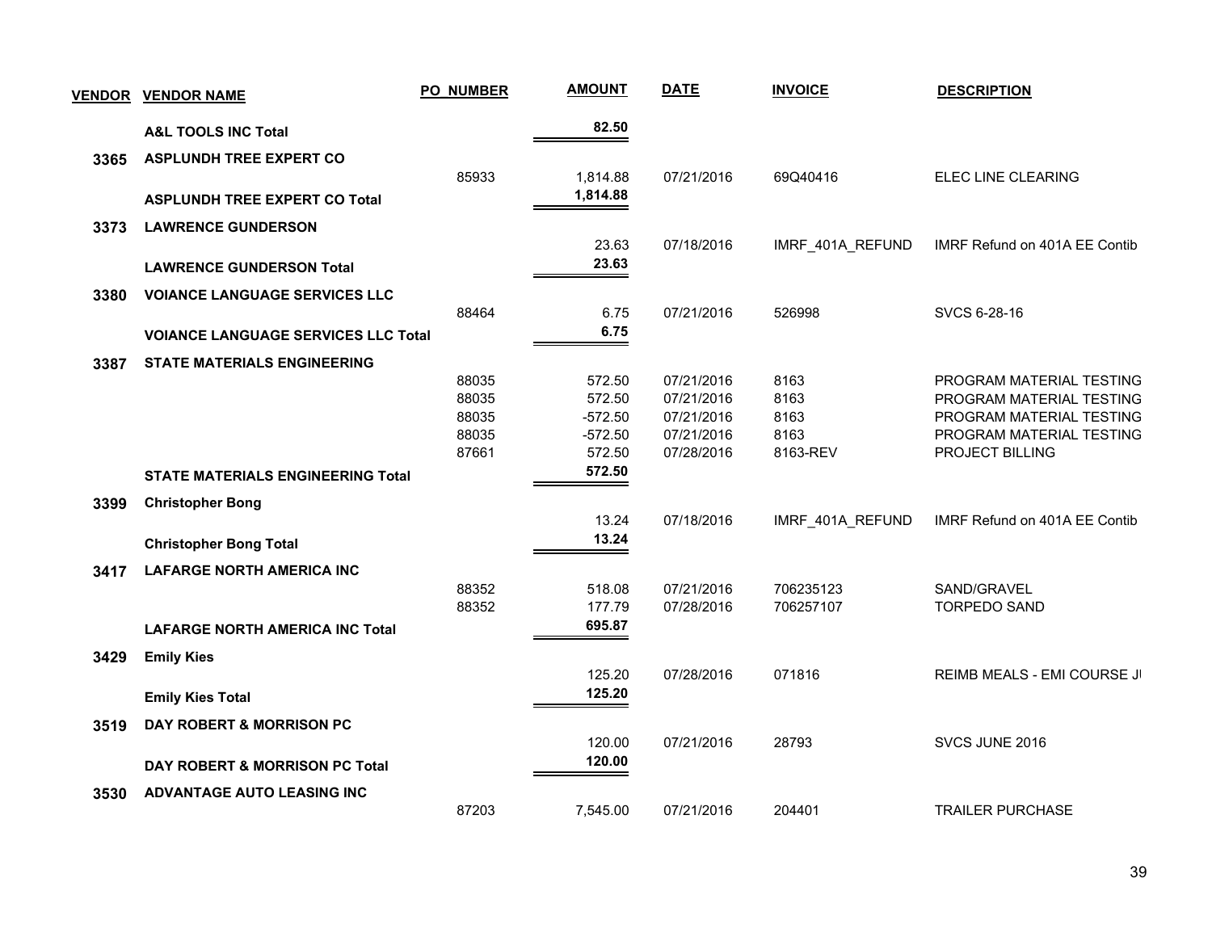| VENDOR | VENDOR NAME | PO_NUMBER | AMOUNT | DATE | INVOICE | DESCRIPTION |
|---|---|---|---|---|---|---|
| | **A&L TOOLS INC Total** | | **82.50** | | | |
| **3365** | **ASPLUNDH TREE EXPERT CO** | | | | | |
| | | 85933 | 1,814.88 | 07/21/2016 | 69Q40416 | ELEC LINE CLEARING |
| | **ASPLUNDH TREE EXPERT CO Total** | | **1,814.88** | | | |
| **3373** | **LAWRENCE GUNDERSON** | | | | | |
| | | | 23.63 | 07/18/2016 | IMRF_401A_REFUND | IMRF Refund on 401A EE Contib |
| | **LAWRENCE GUNDERSON Total** | | **23.63** | | | |
| **3380** | **VOIANCE LANGUAGE SERVICES LLC** | | | | | |
| | | 88464 | 6.75 | 07/21/2016 | 526998 | SVCS 6-28-16 |
| | **VOIANCE LANGUAGE SERVICES LLC Total** | | **6.75** | | | |
| **3387** | **STATE MATERIALS ENGINEERING** | | | | | |
| | | 88035 | 572.50 | 07/21/2016 | 8163 | PROGRAM MATERIAL TESTING |
| | | 88035 | 572.50 | 07/21/2016 | 8163 | PROGRAM MATERIAL TESTING |
| | | 88035 | -572.50 | 07/21/2016 | 8163 | PROGRAM MATERIAL TESTING |
| | | 88035 | -572.50 | 07/21/2016 | 8163 | PROGRAM MATERIAL TESTING |
| | | 87661 | 572.50 | 07/28/2016 | 8163-REV | PROJECT BILLING |
| | **STATE MATERIALS ENGINEERING Total** | | **572.50** | | | |
| **3399** | **Christopher Bong** | | | | | |
| | | | 13.24 | 07/18/2016 | IMRF_401A_REFUND | IMRF Refund on 401A EE Contib |
| | **Christopher Bong Total** | | **13.24** | | | |
| **3417** | **LAFARGE NORTH AMERICA INC** | | | | | |
| | | 88352 | 518.08 | 07/21/2016 | 706235123 | SAND/GRAVEL |
| | | 88352 | 177.79 | 07/28/2016 | 706257107 | TORPEDO SAND |
| | **LAFARGE NORTH AMERICA INC Total** | | **695.87** | | | |
| **3429** | **Emily Kies** | | | | | |
| | | | 125.20 | 07/28/2016 | 071816 | REIMB MEALS - EMI COURSE J |
| | **Emily Kies Total** | | **125.20** | | | |
| **3519** | **DAY ROBERT & MORRISON PC** | | | | | |
| | | | 120.00 | 07/21/2016 | 28793 | SVCS JUNE 2016 |
| | **DAY ROBERT & MORRISON PC Total** | | **120.00** | | | |
| **3530** | **ADVANTAGE AUTO LEASING INC** | | | | | |
| | | 87203 | 7,545.00 | 07/21/2016 | 204401 | TRAILER PURCHASE |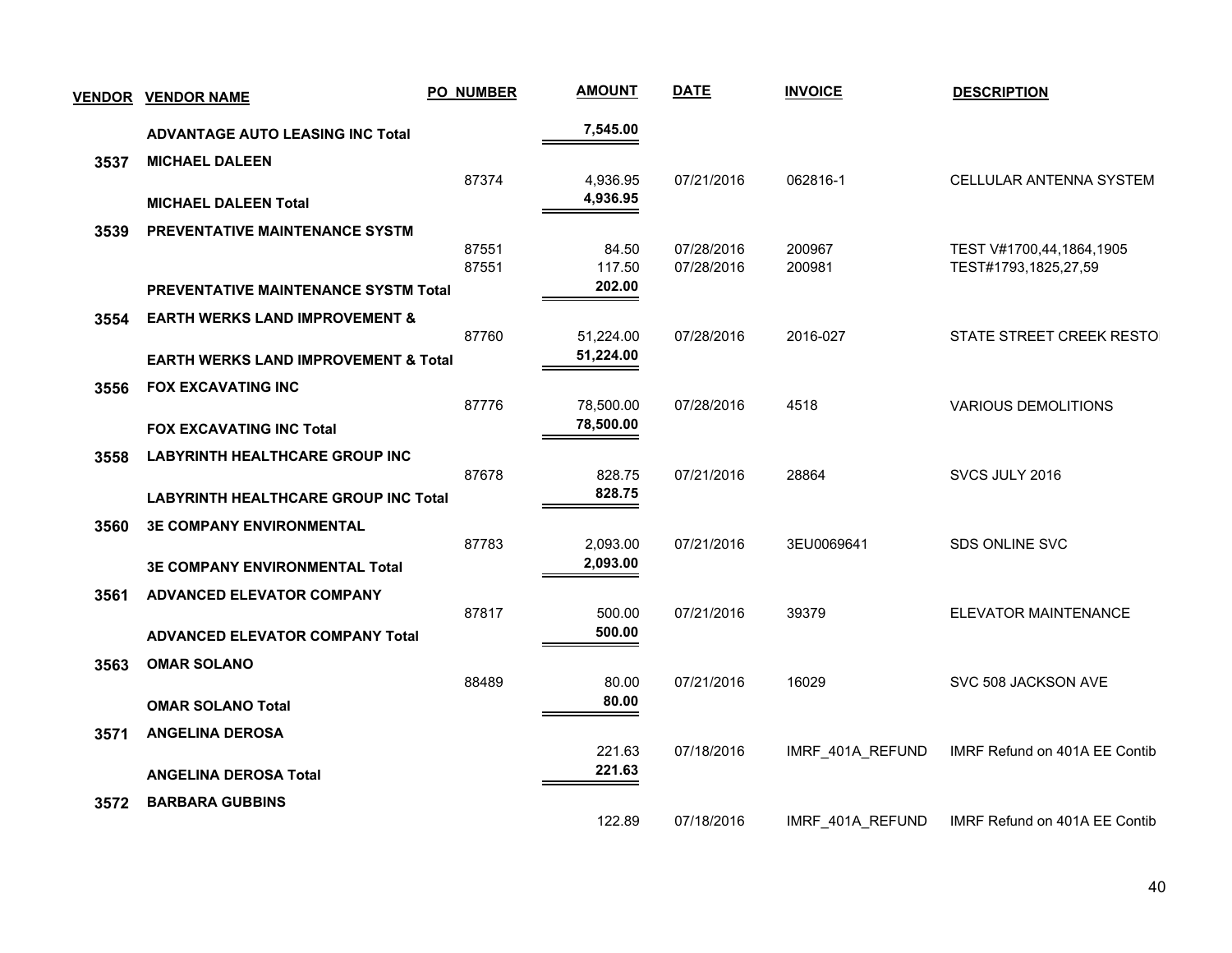| VENDOR | VENDOR NAME | PO NUMBER | AMOUNT | DATE | INVOICE | DESCRIPTION |
|---|---|---|---|---|---|---|
| | **ADVANTAGE AUTO LEASING INC Total** | | **7,545.00** | | | |
| **3537** | **MICHAEL DALEEN** | | | | | |
| | | 87374 | 4,936.95 | 07/21/2016 | 062816-1 | CELLULAR ANTENNA SYSTEM |
| | **MICHAEL DALEEN Total** | | **4,936.95** | | | |
| **3539** | **PREVENTATIVE MAINTENANCE SYSTM** | | | | | |
| | | 87551 | 84.50 | 07/28/2016 | 200967 | TEST V#1700,44,1864,1905 |
| | | 87551 | 117.50 | 07/28/2016 | 200981 | TEST#1793,1825,27,59 |
| | **PREVENTATIVE MAINTENANCE SYSTM Total** | | **202.00** | | | |
| **3554** | **EARTH WERKS LAND IMPROVEMENT &** | | | | | |
| | | 87760 | 51,224.00 | 07/28/2016 | 2016-027 | STATE STREET CREEK RESTO |
| | **EARTH WERKS LAND IMPROVEMENT & Total** | | **51,224.00** | | | |
| **3556** | **FOX EXCAVATING INC** | | | | | |
| | | 87776 | 78,500.00 | 07/28/2016 | 4518 | VARIOUS DEMOLITIONS |
| | **FOX EXCAVATING INC Total** | | **78,500.00** | | | |
| **3558** | **LABYRINTH HEALTHCARE GROUP INC** | | | | | |
| | | 87678 | 828.75 | 07/21/2016 | 28864 | SVCS JULY 2016 |
| | **LABYRINTH HEALTHCARE GROUP INC Total** | | **828.75** | | | |
| **3560** | **3E COMPANY ENVIRONMENTAL** | | | | | |
| | | 87783 | 2,093.00 | 07/21/2016 | 3EU0069641 | SDS ONLINE SVC |
| | **3E COMPANY ENVIRONMENTAL Total** | | **2,093.00** | | | |
| **3561** | **ADVANCED ELEVATOR COMPANY** | | | | | |
| | | 87817 | 500.00 | 07/21/2016 | 39379 | ELEVATOR MAINTENANCE |
| | **ADVANCED ELEVATOR COMPANY Total** | | **500.00** | | | |
| **3563** | **OMAR SOLANO** | | | | | |
| | | 88489 | 80.00 | 07/21/2016 | 16029 | SVC 508 JACKSON AVE |
| | **OMAR SOLANO Total** | | **80.00** | | | |
| **3571** | **ANGELINA DEROSA** | | | | | |
| | | | 221.63 | 07/18/2016 | IMRF_401A_REFUND | IMRF Refund on 401A EE Contib |
| | **ANGELINA DEROSA Total** | | **221.63** | | | |
| **3572** | **BARBARA GUBBINS** | | | | | |
| | | | 122.89 | 07/18/2016 | IMRF_401A_REFUND | IMRF Refund on 401A EE Contib |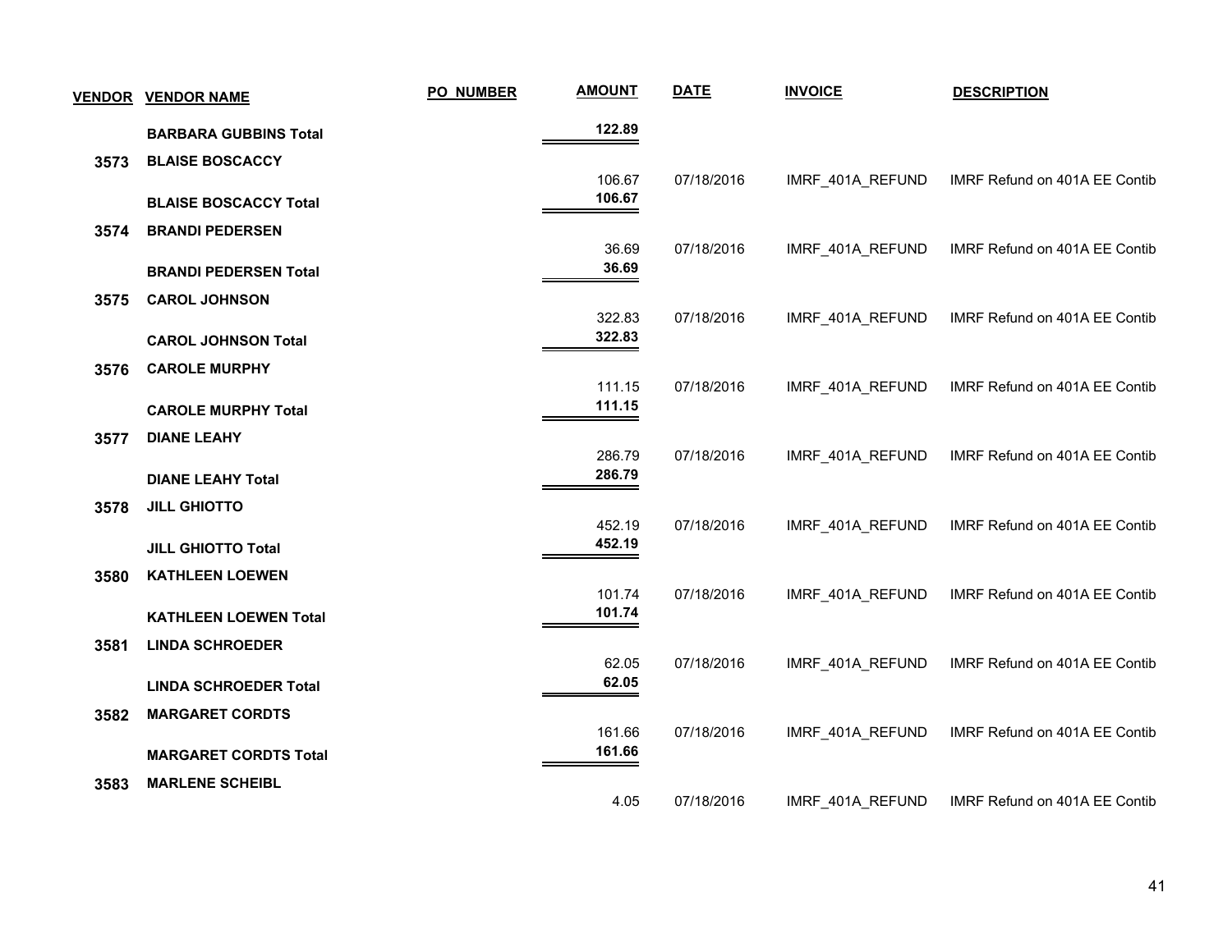| VENDOR | VENDOR NAME | PO_NUMBER | AMOUNT | DATE | INVOICE | DESCRIPTION |
|---|---|---|---|---|---|---|
| | **BARBARA GUBBINS Total** | | **122.89** | | | |
| **3573** | **BLAISE BOSCACCY** | | | | | |
| | | | 106.67 | 07/18/2016 | IMRF_401A_REFUND | IMRF Refund on 401A EE Contib |
| | **BLAISE BOSCACCY Total** | | **106.67** | | | |
| **3574** | **BRANDI PEDERSEN** | | | | | |
| | | | 36.69 | 07/18/2016 | IMRF_401A_REFUND | IMRF Refund on 401A EE Contib |
| | **BRANDI PEDERSEN Total** | | **36.69** | | | |
| **3575** | **CAROL JOHNSON** | | | | | |
| | | | 322.83 | 07/18/2016 | IMRF_401A_REFUND | IMRF Refund on 401A EE Contib |
| | **CAROL JOHNSON Total** | | **322.83** | | | |
| **3576** | **CAROLE MURPHY** | | | | | |
| | | | 111.15 | 07/18/2016 | IMRF_401A_REFUND | IMRF Refund on 401A EE Contib |
| | **CAROLE MURPHY Total** | | **111.15** | | | |
| **3577** | **DIANE LEAHY** | | | | | |
| | | | 286.79 | 07/18/2016 | IMRF_401A_REFUND | IMRF Refund on 401A EE Contib |
| | **DIANE LEAHY Total** | | **286.79** | | | |
| **3578** | **JILL GHIOTTO** | | | | | |
| | | | 452.19 | 07/18/2016 | IMRF_401A_REFUND | IMRF Refund on 401A EE Contib |
| | **JILL GHIOTTO Total** | | **452.19** | | | |
| **3580** | **KATHLEEN LOEWEN** | | | | | |
| | | | 101.74 | 07/18/2016 | IMRF_401A_REFUND | IMRF Refund on 401A EE Contib |
| | **KATHLEEN LOEWEN Total** | | **101.74** | | | |
| **3581** | **LINDA SCHROEDER** | | | | | |
| | | | 62.05 | 07/18/2016 | IMRF_401A_REFUND | IMRF Refund on 401A EE Contib |
| | **LINDA SCHROEDER Total** | | **62.05** | | | |
| **3582** | **MARGARET CORDTS** | | | | | |
| | | | 161.66 | 07/18/2016 | IMRF_401A_REFUND | IMRF Refund on 401A EE Contib |
| | **MARGARET CORDTS Total** | | **161.66** | | | |
| **3583** | **MARLENE SCHEIBL** | | | | | |
| | | | 4.05 | 07/18/2016 | IMRF_401A_REFUND | IMRF Refund on 401A EE Contib |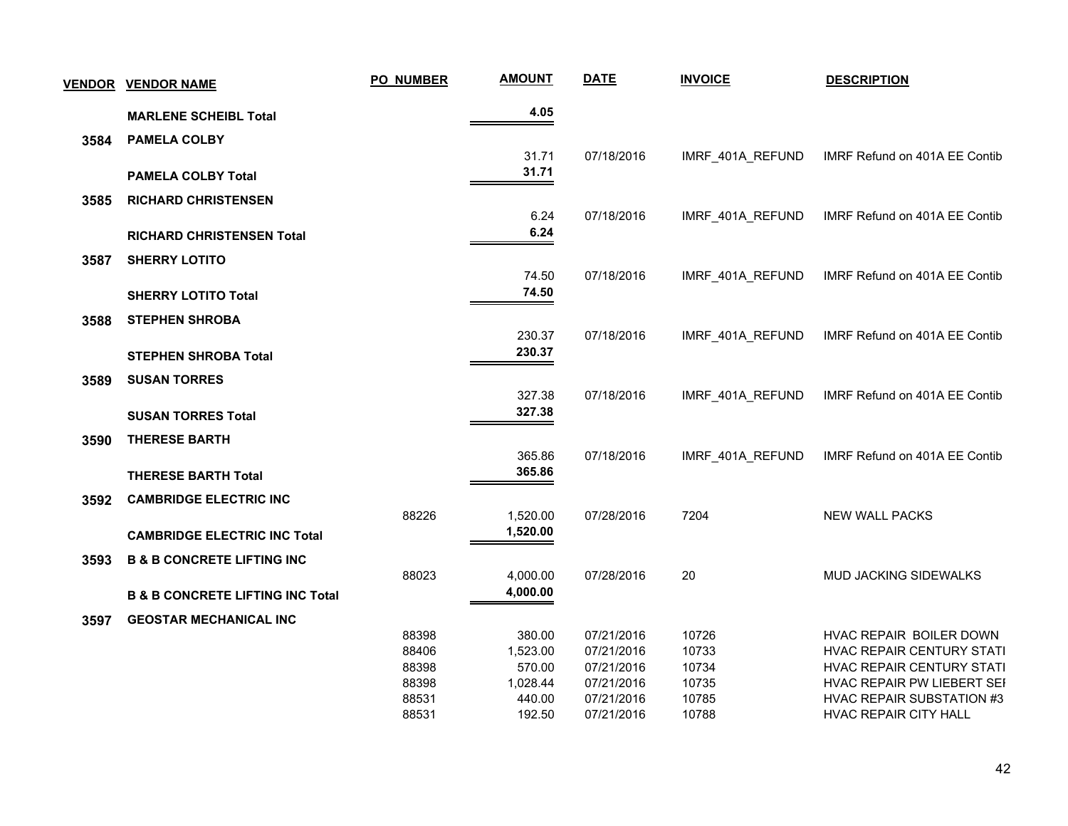| VENDOR | VENDOR NAME | PO NUMBER | AMOUNT | DATE | INVOICE | DESCRIPTION |
|---|---|---|---|---|---|---|
| | **MARLENE SCHEIBL Total** | | **4.05** | | | |
| **3584** | **PAMELA COLBY** | | | | | |
| | | | 31.71 | 07/18/2016 | IMRF_401A_REFUND | IMRF Refund on 401A EE Contib |
| | **PAMELA COLBY Total** | | **31.71** | | | |
| **3585** | **RICHARD CHRISTENSEN** | | | | | |
| | | | 6.24 | 07/18/2016 | IMRF_401A_REFUND | IMRF Refund on 401A EE Contib |
| | **RICHARD CHRISTENSEN Total** | | **6.24** | | | |
| **3587** | **SHERRY LOTITO** | | | | | |
| | | | 74.50 | 07/18/2016 | IMRF_401A_REFUND | IMRF Refund on 401A EE Contib |
| | **SHERRY LOTITO Total** | | **74.50** | | | |
| **3588** | **STEPHEN SHROBA** | | | | | |
| | | | 230.37 | 07/18/2016 | IMRF_401A_REFUND | IMRF Refund on 401A EE Contib |
| | **STEPHEN SHROBA Total** | | **230.37** | | | |
| **3589** | **SUSAN TORRES** | | | | | |
| | | | 327.38 | 07/18/2016 | IMRF_401A_REFUND | IMRF Refund on 401A EE Contib |
| | **SUSAN TORRES Total** | | **327.38** | | | |
| **3590** | **THERESE BARTH** | | | | | |
| | | | 365.86 | 07/18/2016 | IMRF_401A_REFUND | IMRF Refund on 401A EE Contib |
| | **THERESE BARTH Total** | | **365.86** | | | |
| **3592** | **CAMBRIDGE ELECTRIC INC** | | | | | |
| | | 88226 | 1,520.00 | 07/28/2016 | 7204 | NEW WALL PACKS |
| | **CAMBRIDGE ELECTRIC INC Total** | | **1,520.00** | | | |
| **3593** | **B & B CONCRETE LIFTING INC** | | | | | |
| | | 88023 | 4,000.00 | 07/28/2016 | 20 | MUD JACKING SIDEWALKS |
| | **B & B CONCRETE LIFTING INC Total** | | **4,000.00** | | | |
| **3597** | **GEOSTAR MECHANICAL INC** | | | | | |
| | | 88398 | 380.00 | 07/21/2016 | 10726 | HVAC REPAIR BOILER DOWN |
| | | 88406 | 1,523.00 | 07/21/2016 | 10733 | HVAC REPAIR CENTURY STATI |
| | | 88398 | 570.00 | 07/21/2016 | 10734 | HVAC REPAIR CENTURY STATI |
| | | 88398 | 1,028.44 | 07/21/2016 | 10735 | HVAC REPAIR PW LIEBERT SEI |
| | | 88531 | 440.00 | 07/21/2016 | 10785 | HVAC REPAIR SUBSTATION #3 |
| | | 88531 | 192.50 | 07/21/2016 | 10788 | HVAC REPAIR CITY HALL |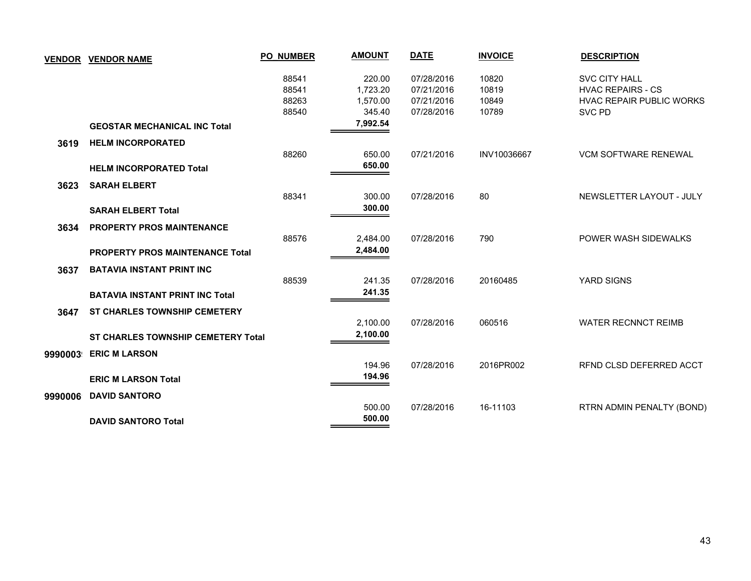| VENDOR | VENDOR NAME | PO_NUMBER | AMOUNT | DATE | INVOICE | DESCRIPTION |
|---|---|---|---|---|---|---|
| | | 88541 | 220.00 | 07/28/2016 | 10820 | SVC CITY HALL |
| | | 88541 | 1,723.20 | 07/21/2016 | 10819 | HVAC REPAIRS - CS |
| | | 88263 | 1,570.00 | 07/21/2016 | 10849 | HVAC REPAIR PUBLIC WORKS |
| | | 88540 | 345.40 | 07/28/2016 | 10789 | SVC PD |
| | **GEOSTAR MECHANICAL INC Total** | | **7,992.54** | | | |
| **3619** | **HELM INCORPORATED** | | | | | |
| | | 88260 | 650.00 | 07/21/2016 | INV10036667 | VCM SOFTWARE RENEWAL |
| | **HELM INCORPORATED Total** | | **650.00** | | | |
| **3623** | **SARAH ELBERT** | | | | | |
| | | 88341 | 300.00 | 07/28/2016 | 80 | NEWSLETTER LAYOUT - JULY |
| | **SARAH ELBERT Total** | | **300.00** | | | |
| **3634** | **PROPERTY PROS MAINTENANCE** | | | | | |
| | | 88576 | 2,484.00 | 07/28/2016 | 790 | POWER WASH SIDEWALKS |
| | **PROPERTY PROS MAINTENANCE Total** | | **2,484.00** | | | |
| **3637** | **BATAVIA INSTANT PRINT INC** | | | | | |
| | | 88539 | 241.35 | 07/28/2016 | 20160485 | YARD SIGNS |
| | **BATAVIA INSTANT PRINT INC Total** | | **241.35** | | | |
| **3647** | **ST CHARLES TOWNSHIP CEMETERY** | | | | | |
| | | | 2,100.00 | 07/28/2016 | 060516 | WATER RECNNCT REIMB |
| | **ST CHARLES TOWNSHIP CEMETERY Total** | | **2,100.00** | | | |
| **9990003** | **ERIC M LARSON** | | | | | |
| | | | 194.96 | 07/28/2016 | 2016PR002 | RFND CLSD DEFERRED ACCT |
| | **ERIC M LARSON Total** | | **194.96** | | | |
| **9990006** | **DAVID SANTORO** | | | | | |
| | | | 500.00 | 07/28/2016 | 16-11103 | RTRN ADMIN PENALTY (BOND) |
| | **DAVID SANTORO Total** | | **500.00** | | | |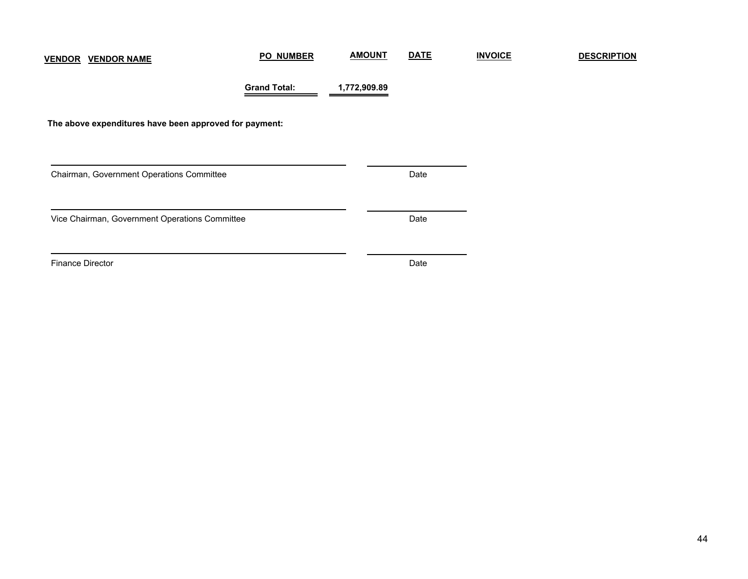| VENDOR | VENDOR NAME | PO NUMBER | AMOUNT | DATE | INVOICE | DESCRIPTION |
|---|---|---|---|---|---|---|
| | | **Grand Total:** | **1,772,909.89** | | | |

**The above expenditures have been approved for payment:**

______________________________________________ ______________

Chairman, Government Operations Committee Date

______________________________________________ ______________

Vice Chairman, Government Operations Committee Date

______________________________________________ ______________

Finance Director Date